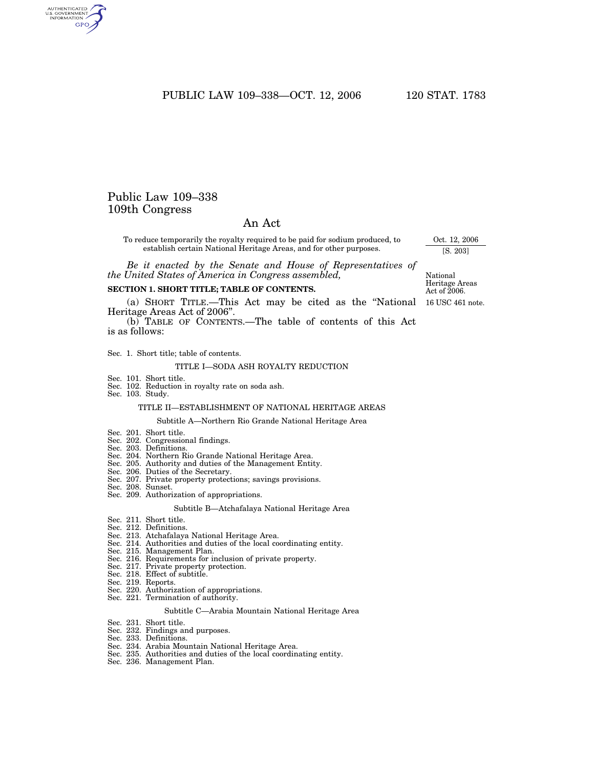# Public Law 109–338
## 109th Congress

## An Act

To reduce temporarily the royalty required to be paid for sodium produced, to establish certain National Heritage Areas, and for other purposes.

Oct. 12, 2006
[S. 203]

*Be it enacted by the Senate and House of Representatives of the United States of America in Congress assembled,*

National Heritage Areas Act of 2006.

### SECTION 1. SHORT TITLE; TABLE OF CONTENTS.

16 USC 461 note.

(a) SHORT TITLE.—This Act may be cited as the "National Heritage Areas Act of 2006".

(b) TABLE OF CONTENTS.—The table of contents of this Act is as follows:

Sec. 1. Short title; table of contents.

TITLE I—SODA ASH ROYALTY REDUCTION

Sec. 101. Short title.
Sec. 102. Reduction in royalty rate on soda ash.
Sec. 103. Study.

TITLE II—ESTABLISHMENT OF NATIONAL HERITAGE AREAS

Subtitle A—Northern Rio Grande National Heritage Area

Sec. 201. Short title.
Sec. 202. Congressional findings.
Sec. 203. Definitions.
Sec. 204. Northern Rio Grande National Heritage Area.
Sec. 205. Authority and duties of the Management Entity.
Sec. 206. Duties of the Secretary.
Sec. 207. Private property protections; savings provisions.
Sec. 208. Sunset.
Sec. 209. Authorization of appropriations.

Subtitle B—Atchafalaya National Heritage Area

Sec. 211. Short title.
Sec. 212. Definitions.
Sec. 213. Atchafalaya National Heritage Area.
Sec. 214. Authorities and duties of the local coordinating entity.
Sec. 215. Management Plan.
Sec. 216. Requirements for inclusion of private property.
Sec. 217. Private property protection.
Sec. 218. Effect of subtitle.
Sec. 219. Reports.
Sec. 220. Authorization of appropriations.
Sec. 221. Termination of authority.

Subtitle C—Arabia Mountain National Heritage Area

Sec. 231. Short title.
Sec. 232. Findings and purposes.
Sec. 233. Definitions.
Sec. 234. Arabia Mountain National Heritage Area.
Sec. 235. Authorities and duties of the local coordinating entity.
Sec. 236. Management Plan.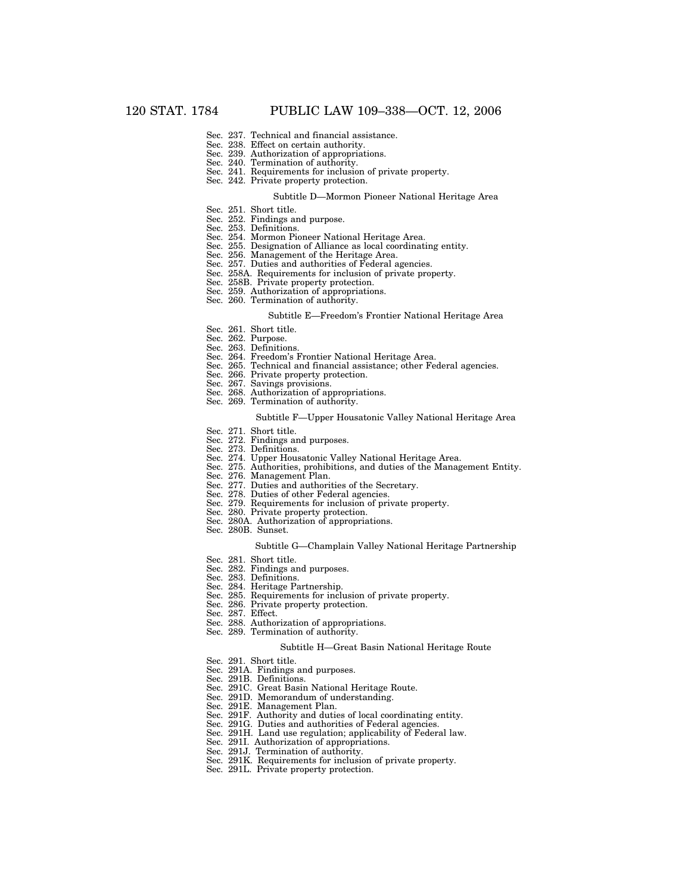Sec. 237. Technical and financial assistance.
Sec. 238. Effect on certain authority.
Sec. 239. Authorization of appropriations.
Sec. 240. Termination of authority.
Sec. 241. Requirements for inclusion of private property.
Sec. 242. Private property protection.

Subtitle D—Mormon Pioneer National Heritage Area

Sec. 251. Short title.
Sec. 252. Findings and purpose.
Sec. 253. Definitions.
Sec. 254. Mormon Pioneer National Heritage Area.
Sec. 255. Designation of Alliance as local coordinating entity.
Sec. 256. Management of the Heritage Area.
Sec. 257. Duties and authorities of Federal agencies.
Sec. 258A. Requirements for inclusion of private property.
Sec. 258B. Private property protection.
Sec. 259. Authorization of appropriations.
Sec. 260. Termination of authority.

Subtitle E—Freedom's Frontier National Heritage Area

Sec. 261. Short title.
Sec. 262. Purpose.
Sec. 263. Definitions.
Sec. 264. Freedom's Frontier National Heritage Area.
Sec. 265. Technical and financial assistance; other Federal agencies.
Sec. 266. Private property protection.
Sec. 267. Savings provisions.
Sec. 268. Authorization of appropriations.
Sec. 269. Termination of authority.

Subtitle F—Upper Housatonic Valley National Heritage Area

Sec. 271. Short title.
Sec. 272. Findings and purposes.
Sec. 273. Definitions.
Sec. 274. Upper Housatonic Valley National Heritage Area.
Sec. 275. Authorities, prohibitions, and duties of the Management Entity.
Sec. 276. Management Plan.
Sec. 277. Duties and authorities of the Secretary.
Sec. 278. Duties of other Federal agencies.
Sec. 279. Requirements for inclusion of private property.
Sec. 280. Private property protection.
Sec. 280A. Authorization of appropriations.
Sec. 280B. Sunset.

Subtitle G—Champlain Valley National Heritage Partnership

Sec. 281. Short title.
Sec. 282. Findings and purposes.
Sec. 283. Definitions.
Sec. 284. Heritage Partnership.
Sec. 285. Requirements for inclusion of private property.
Sec. 286. Private property protection.
Sec. 287. Effect.
Sec. 288. Authorization of appropriations.
Sec. 289. Termination of authority.

Subtitle H—Great Basin National Heritage Route

Sec. 291. Short title.
Sec. 291A. Findings and purposes.
Sec. 291B. Definitions.
Sec. 291C. Great Basin National Heritage Route.
Sec. 291D. Memorandum of understanding.
Sec. 291E. Management Plan.
Sec. 291F. Authority and duties of local coordinating entity.
Sec. 291G. Duties and authorities of Federal agencies.
Sec. 291H. Land use regulation; applicability of Federal law.
Sec. 291I. Authorization of appropriations.
Sec. 291J. Termination of authority.
Sec. 291K. Requirements for inclusion of private property.
Sec. 291L. Private property protection.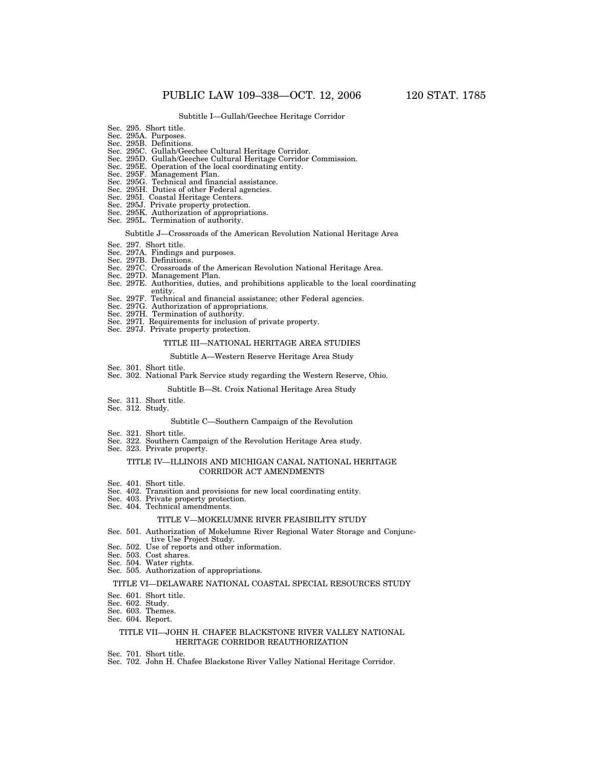Subtitle I—Gullah/Geechee Heritage Corridor

Sec. 295. Short title.
Sec. 295A. Purposes.
Sec. 295B. Definitions.
Sec. 295C. Gullah/Geechee Cultural Heritage Corridor.
Sec. 295D. Gullah/Geechee Cultural Heritage Corridor Commission.
Sec. 295E. Operation of the local coordinating entity.
Sec. 295F. Management Plan.
Sec. 295G. Technical and financial assistance.
Sec. 295H. Duties of other Federal agencies.
Sec. 295I. Coastal Heritage Centers.
Sec. 295J. Private property protection.
Sec. 295K. Authorization of appropriations.
Sec. 295L. Termination of authority.

Subtitle J—Crossroads of the American Revolution National Heritage Area

Sec. 297. Short title.
Sec. 297A. Findings and purposes.
Sec. 297B. Definitions.
Sec. 297C. Crossroads of the American Revolution National Heritage Area.
Sec. 297D. Management Plan.
Sec. 297E. Authorities, duties, and prohibitions applicable to the local coordinating entity.
Sec. 297F. Technical and financial assistance; other Federal agencies.
Sec. 297G. Authorization of appropriations.
Sec. 297H. Termination of authority.
Sec. 297I. Requirements for inclusion of private property.
Sec. 297J. Private property protection.

TITLE III—NATIONAL HERITAGE AREA STUDIES

Subtitle A—Western Reserve Heritage Area Study

Sec. 301. Short title.
Sec. 302. National Park Service study regarding the Western Reserve, Ohio.

Subtitle B—St. Croix National Heritage Area Study

Sec. 311. Short title.
Sec. 312. Study.

Subtitle C—Southern Campaign of the Revolution

Sec. 321. Short title.
Sec. 322. Southern Campaign of the Revolution Heritage Area study.
Sec. 323. Private property.

TITLE IV—ILLINOIS AND MICHIGAN CANAL NATIONAL HERITAGE CORRIDOR ACT AMENDMENTS

Sec. 401. Short title.
Sec. 402. Transition and provisions for new local coordinating entity.
Sec. 403. Private property protection.
Sec. 404. Technical amendments.

TITLE V—MOKELUMNE RIVER FEASIBILITY STUDY

Sec. 501. Authorization of Mokelumne River Regional Water Storage and Conjunctive Use Project Study.
Sec. 502. Use of reports and other information.
Sec. 503. Cost shares.
Sec. 504. Water rights.
Sec. 505. Authorization of appropriations.

TITLE VI—DELAWARE NATIONAL COASTAL SPECIAL RESOURCES STUDY

Sec. 601. Short title.
Sec. 602. Study.
Sec. 603. Themes.
Sec. 604. Report.

TITLE VII—JOHN H. CHAFEE BLACKSTONE RIVER VALLEY NATIONAL HERITAGE CORRIDOR REAUTHORIZATION

Sec. 701. Short title.
Sec. 702. John H. Chafee Blackstone River Valley National Heritage Corridor.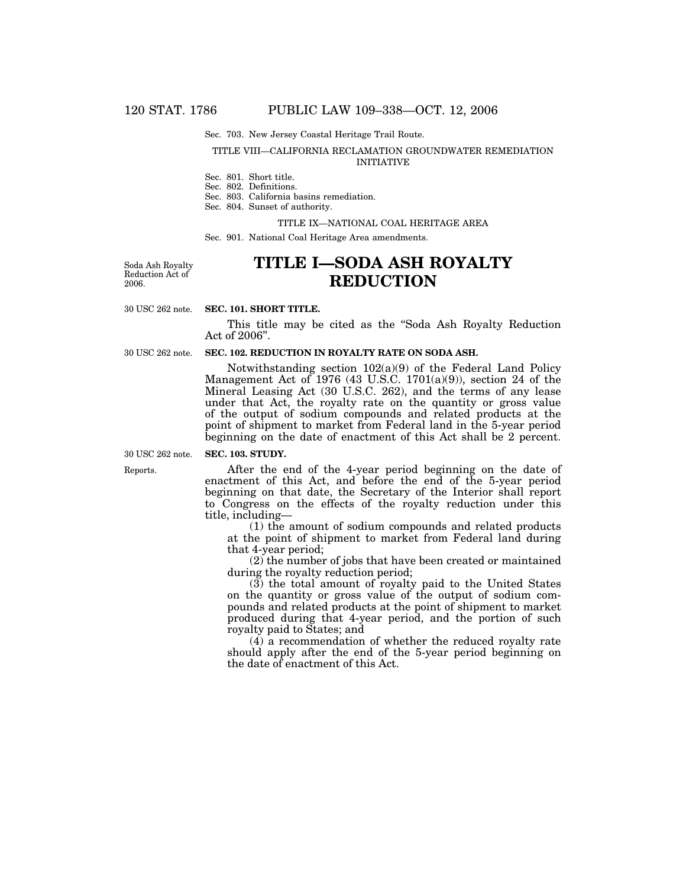Sec. 703. New Jersey Coastal Heritage Trail Route.

TITLE VIII—CALIFORNIA RECLAMATION GROUNDWATER REMEDIATION INITIATIVE

Sec. 801. Short title.
Sec. 802. Definitions.
Sec. 803. California basins remediation.
Sec. 804. Sunset of authority.

TITLE IX—NATIONAL COAL HERITAGE AREA

Sec. 901. National Coal Heritage Area amendments.

Soda Ash Royalty Reduction Act of 2006.

# TITLE I—SODA ASH ROYALTY REDUCTION

30 USC 262 note.

**SEC. 101. SHORT TITLE.**

This title may be cited as the "Soda Ash Royalty Reduction Act of 2006".

30 USC 262 note.

**SEC. 102. REDUCTION IN ROYALTY RATE ON SODA ASH.**

Notwithstanding section 102(a)(9) of the Federal Land Policy Management Act of 1976 (43 U.S.C. 1701(a)(9)), section 24 of the Mineral Leasing Act (30 U.S.C. 262), and the terms of any lease under that Act, the royalty rate on the quantity or gross value of the output of sodium compounds and related products at the point of shipment to market from Federal land in the 5-year period beginning on the date of enactment of this Act shall be 2 percent.

30 USC 262 note.

**SEC. 103. STUDY.**

Reports.

After the end of the 4-year period beginning on the date of enactment of this Act, and before the end of the 5-year period beginning on that date, the Secretary of the Interior shall report to Congress on the effects of the royalty reduction under this title, including—

(1) the amount of sodium compounds and related products at the point of shipment to market from Federal land during that 4-year period;

(2) the number of jobs that have been created or maintained during the royalty reduction period;

(3) the total amount of royalty paid to the United States on the quantity or gross value of the output of sodium compounds and related products at the point of shipment to market produced during that 4-year period, and the portion of such royalty paid to States; and

(4) a recommendation of whether the reduced royalty rate should apply after the end of the 5-year period beginning on the date of enactment of this Act.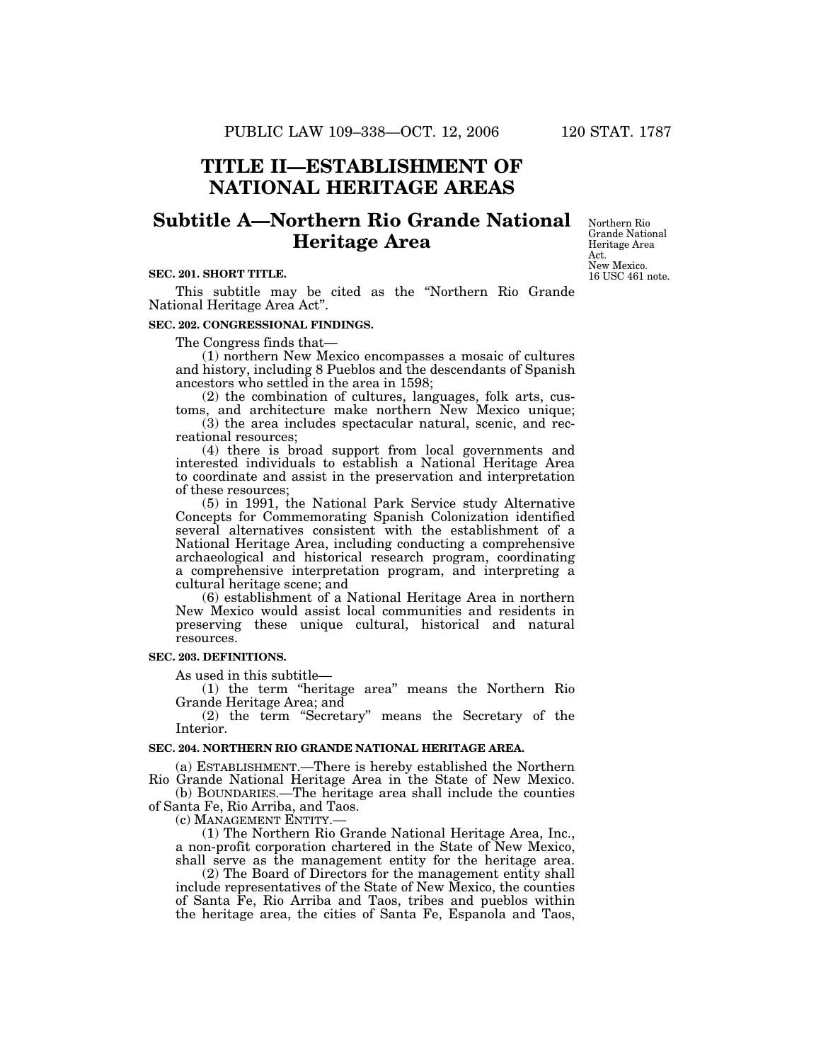# TITLE II—ESTABLISHMENT OF NATIONAL HERITAGE AREAS

## Subtitle A—Northern Rio Grande National Heritage Area

Northern Rio Grande National Heritage Area Act. New Mexico. 16 USC 461 note.

**SEC. 201. SHORT TITLE.**

This subtitle may be cited as the "Northern Rio Grande National Heritage Area Act".

**SEC. 202. CONGRESSIONAL FINDINGS.**

The Congress finds that—

(1) northern New Mexico encompasses a mosaic of cultures and history, including 8 Pueblos and the descendants of Spanish ancestors who settled in the area in 1598;

(2) the combination of cultures, languages, folk arts, customs, and architecture make northern New Mexico unique;

(3) the area includes spectacular natural, scenic, and recreational resources;

(4) there is broad support from local governments and interested individuals to establish a National Heritage Area to coordinate and assist in the preservation and interpretation of these resources;

(5) in 1991, the National Park Service study Alternative Concepts for Commemorating Spanish Colonization identified several alternatives consistent with the establishment of a National Heritage Area, including conducting a comprehensive archaeological and historical research program, coordinating a comprehensive interpretation program, and interpreting a cultural heritage scene; and

(6) establishment of a National Heritage Area in northern New Mexico would assist local communities and residents in preserving these unique cultural, historical and natural resources.

**SEC. 203. DEFINITIONS.**

As used in this subtitle—

(1) the term "heritage area" means the Northern Rio Grande Heritage Area; and

(2) the term "Secretary" means the Secretary of the Interior.

**SEC. 204. NORTHERN RIO GRANDE NATIONAL HERITAGE AREA.**

(a) ESTABLISHMENT.—There is hereby established the Northern Rio Grande National Heritage Area in the State of New Mexico.

(b) BOUNDARIES.—The heritage area shall include the counties of Santa Fe, Rio Arriba, and Taos.

(c) MANAGEMENT ENTITY.—

(1) The Northern Rio Grande National Heritage Area, Inc., a non-profit corporation chartered in the State of New Mexico, shall serve as the management entity for the heritage area.

(2) The Board of Directors for the management entity shall include representatives of the State of New Mexico, the counties of Santa Fe, Rio Arriba and Taos, tribes and pueblos within the heritage area, the cities of Santa Fe, Espanola and Taos,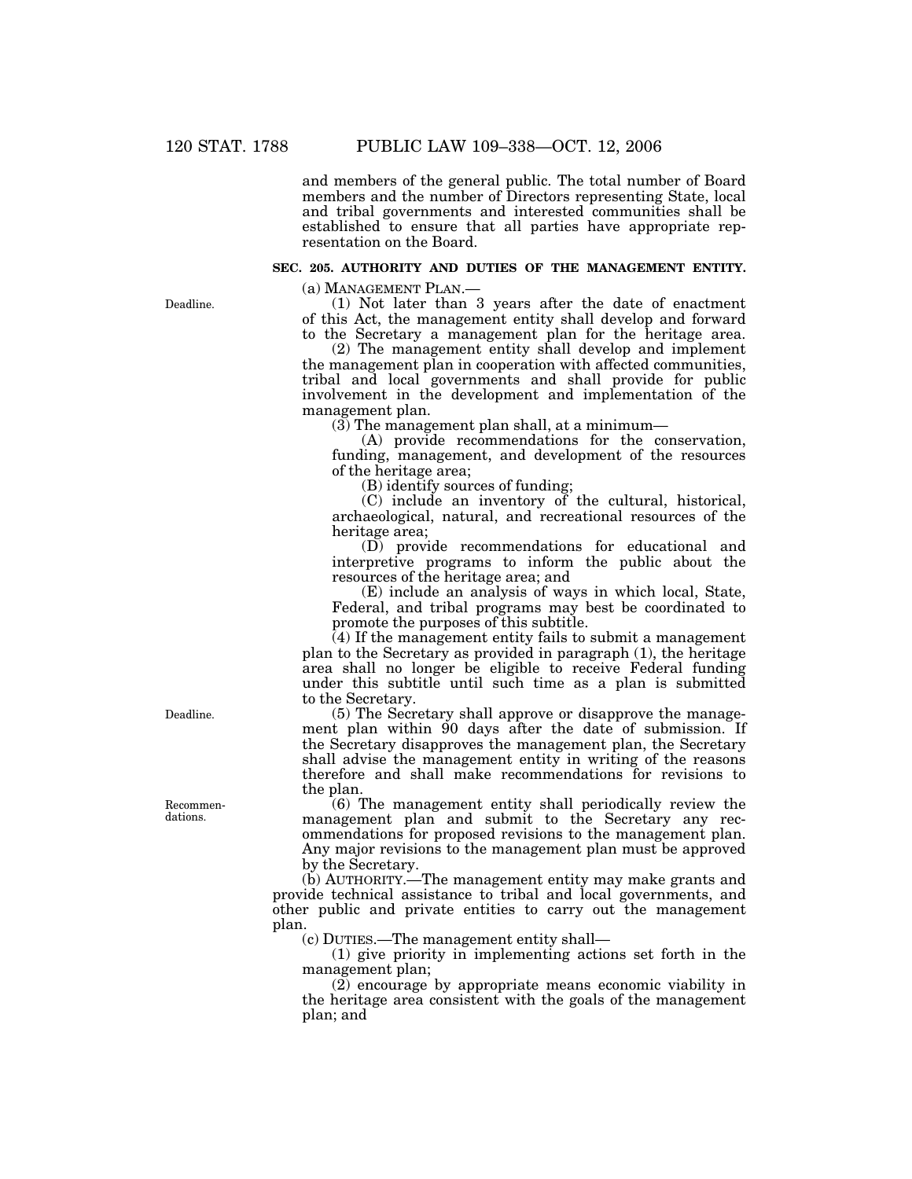and members of the general public. The total number of Board members and the number of Directors representing State, local and tribal governments and interested communities shall be established to ensure that all parties have appropriate representation on the Board.

**SEC. 205. AUTHORITY AND DUTIES OF THE MANAGEMENT ENTITY.**

(a) MANAGEMENT PLAN.—

Deadline.

(1) Not later than 3 years after the date of enactment of this Act, the management entity shall develop and forward to the Secretary a management plan for the heritage area.

(2) The management entity shall develop and implement the management plan in cooperation with affected communities, tribal and local governments and shall provide for public involvement in the development and implementation of the management plan.

(3) The management plan shall, at a minimum—

(A) provide recommendations for the conservation, funding, management, and development of the resources of the heritage area;

(B) identify sources of funding;

(C) include an inventory of the cultural, historical, archaeological, natural, and recreational resources of the heritage area;

(D) provide recommendations for educational and interpretive programs to inform the public about the resources of the heritage area; and

(E) include an analysis of ways in which local, State, Federal, and tribal programs may best be coordinated to promote the purposes of this subtitle.

(4) If the management entity fails to submit a management plan to the Secretary as provided in paragraph (1), the heritage area shall no longer be eligible to receive Federal funding under this subtitle until such time as a plan is submitted to the Secretary.

Deadline.

(5) The Secretary shall approve or disapprove the management plan within 90 days after the date of submission. If the Secretary disapproves the management plan, the Secretary shall advise the management entity in writing of the reasons therefore and shall make recommendations for revisions to the plan.

Recommendations.

(6) The management entity shall periodically review the management plan and submit to the Secretary any recommendations for proposed revisions to the management plan. Any major revisions to the management plan must be approved by the Secretary.

(b) AUTHORITY.—The management entity may make grants and provide technical assistance to tribal and local governments, and other public and private entities to carry out the management plan.

(c) DUTIES.—The management entity shall—

(1) give priority in implementing actions set forth in the management plan;

(2) encourage by appropriate means economic viability in the heritage area consistent with the goals of the management plan; and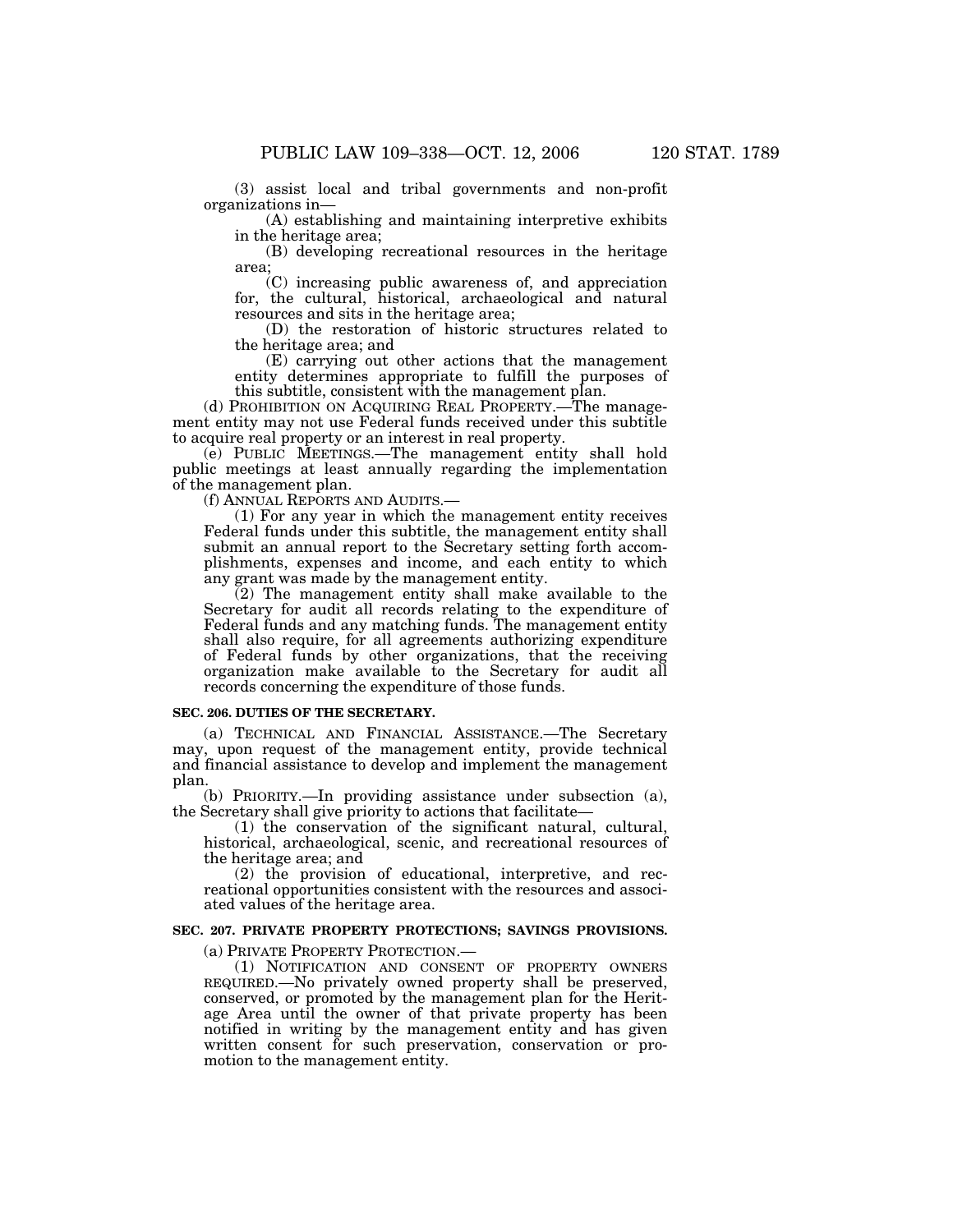(3) assist local and tribal governments and non-profit organizations in—

(A) establishing and maintaining interpretive exhibits in the heritage area;

(B) developing recreational resources in the heritage area;

(C) increasing public awareness of, and appreciation for, the cultural, historical, archaeological and natural resources and sits in the heritage area;

(D) the restoration of historic structures related to the heritage area; and

(E) carrying out other actions that the management entity determines appropriate to fulfill the purposes of this subtitle, consistent with the management plan.

(d) PROHIBITION ON ACQUIRING REAL PROPERTY.—The management entity may not use Federal funds received under this subtitle to acquire real property or an interest in real property.

(e) PUBLIC MEETINGS.—The management entity shall hold public meetings at least annually regarding the implementation of the management plan.

(f) ANNUAL REPORTS AND AUDITS.—

(1) For any year in which the management entity receives Federal funds under this subtitle, the management entity shall submit an annual report to the Secretary setting forth accomplishments, expenses and income, and each entity to which any grant was made by the management entity.

(2) The management entity shall make available to the Secretary for audit all records relating to the expenditure of Federal funds and any matching funds. The management entity shall also require, for all agreements authorizing expenditure of Federal funds by other organizations, that the receiving organization make available to the Secretary for audit all records concerning the expenditure of those funds.

**SEC. 206. DUTIES OF THE SECRETARY.**

(a) TECHNICAL AND FINANCIAL ASSISTANCE.—The Secretary may, upon request of the management entity, provide technical and financial assistance to develop and implement the management plan.

(b) PRIORITY.—In providing assistance under subsection (a), the Secretary shall give priority to actions that facilitate—

(1) the conservation of the significant natural, cultural, historical, archaeological, scenic, and recreational resources of the heritage area; and

(2) the provision of educational, interpretive, and recreational opportunities consistent with the resources and associated values of the heritage area.

**SEC. 207. PRIVATE PROPERTY PROTECTIONS; SAVINGS PROVISIONS.**

(a) PRIVATE PROPERTY PROTECTION.—

(1) NOTIFICATION AND CONSENT OF PROPERTY OWNERS REQUIRED.—No privately owned property shall be preserved, conserved, or promoted by the management plan for the Heritage Area until the owner of that private property has been notified in writing by the management entity and has given written consent for such preservation, conservation or promotion to the management entity.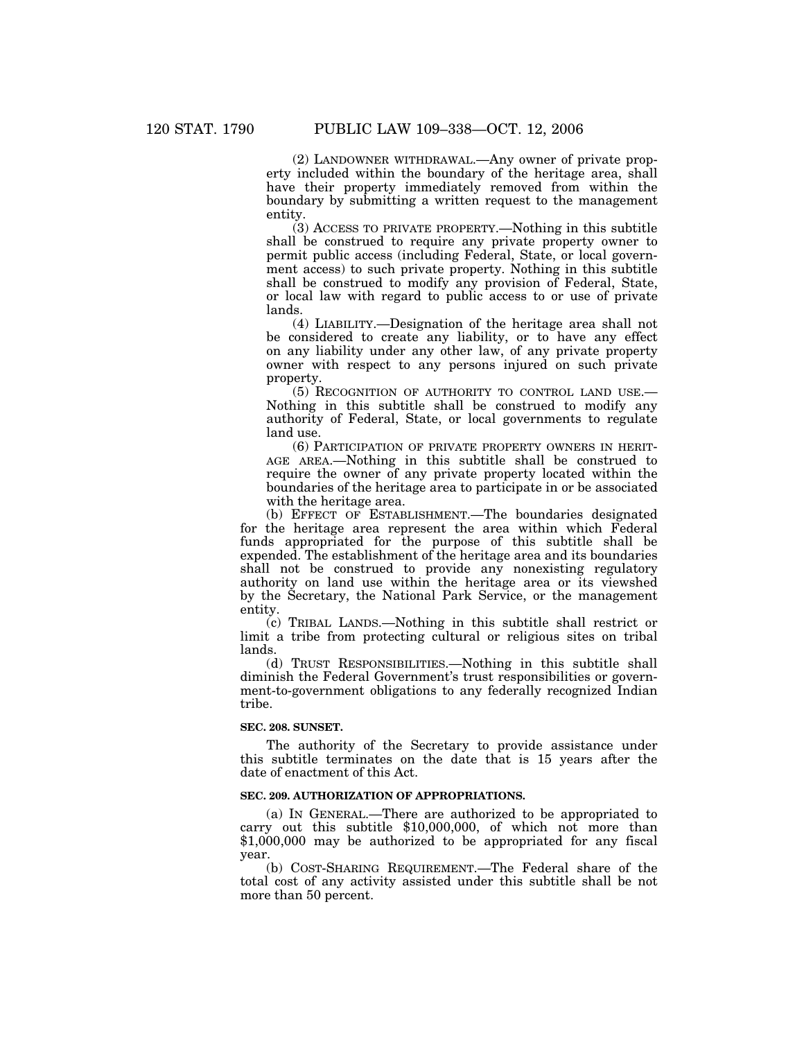(2) LANDOWNER WITHDRAWAL.—Any owner of private property included within the boundary of the heritage area, shall have their property immediately removed from within the boundary by submitting a written request to the management entity.

(3) ACCESS TO PRIVATE PROPERTY.—Nothing in this subtitle shall be construed to require any private property owner to permit public access (including Federal, State, or local government access) to such private property. Nothing in this subtitle shall be construed to modify any provision of Federal, State, or local law with regard to public access to or use of private lands.

(4) LIABILITY.—Designation of the heritage area shall not be considered to create any liability, or to have any effect on any liability under any other law, of any private property owner with respect to any persons injured on such private property.

(5) RECOGNITION OF AUTHORITY TO CONTROL LAND USE.—Nothing in this subtitle shall be construed to modify any authority of Federal, State, or local governments to regulate land use.

(6) PARTICIPATION OF PRIVATE PROPERTY OWNERS IN HERITAGE AREA.—Nothing in this subtitle shall be construed to require the owner of any private property located within the boundaries of the heritage area to participate in or be associated with the heritage area.

(b) EFFECT OF ESTABLISHMENT.—The boundaries designated for the heritage area represent the area within which Federal funds appropriated for the purpose of this subtitle shall be expended. The establishment of the heritage area and its boundaries shall not be construed to provide any nonexisting regulatory authority on land use within the heritage area or its viewshed by the Secretary, the National Park Service, or the management entity.

(c) TRIBAL LANDS.—Nothing in this subtitle shall restrict or limit a tribe from protecting cultural or religious sites on tribal lands.

(d) TRUST RESPONSIBILITIES.—Nothing in this subtitle shall diminish the Federal Government's trust responsibilities or government-to-government obligations to any federally recognized Indian tribe.

**SEC. 208. SUNSET.**

The authority of the Secretary to provide assistance under this subtitle terminates on the date that is 15 years after the date of enactment of this Act.

**SEC. 209. AUTHORIZATION OF APPROPRIATIONS.**

(a) IN GENERAL.—There are authorized to be appropriated to carry out this subtitle $10,000,000, of which not more than $1,000,000 may be authorized to be appropriated for any fiscal year.

(b) COST-SHARING REQUIREMENT.—The Federal share of the total cost of any activity assisted under this subtitle shall be not more than 50 percent.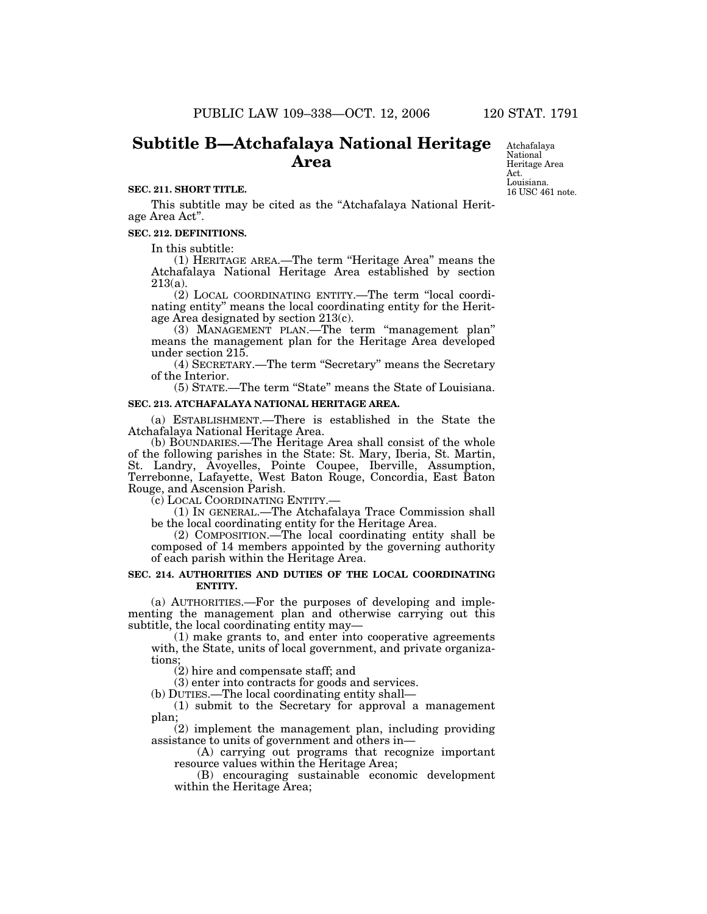## Subtitle B—Atchafalaya National Heritage Area

Atchafalaya National Heritage Area Act.
Louisiana.
16 USC 461 note.

**SEC. 211. SHORT TITLE.**

This subtitle may be cited as the "Atchafalaya National Heritage Area Act".

**SEC. 212. DEFINITIONS.**

In this subtitle:

(1) HERITAGE AREA.—The term "Heritage Area" means the Atchafalaya National Heritage Area established by section 213(a).

(2) LOCAL COORDINATING ENTITY.—The term "local coordinating entity" means the local coordinating entity for the Heritage Area designated by section 213(c).

(3) MANAGEMENT PLAN.—The term "management plan" means the management plan for the Heritage Area developed under section 215.

(4) SECRETARY.—The term "Secretary" means the Secretary of the Interior.

(5) STATE.—The term "State" means the State of Louisiana.

**SEC. 213. ATCHAFALAYA NATIONAL HERITAGE AREA.**

(a) ESTABLISHMENT.—There is established in the State the Atchafalaya National Heritage Area.

(b) BOUNDARIES.—The Heritage Area shall consist of the whole of the following parishes in the State: St. Mary, Iberia, St. Martin, St. Landry, Avoyelles, Pointe Coupee, Iberville, Assumption, Terrebonne, Lafayette, West Baton Rouge, Concordia, East Baton Rouge, and Ascension Parish.

(c) LOCAL COORDINATING ENTITY.—

(1) IN GENERAL.—The Atchafalaya Trace Commission shall be the local coordinating entity for the Heritage Area.

(2) COMPOSITION.—The local coordinating entity shall be composed of 14 members appointed by the governing authority of each parish within the Heritage Area.

**SEC. 214. AUTHORITIES AND DUTIES OF THE LOCAL COORDINATING ENTITY.**

(a) AUTHORITIES.—For the purposes of developing and implementing the management plan and otherwise carrying out this subtitle, the local coordinating entity may—

(1) make grants to, and enter into cooperative agreements with, the State, units of local government, and private organizations;

(2) hire and compensate staff; and

(3) enter into contracts for goods and services.

(b) DUTIES.—The local coordinating entity shall—

(1) submit to the Secretary for approval a management plan;

(2) implement the management plan, including providing assistance to units of government and others in—

(A) carrying out programs that recognize important resource values within the Heritage Area;

(B) encouraging sustainable economic development within the Heritage Area;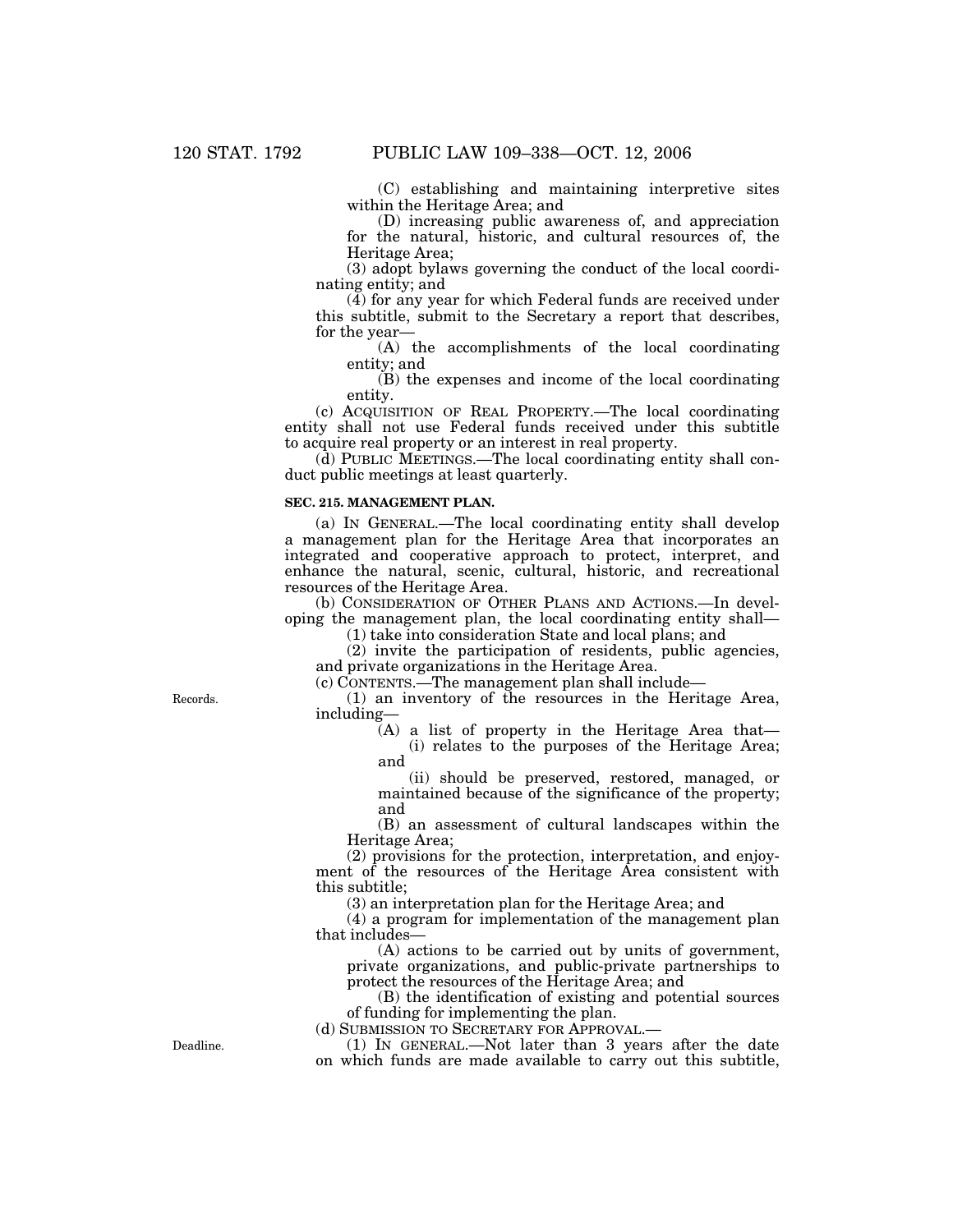(C) establishing and maintaining interpretive sites within the Heritage Area; and

(D) increasing public awareness of, and appreciation for the natural, historic, and cultural resources of, the Heritage Area;

(3) adopt bylaws governing the conduct of the local coordinating entity; and

(4) for any year for which Federal funds are received under this subtitle, submit to the Secretary a report that describes, for the year—

(A) the accomplishments of the local coordinating entity; and

(B) the expenses and income of the local coordinating entity.

(c) ACQUISITION OF REAL PROPERTY.—The local coordinating entity shall not use Federal funds received under this subtitle to acquire real property or an interest in real property.

(d) PUBLIC MEETINGS.—The local coordinating entity shall conduct public meetings at least quarterly.

**SEC. 215. MANAGEMENT PLAN.**

(a) IN GENERAL.—The local coordinating entity shall develop a management plan for the Heritage Area that incorporates an integrated and cooperative approach to protect, interpret, and enhance the natural, scenic, cultural, historic, and recreational resources of the Heritage Area.

(b) CONSIDERATION OF OTHER PLANS AND ACTIONS.—In developing the management plan, the local coordinating entity shall—

(1) take into consideration State and local plans; and

(2) invite the participation of residents, public agencies, and private organizations in the Heritage Area.

(c) CONTENTS.—The management plan shall include—

Records.

(1) an inventory of the resources in the Heritage Area, including—

(A) a list of property in the Heritage Area that—

(i) relates to the purposes of the Heritage Area; and

(ii) should be preserved, restored, managed, or maintained because of the significance of the property; and

(B) an assessment of cultural landscapes within the Heritage Area;

(2) provisions for the protection, interpretation, and enjoyment of the resources of the Heritage Area consistent with this subtitle;

(3) an interpretation plan for the Heritage Area; and

(4) a program for implementation of the management plan that includes—

(A) actions to be carried out by units of government, private organizations, and public-private partnerships to protect the resources of the Heritage Area; and

(B) the identification of existing and potential sources of funding for implementing the plan.

(d) SUBMISSION TO SECRETARY FOR APPROVAL.—

Deadline.

(1) IN GENERAL.—Not later than 3 years after the date on which funds are made available to carry out this subtitle,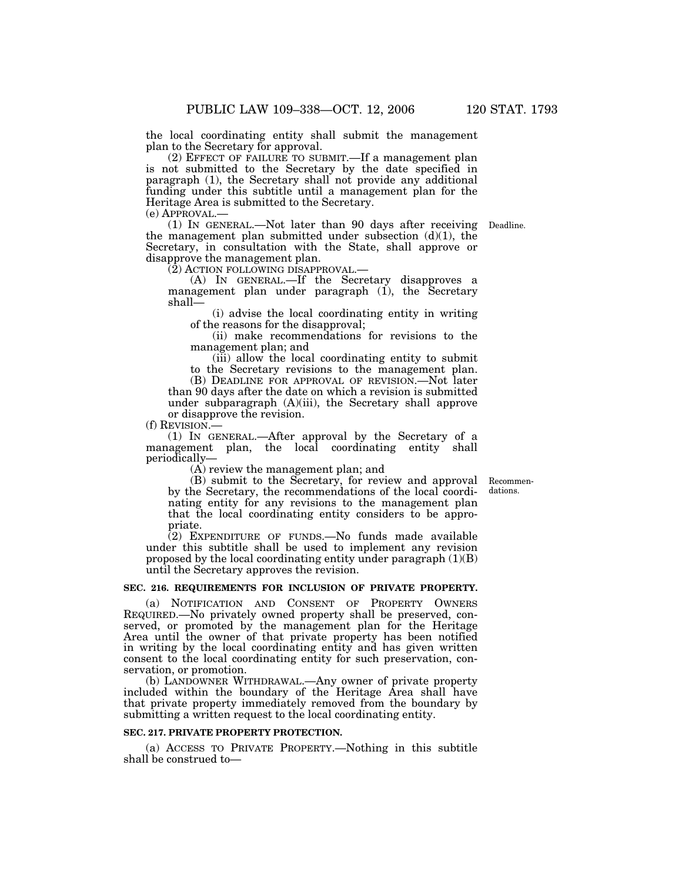the local coordinating entity shall submit the management plan to the Secretary for approval.

(2) EFFECT OF FAILURE TO SUBMIT.—If a management plan is not submitted to the Secretary by the date specified in paragraph (1), the Secretary shall not provide any additional funding under this subtitle until a management plan for the Heritage Area is submitted to the Secretary.

(e) APPROVAL.—

(1) IN GENERAL.—Not later than 90 days after receiving the management plan submitted under subsection (d)(1), the Secretary, in consultation with the State, shall approve or disapprove the management plan.

Deadline.

(2) ACTION FOLLOWING DISAPPROVAL.—

(A) IN GENERAL.—If the Secretary disapproves a management plan under paragraph (1), the Secretary shall—

(i) advise the local coordinating entity in writing of the reasons for the disapproval;

(ii) make recommendations for revisions to the management plan; and

(iii) allow the local coordinating entity to submit to the Secretary revisions to the management plan.

(B) DEADLINE FOR APPROVAL OF REVISION.—Not later than 90 days after the date on which a revision is submitted under subparagraph (A)(iii), the Secretary shall approve or disapprove the revision.

(f) REVISION.—

(1) IN GENERAL.—After approval by the Secretary of a management plan, the local coordinating entity shall periodically—

(A) review the management plan; and

(B) submit to the Secretary, for review and approval by the Secretary, the recommendations of the local coordinating entity for any revisions to the management plan that the local coordinating entity considers to be appropriate.

Recommendations.

(2) EXPENDITURE OF FUNDS.—No funds made available under this subtitle shall be used to implement any revision proposed by the local coordinating entity under paragraph (1)(B) until the Secretary approves the revision.

**SEC. 216. REQUIREMENTS FOR INCLUSION OF PRIVATE PROPERTY.**

(a) NOTIFICATION AND CONSENT OF PROPERTY OWNERS REQUIRED.—No privately owned property shall be preserved, conserved, or promoted by the management plan for the Heritage Area until the owner of that private property has been notified in writing by the local coordinating entity and has given written consent to the local coordinating entity for such preservation, conservation, or promotion.

(b) LANDOWNER WITHDRAWAL.—Any owner of private property included within the boundary of the Heritage Area shall have that private property immediately removed from the boundary by submitting a written request to the local coordinating entity.

**SEC. 217. PRIVATE PROPERTY PROTECTION.**

(a) ACCESS TO PRIVATE PROPERTY.—Nothing in this subtitle shall be construed to—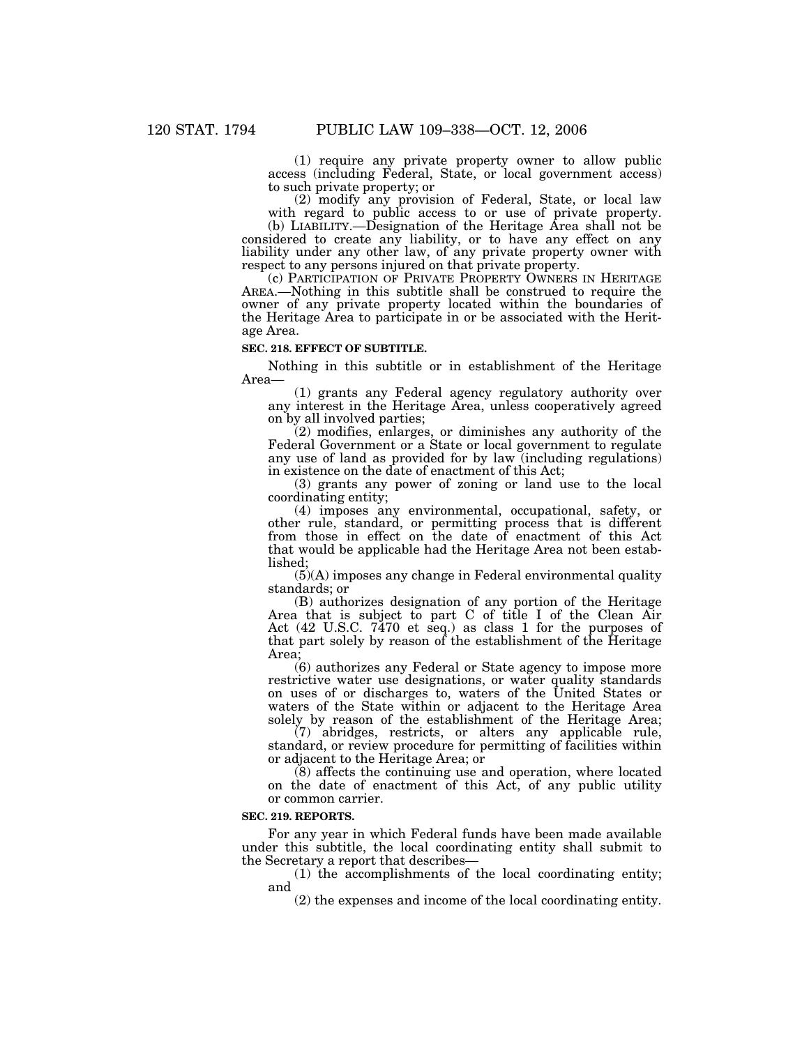(1) require any private property owner to allow public access (including Federal, State, or local government access) to such private property; or

(2) modify any provision of Federal, State, or local law with regard to public access to or use of private property.

(b) LIABILITY.—Designation of the Heritage Area shall not be considered to create any liability, or to have any effect on any liability under any other law, of any private property owner with respect to any persons injured on that private property.

(c) PARTICIPATION OF PRIVATE PROPERTY OWNERS IN HERITAGE AREA.—Nothing in this subtitle shall be construed to require the owner of any private property located within the boundaries of the Heritage Area to participate in or be associated with the Heritage Area.

**SEC. 218. EFFECT OF SUBTITLE.**

Nothing in this subtitle or in establishment of the Heritage Area—

(1) grants any Federal agency regulatory authority over any interest in the Heritage Area, unless cooperatively agreed on by all involved parties;

(2) modifies, enlarges, or diminishes any authority of the Federal Government or a State or local government to regulate any use of land as provided for by law (including regulations) in existence on the date of enactment of this Act;

(3) grants any power of zoning or land use to the local coordinating entity;

(4) imposes any environmental, occupational, safety, or other rule, standard, or permitting process that is different from those in effect on the date of enactment of this Act that would be applicable had the Heritage Area not been established;

(5)(A) imposes any change in Federal environmental quality standards; or

(B) authorizes designation of any portion of the Heritage Area that is subject to part C of title I of the Clean Air Act (42 U.S.C. 7470 et seq.) as class 1 for the purposes of that part solely by reason of the establishment of the Heritage Area;

(6) authorizes any Federal or State agency to impose more restrictive water use designations, or water quality standards on uses of or discharges to, waters of the United States or waters of the State within or adjacent to the Heritage Area solely by reason of the establishment of the Heritage Area;

(7) abridges, restricts, or alters any applicable rule, standard, or review procedure for permitting of facilities within or adjacent to the Heritage Area; or

(8) affects the continuing use and operation, where located on the date of enactment of this Act, of any public utility or common carrier.

**SEC. 219. REPORTS.**

For any year in which Federal funds have been made available under this subtitle, the local coordinating entity shall submit to the Secretary a report that describes—

(1) the accomplishments of the local coordinating entity; and

(2) the expenses and income of the local coordinating entity.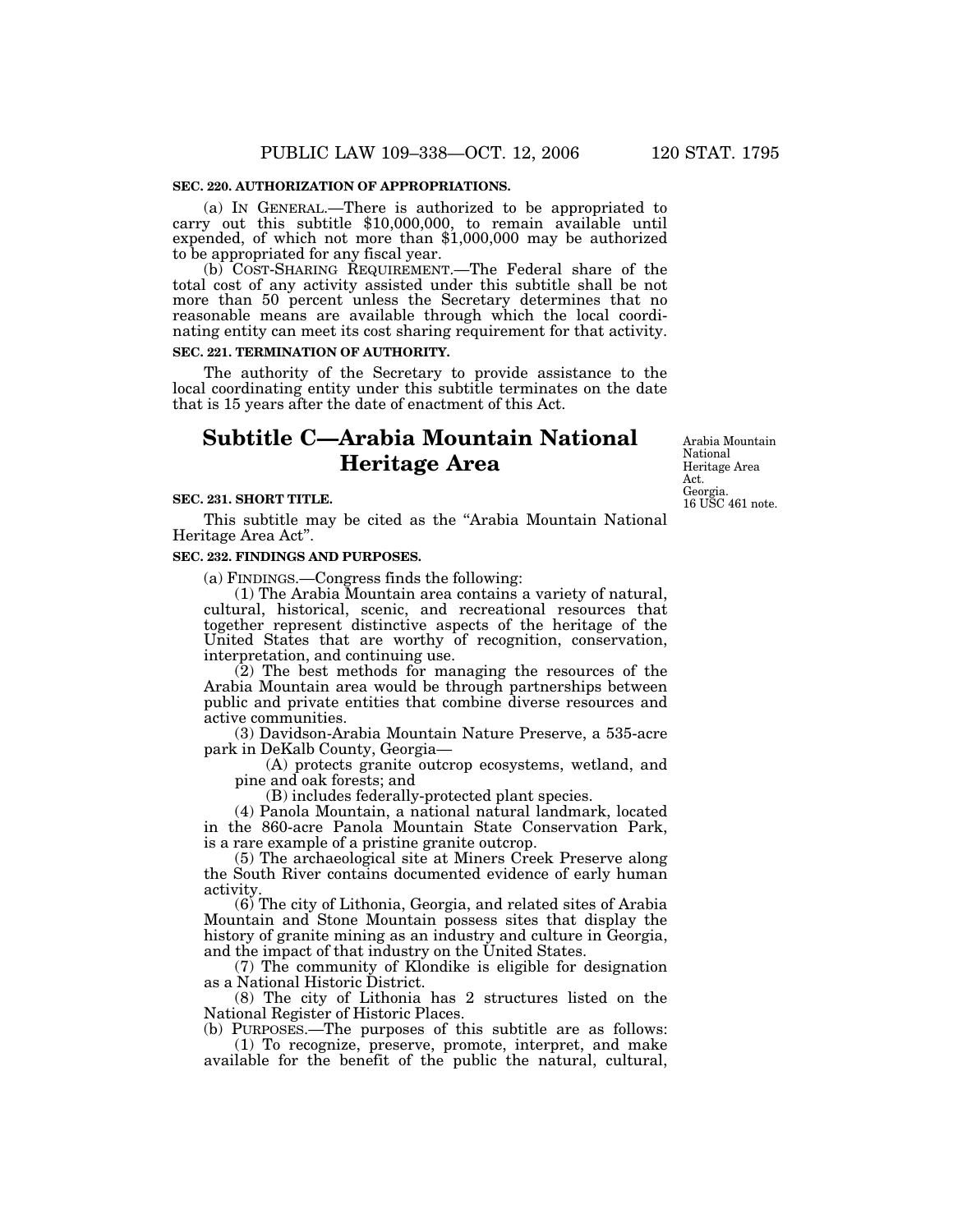**SEC. 220. AUTHORIZATION OF APPROPRIATIONS.**

(a) IN GENERAL.—There is authorized to be appropriated to carry out this subtitle $10,000,000, to remain available until expended, of which not more than $1,000,000 may be authorized to be appropriated for any fiscal year.

(b) COST-SHARING REQUIREMENT.—The Federal share of the total cost of any activity assisted under this subtitle shall be not more than 50 percent unless the Secretary determines that no reasonable means are available through which the local coordinating entity can meet its cost sharing requirement for that activity.

**SEC. 221. TERMINATION OF AUTHORITY.**

The authority of the Secretary to provide assistance to the local coordinating entity under this subtitle terminates on the date that is 15 years after the date of enactment of this Act.

# Subtitle C—Arabia Mountain National Heritage Area

Arabia Mountain National Heritage Area Act. Georgia. 16 USC 461 note.

**SEC. 231. SHORT TITLE.**

This subtitle may be cited as the "Arabia Mountain National Heritage Area Act".

**SEC. 232. FINDINGS AND PURPOSES.**

(a) FINDINGS.—Congress finds the following:

(1) The Arabia Mountain area contains a variety of natural, cultural, historical, scenic, and recreational resources that together represent distinctive aspects of the heritage of the United States that are worthy of recognition, conservation, interpretation, and continuing use.

(2) The best methods for managing the resources of the Arabia Mountain area would be through partnerships between public and private entities that combine diverse resources and active communities.

(3) Davidson-Arabia Mountain Nature Preserve, a 535-acre park in DeKalb County, Georgia—

(A) protects granite outcrop ecosystems, wetland, and pine and oak forests; and

(B) includes federally-protected plant species.

(4) Panola Mountain, a national natural landmark, located in the 860-acre Panola Mountain State Conservation Park, is a rare example of a pristine granite outcrop.

(5) The archaeological site at Miners Creek Preserve along the South River contains documented evidence of early human activity.

(6) The city of Lithonia, Georgia, and related sites of Arabia Mountain and Stone Mountain possess sites that display the history of granite mining as an industry and culture in Georgia, and the impact of that industry on the United States.

(7) The community of Klondike is eligible for designation as a National Historic District.

(8) The city of Lithonia has 2 structures listed on the National Register of Historic Places.

(b) PURPOSES.—The purposes of this subtitle are as follows:

(1) To recognize, preserve, promote, interpret, and make available for the benefit of the public the natural, cultural,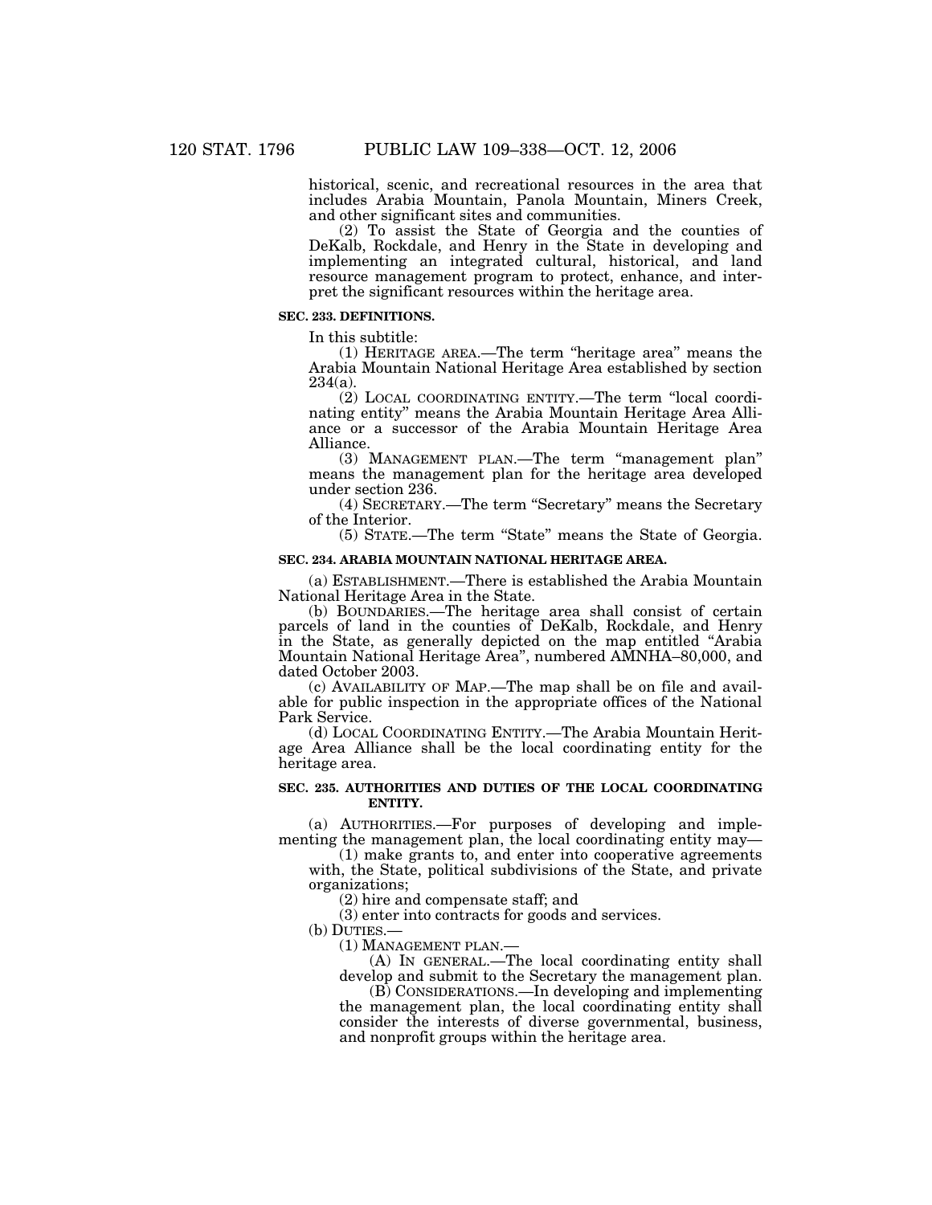historical, scenic, and recreational resources in the area that includes Arabia Mountain, Panola Mountain, Miners Creek, and other significant sites and communities.

(2) To assist the State of Georgia and the counties of DeKalb, Rockdale, and Henry in the State in developing and implementing an integrated cultural, historical, and land resource management program to protect, enhance, and interpret the significant resources within the heritage area.

**SEC. 233. DEFINITIONS.**

In this subtitle:

(1) HERITAGE AREA.—The term "heritage area" means the Arabia Mountain National Heritage Area established by section 234(a).

(2) LOCAL COORDINATING ENTITY.—The term "local coordinating entity" means the Arabia Mountain Heritage Area Alliance or a successor of the Arabia Mountain Heritage Area Alliance.

(3) MANAGEMENT PLAN.—The term "management plan" means the management plan for the heritage area developed under section 236.

(4) SECRETARY.—The term "Secretary" means the Secretary of the Interior.

(5) STATE.—The term "State" means the State of Georgia.

**SEC. 234. ARABIA MOUNTAIN NATIONAL HERITAGE AREA.**

(a) ESTABLISHMENT.—There is established the Arabia Mountain National Heritage Area in the State.

(b) BOUNDARIES.—The heritage area shall consist of certain parcels of land in the counties of DeKalb, Rockdale, and Henry in the State, as generally depicted on the map entitled "Arabia Mountain National Heritage Area", numbered AMNHA–80,000, and dated October 2003.

(c) AVAILABILITY OF MAP.—The map shall be on file and available for public inspection in the appropriate offices of the National Park Service.

(d) LOCAL COORDINATING ENTITY.—The Arabia Mountain Heritage Area Alliance shall be the local coordinating entity for the heritage area.

**SEC. 235. AUTHORITIES AND DUTIES OF THE LOCAL COORDINATING ENTITY.**

(a) AUTHORITIES.—For purposes of developing and implementing the management plan, the local coordinating entity may—

(1) make grants to, and enter into cooperative agreements with, the State, political subdivisions of the State, and private organizations;

(2) hire and compensate staff; and

(3) enter into contracts for goods and services.

(b) DUTIES.—

(1) MANAGEMENT PLAN.—

(A) IN GENERAL.—The local coordinating entity shall develop and submit to the Secretary the management plan.

(B) CONSIDERATIONS.—In developing and implementing the management plan, the local coordinating entity shall consider the interests of diverse governmental, business, and nonprofit groups within the heritage area.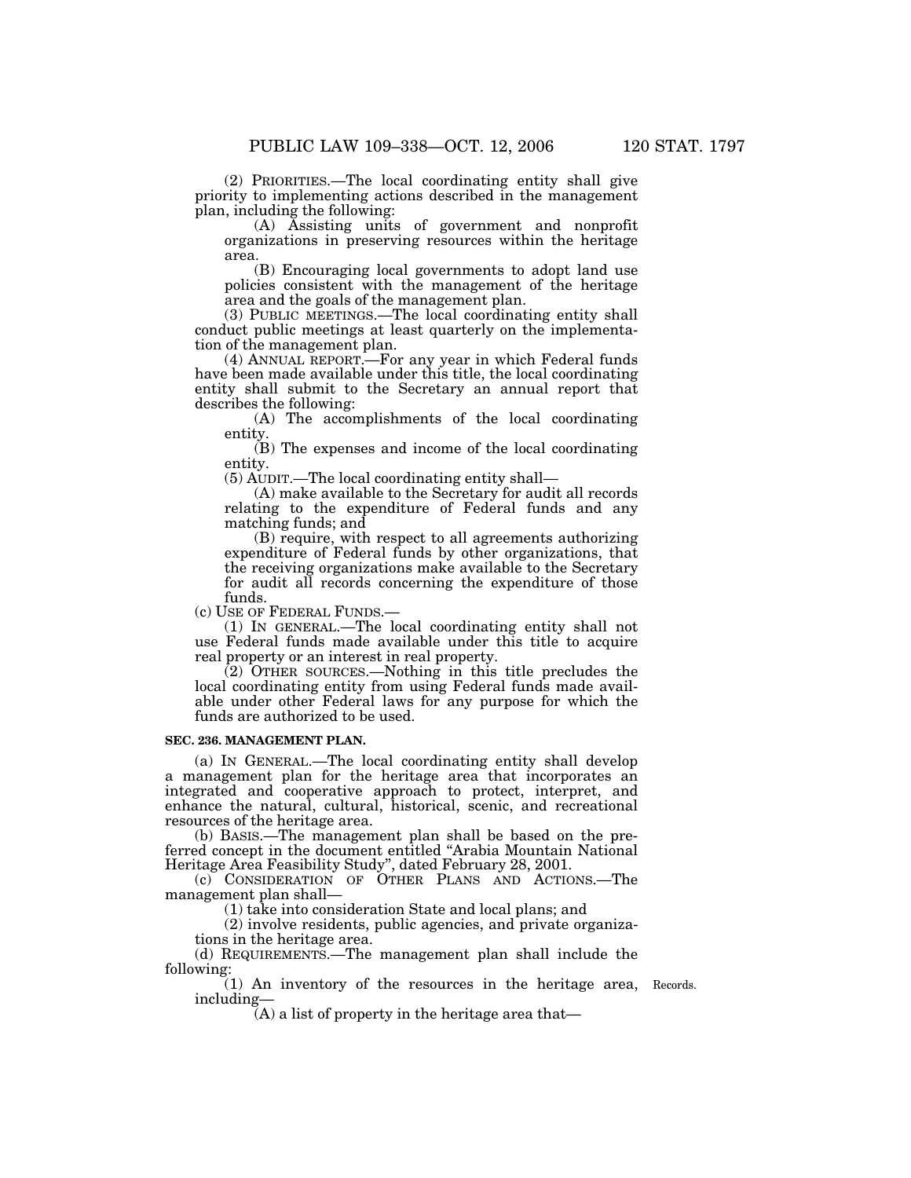(2) PRIORITIES.—The local coordinating entity shall give priority to implementing actions described in the management plan, including the following:

(A) Assisting units of government and nonprofit organizations in preserving resources within the heritage area.

(B) Encouraging local governments to adopt land use policies consistent with the management of the heritage area and the goals of the management plan.

(3) PUBLIC MEETINGS.—The local coordinating entity shall conduct public meetings at least quarterly on the implementation of the management plan.

(4) ANNUAL REPORT.—For any year in which Federal funds have been made available under this title, the local coordinating entity shall submit to the Secretary an annual report that describes the following:

(A) The accomplishments of the local coordinating entity.

(B) The expenses and income of the local coordinating entity.

(5) AUDIT.—The local coordinating entity shall—

(A) make available to the Secretary for audit all records relating to the expenditure of Federal funds and any matching funds; and

(B) require, with respect to all agreements authorizing expenditure of Federal funds by other organizations, that the receiving organizations make available to the Secretary for audit all records concerning the expenditure of those funds.

(c) USE OF FEDERAL FUNDS.—

(1) IN GENERAL.—The local coordinating entity shall not use Federal funds made available under this title to acquire real property or an interest in real property.

(2) OTHER SOURCES.—Nothing in this title precludes the local coordinating entity from using Federal funds made available under other Federal laws for any purpose for which the funds are authorized to be used.

**SEC. 236. MANAGEMENT PLAN.**

(a) IN GENERAL.—The local coordinating entity shall develop a management plan for the heritage area that incorporates an integrated and cooperative approach to protect, interpret, and enhance the natural, cultural, historical, scenic, and recreational resources of the heritage area.

(b) BASIS.—The management plan shall be based on the preferred concept in the document entitled "Arabia Mountain National Heritage Area Feasibility Study", dated February 28, 2001.

(c) CONSIDERATION OF OTHER PLANS AND ACTIONS.—The management plan shall—

(1) take into consideration State and local plans; and

(2) involve residents, public agencies, and private organizations in the heritage area.

(d) REQUIREMENTS.—The management plan shall include the following:

(1) An inventory of the resources in the heritage area, including—

Records.

(A) a list of property in the heritage area that—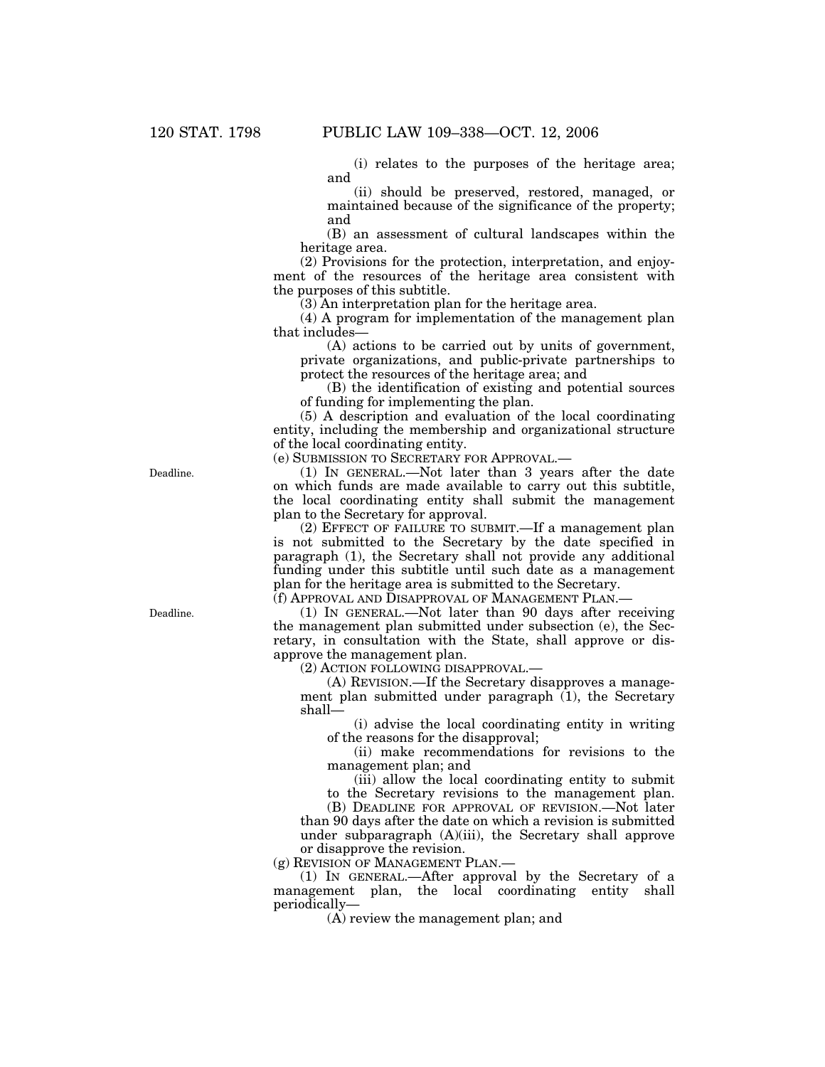(i) relates to the purposes of the heritage area; and

(ii) should be preserved, restored, managed, or maintained because of the significance of the property; and

(B) an assessment of cultural landscapes within the heritage area.

(2) Provisions for the protection, interpretation, and enjoyment of the resources of the heritage area consistent with the purposes of this subtitle.

(3) An interpretation plan for the heritage area.

(4) A program for implementation of the management plan that includes—

(A) actions to be carried out by units of government, private organizations, and public-private partnerships to protect the resources of the heritage area; and

(B) the identification of existing and potential sources of funding for implementing the plan.

(5) A description and evaluation of the local coordinating entity, including the membership and organizational structure of the local coordinating entity.

(e) SUBMISSION TO SECRETARY FOR APPROVAL.—

Deadline.

(1) IN GENERAL.—Not later than 3 years after the date on which funds are made available to carry out this subtitle, the local coordinating entity shall submit the management plan to the Secretary for approval.

(2) EFFECT OF FAILURE TO SUBMIT.—If a management plan is not submitted to the Secretary by the date specified in paragraph (1), the Secretary shall not provide any additional funding under this subtitle until such date as a management plan for the heritage area is submitted to the Secretary.

(f) APPROVAL AND DISAPPROVAL OF MANAGEMENT PLAN.—

Deadline.

(1) IN GENERAL.—Not later than 90 days after receiving the management plan submitted under subsection (e), the Secretary, in consultation with the State, shall approve or disapprove the management plan.

(2) ACTION FOLLOWING DISAPPROVAL.—

(A) REVISION.—If the Secretary disapproves a management plan submitted under paragraph (1), the Secretary shall—

(i) advise the local coordinating entity in writing of the reasons for the disapproval;

(ii) make recommendations for revisions to the management plan; and

(iii) allow the local coordinating entity to submit to the Secretary revisions to the management plan.

(B) DEADLINE FOR APPROVAL OF REVISION.—Not later than 90 days after the date on which a revision is submitted under subparagraph (A)(iii), the Secretary shall approve or disapprove the revision.

(g) REVISION OF MANAGEMENT PLAN.—

(1) IN GENERAL.—After approval by the Secretary of a management plan, the local coordinating entity shall periodically—

(A) review the management plan; and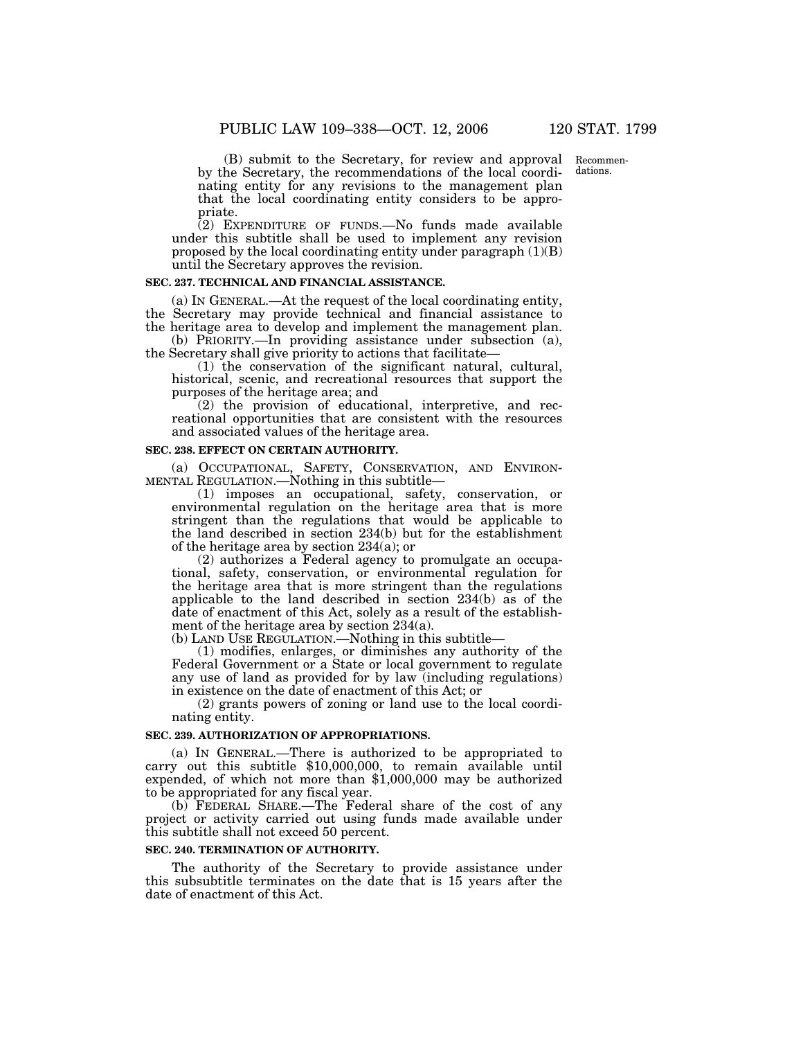(B) submit to the Secretary, for review and approval by the Secretary, the recommendations of the local coordinating entity for any revisions to the management plan that the local coordinating entity considers to be appropriate.

Recommendations.

(2) EXPENDITURE OF FUNDS.—No funds made available under this subtitle shall be used to implement any revision proposed by the local coordinating entity under paragraph (1)(B) until the Secretary approves the revision.

**SEC. 237. TECHNICAL AND FINANCIAL ASSISTANCE.**

(a) IN GENERAL.—At the request of the local coordinating entity, the Secretary may provide technical and financial assistance to the heritage area to develop and implement the management plan.

(b) PRIORITY.—In providing assistance under subsection (a), the Secretary shall give priority to actions that facilitate—

(1) the conservation of the significant natural, cultural, historical, scenic, and recreational resources that support the purposes of the heritage area; and

(2) the provision of educational, interpretive, and recreational opportunities that are consistent with the resources and associated values of the heritage area.

**SEC. 238. EFFECT ON CERTAIN AUTHORITY.**

(a) OCCUPATIONAL, SAFETY, CONSERVATION, AND ENVIRONMENTAL REGULATION.—Nothing in this subtitle—

(1) imposes an occupational, safety, conservation, or environmental regulation on the heritage area that is more stringent than the regulations that would be applicable to the land described in section 234(b) but for the establishment of the heritage area by section 234(a); or

(2) authorizes a Federal agency to promulgate an occupational, safety, conservation, or environmental regulation for the heritage area that is more stringent than the regulations applicable to the land described in section 234(b) as of the date of enactment of this Act, solely as a result of the establishment of the heritage area by section 234(a).

(b) LAND USE REGULATION.—Nothing in this subtitle—

(1) modifies, enlarges, or diminishes any authority of the Federal Government or a State or local government to regulate any use of land as provided for by law (including regulations) in existence on the date of enactment of this Act; or

(2) grants powers of zoning or land use to the local coordinating entity.

**SEC. 239. AUTHORIZATION OF APPROPRIATIONS.**

(a) IN GENERAL.—There is authorized to be appropriated to carry out this subtitle $10,000,000, to remain available until expended, of which not more than $1,000,000 may be authorized to be appropriated for any fiscal year.

(b) FEDERAL SHARE.—The Federal share of the cost of any project or activity carried out using funds made available under this subtitle shall not exceed 50 percent.

**SEC. 240. TERMINATION OF AUTHORITY.**

The authority of the Secretary to provide assistance under this subsubtitle terminates on the date that is 15 years after the date of enactment of this Act.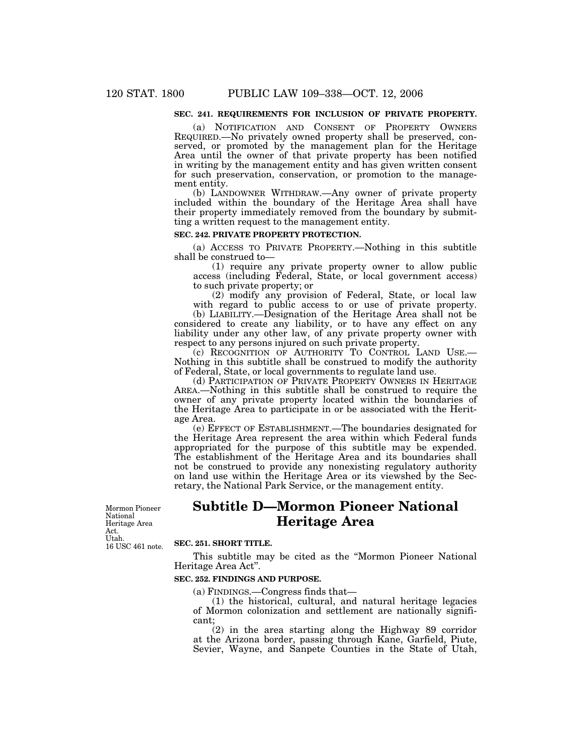**SEC. 241. REQUIREMENTS FOR INCLUSION OF PRIVATE PROPERTY.**

(a) NOTIFICATION AND CONSENT OF PROPERTY OWNERS REQUIRED.—No privately owned property shall be preserved, conserved, or promoted by the management plan for the Heritage Area until the owner of that private property has been notified in writing by the management entity and has given written consent for such preservation, conservation, or promotion to the management entity.

(b) LANDOWNER WITHDRAW.—Any owner of private property included within the boundary of the Heritage Area shall have their property immediately removed from the boundary by submitting a written request to the management entity.

**SEC. 242. PRIVATE PROPERTY PROTECTION.**

(a) ACCESS TO PRIVATE PROPERTY.—Nothing in this subtitle shall be construed to—

(1) require any private property owner to allow public access (including Federal, State, or local government access) to such private property; or

(2) modify any provision of Federal, State, or local law with regard to public access to or use of private property.

(b) LIABILITY.—Designation of the Heritage Area shall not be considered to create any liability, or to have any effect on any liability under any other law, of any private property owner with respect to any persons injured on such private property.

(c) RECOGNITION OF AUTHORITY TO CONTROL LAND USE.—Nothing in this subtitle shall be construed to modify the authority of Federal, State, or local governments to regulate land use.

(d) PARTICIPATION OF PRIVATE PROPERTY OWNERS IN HERITAGE AREA.—Nothing in this subtitle shall be construed to require the owner of any private property located within the boundaries of the Heritage Area to participate in or be associated with the Heritage Area.

(e) EFFECT OF ESTABLISHMENT.—The boundaries designated for the Heritage Area represent the area within which Federal funds appropriated for the purpose of this subtitle may be expended. The establishment of the Heritage Area and its boundaries shall not be construed to provide any nonexisting regulatory authority on land use within the Heritage Area or its viewshed by the Secretary, the National Park Service, or the management entity.

Mormon Pioneer National Heritage Area Act.
Utah.
16 USC 461 note.

## Subtitle D—Mormon Pioneer National Heritage Area

**SEC. 251. SHORT TITLE.**

This subtitle may be cited as the "Mormon Pioneer National Heritage Area Act".

**SEC. 252. FINDINGS AND PURPOSE.**

(a) FINDINGS.—Congress finds that—

(1) the historical, cultural, and natural heritage legacies of Mormon colonization and settlement are nationally significant;

(2) in the area starting along the Highway 89 corridor at the Arizona border, passing through Kane, Garfield, Piute, Sevier, Wayne, and Sanpete Counties in the State of Utah,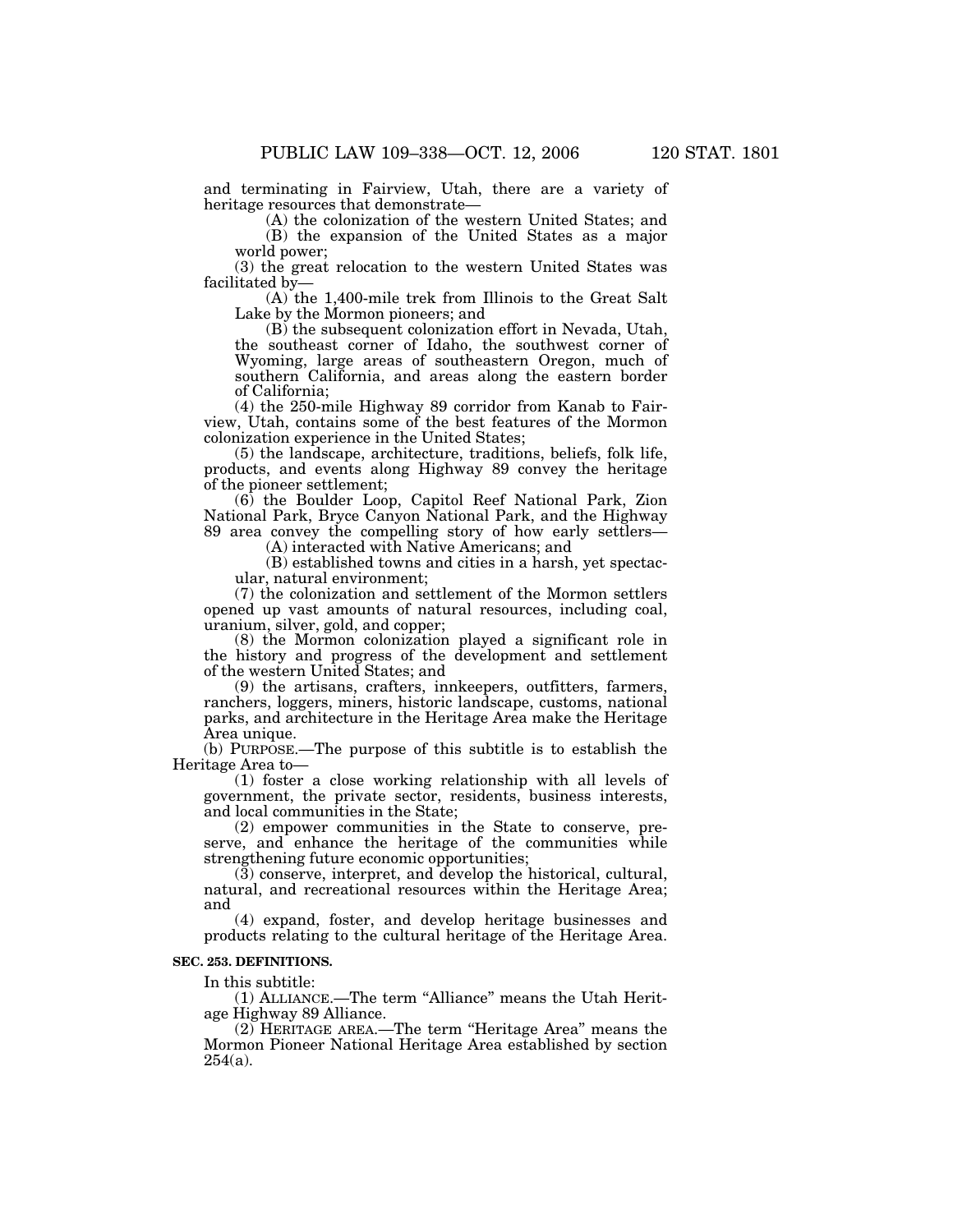and terminating in Fairview, Utah, there are a variety of heritage resources that demonstrate—

(A) the colonization of the western United States; and

(B) the expansion of the United States as a major world power;

(3) the great relocation to the western United States was facilitated by—

(A) the 1,400-mile trek from Illinois to the Great Salt Lake by the Mormon pioneers; and

(B) the subsequent colonization effort in Nevada, Utah, the southeast corner of Idaho, the southwest corner of Wyoming, large areas of southeastern Oregon, much of southern California, and areas along the eastern border of California;

(4) the 250-mile Highway 89 corridor from Kanab to Fairview, Utah, contains some of the best features of the Mormon colonization experience in the United States;

(5) the landscape, architecture, traditions, beliefs, folk life, products, and events along Highway 89 convey the heritage of the pioneer settlement;

(6) the Boulder Loop, Capitol Reef National Park, Zion National Park, Bryce Canyon National Park, and the Highway 89 area convey the compelling story of how early settlers—

(A) interacted with Native Americans; and

(B) established towns and cities in a harsh, yet spectacular, natural environment;

(7) the colonization and settlement of the Mormon settlers opened up vast amounts of natural resources, including coal, uranium, silver, gold, and copper;

(8) the Mormon colonization played a significant role in the history and progress of the development and settlement of the western United States; and

(9) the artisans, crafters, innkeepers, outfitters, farmers, ranchers, loggers, miners, historic landscape, customs, national parks, and architecture in the Heritage Area make the Heritage Area unique.

(b) PURPOSE.—The purpose of this subtitle is to establish the Heritage Area to—

(1) foster a close working relationship with all levels of government, the private sector, residents, business interests, and local communities in the State;

(2) empower communities in the State to conserve, preserve, and enhance the heritage of the communities while strengthening future economic opportunities;

(3) conserve, interpret, and develop the historical, cultural, natural, and recreational resources within the Heritage Area; and

(4) expand, foster, and develop heritage businesses and products relating to the cultural heritage of the Heritage Area.

**SEC. 253. DEFINITIONS.**

In this subtitle:

(1) ALLIANCE.—The term "Alliance" means the Utah Heritage Highway 89 Alliance.

(2) HERITAGE AREA.—The term "Heritage Area" means the Mormon Pioneer National Heritage Area established by section 254(a).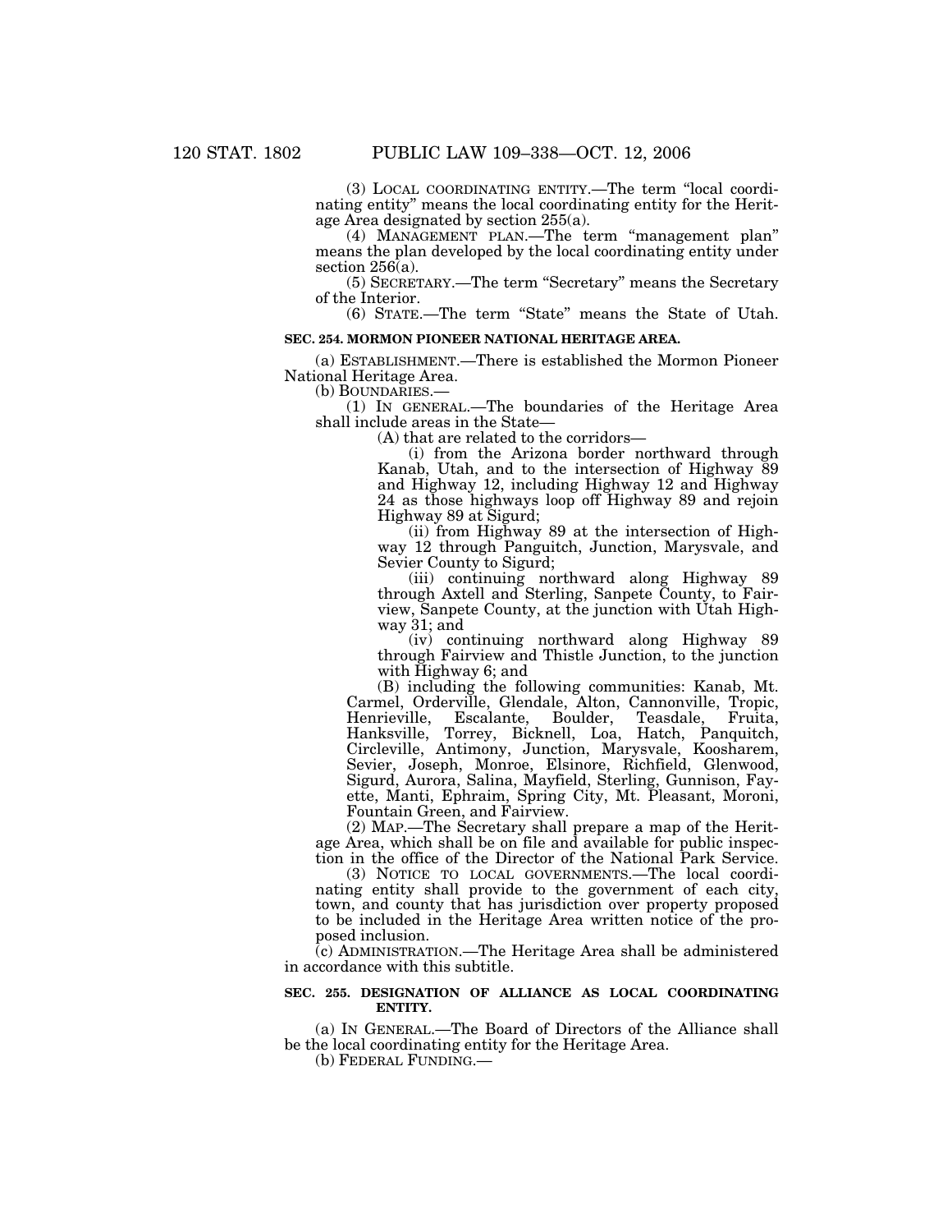(3) LOCAL COORDINATING ENTITY.—The term "local coordinating entity" means the local coordinating entity for the Heritage Area designated by section 255(a).

(4) MANAGEMENT PLAN.—The term "management plan" means the plan developed by the local coordinating entity under section 256(a).

(5) SECRETARY.—The term "Secretary" means the Secretary of the Interior.

(6) STATE.—The term "State" means the State of Utah.

**SEC. 254. MORMON PIONEER NATIONAL HERITAGE AREA.**

(a) ESTABLISHMENT.—There is established the Mormon Pioneer National Heritage Area.

(b) BOUNDARIES.—

(1) IN GENERAL.—The boundaries of the Heritage Area shall include areas in the State—

(A) that are related to the corridors—

(i) from the Arizona border northward through Kanab, Utah, and to the intersection of Highway 89 and Highway 12, including Highway 12 and Highway 24 as those highways loop off Highway 89 and rejoin Highway 89 at Sigurd;

(ii) from Highway 89 at the intersection of Highway 12 through Panguitch, Junction, Marysvale, and Sevier County to Sigurd;

(iii) continuing northward along Highway 89 through Axtell and Sterling, Sanpete County, to Fairview, Sanpete County, at the junction with Utah Highway 31; and

(iv) continuing northward along Highway 89 through Fairview and Thistle Junction, to the junction with Highway 6; and

(B) including the following communities: Kanab, Mt. Carmel, Orderville, Glendale, Alton, Cannonville, Tropic, Henrieville, Escalante, Boulder, Teasdale, Fruita, Hanksville, Torrey, Bicknell, Loa, Hatch, Panquitch, Circleville, Antimony, Junction, Marysvale, Koosharem, Sevier, Joseph, Monroe, Elsinore, Richfield, Glenwood, Sigurd, Aurora, Salina, Mayfield, Sterling, Gunnison, Fayette, Manti, Ephraim, Spring City, Mt. Pleasant, Moroni, Fountain Green, and Fairview.

(2) MAP.—The Secretary shall prepare a map of the Heritage Area, which shall be on file and available for public inspection in the office of the Director of the National Park Service.

(3) NOTICE TO LOCAL GOVERNMENTS.—The local coordinating entity shall provide to the government of each city, town, and county that has jurisdiction over property proposed to be included in the Heritage Area written notice of the proposed inclusion.

(c) ADMINISTRATION.—The Heritage Area shall be administered in accordance with this subtitle.

**SEC. 255. DESIGNATION OF ALLIANCE AS LOCAL COORDINATING ENTITY.**

(a) IN GENERAL.—The Board of Directors of the Alliance shall be the local coordinating entity for the Heritage Area.

(b) FEDERAL FUNDING.—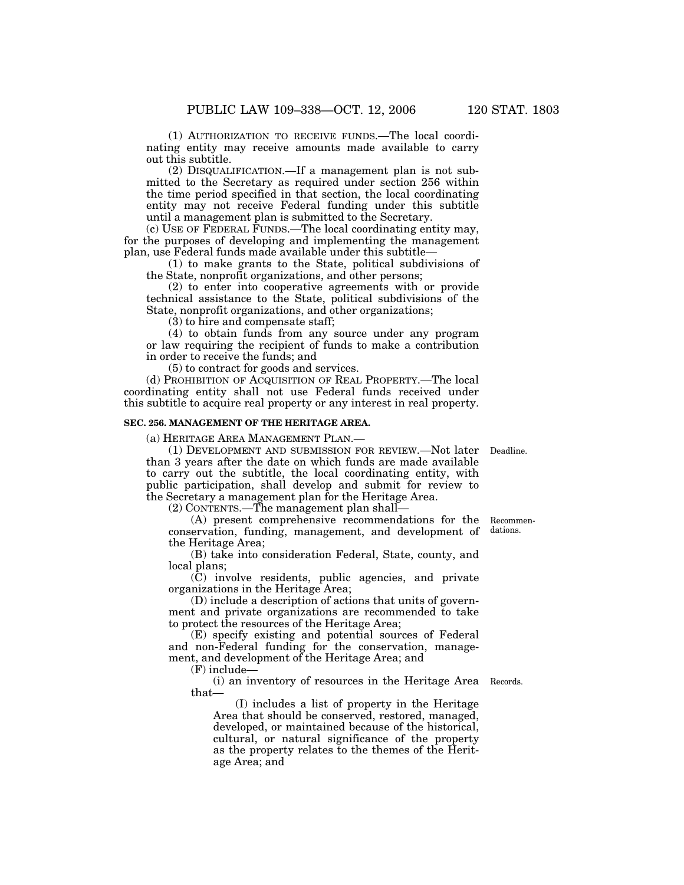(1) Authorization to receive funds.—The local coordinating entity may receive amounts made available to carry out this subtitle.

(2) Disqualification.—If a management plan is not submitted to the Secretary as required under section 256 within the time period specified in that section, the local coordinating entity may not receive Federal funding under this subtitle until a management plan is submitted to the Secretary.

(c) Use of Federal Funds.—The local coordinating entity may, for the purposes of developing and implementing the management plan, use Federal funds made available under this subtitle—

(1) to make grants to the State, political subdivisions of the State, nonprofit organizations, and other persons;

(2) to enter into cooperative agreements with or provide technical assistance to the State, political subdivisions of the State, nonprofit organizations, and other organizations;

(3) to hire and compensate staff;

(4) to obtain funds from any source under any program or law requiring the recipient of funds to make a contribution in order to receive the funds; and

(5) to contract for goods and services.

(d) Prohibition of Acquisition of Real Property.—The local coordinating entity shall not use Federal funds received under this subtitle to acquire real property or any interest in real property.

**SEC. 256. MANAGEMENT OF THE HERITAGE AREA.**

(a) Heritage Area Management Plan.—

(1) Development and submission for review.—Not later than 3 years after the date on which funds are made available to carry out the subtitle, the local coordinating entity, with public participation, shall develop and submit for review to the Secretary a management plan for the Heritage Area.

Deadline.

(2) Contents.—The management plan shall—

(A) present comprehensive recommendations for the conservation, funding, management, and development of the Heritage Area;

Recommendations.

(B) take into consideration Federal, State, county, and local plans;

(C) involve residents, public agencies, and private organizations in the Heritage Area;

(D) include a description of actions that units of government and private organizations are recommended to take to protect the resources of the Heritage Area;

(E) specify existing and potential sources of Federal and non-Federal funding for the conservation, management, and development of the Heritage Area; and

(F) include—

(i) an inventory of resources in the Heritage Area that—

Records.

(I) includes a list of property in the Heritage Area that should be conserved, restored, managed, developed, or maintained because of the historical, cultural, or natural significance of the property as the property relates to the themes of the Heritage Area; and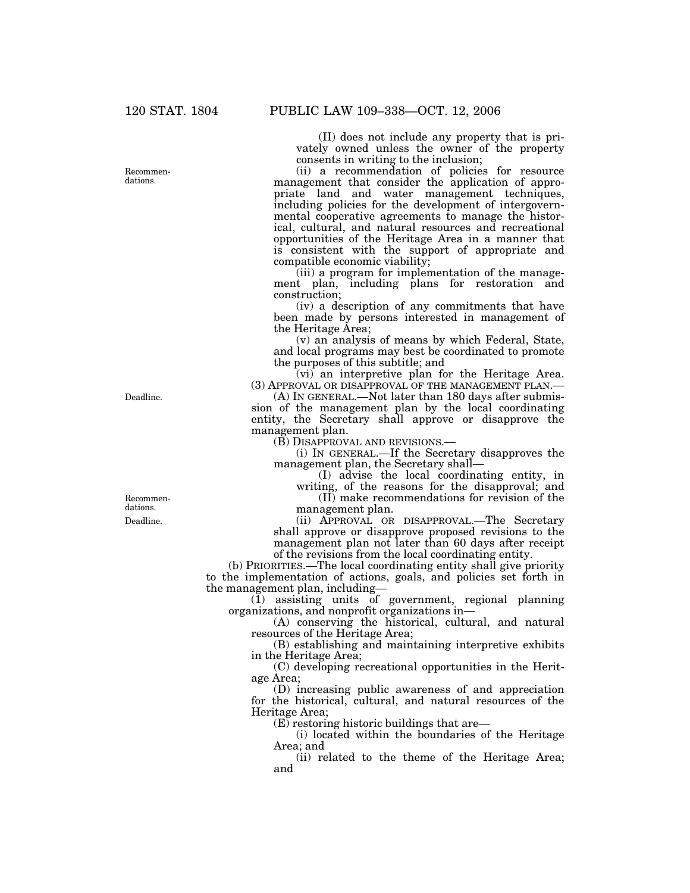(II) does not include any property that is privately owned unless the owner of the property consents in writing to the inclusion;

(ii) a recommendation of policies for resource management that consider the application of appropriate land and water management techniques, including policies for the development of intergovernmental cooperative agreements to manage the historical, cultural, and natural resources and recreational opportunities of the Heritage Area in a manner that is consistent with the support of appropriate and compatible economic viability;

(iii) a program for implementation of the management plan, including plans for restoration and construction;

(iv) a description of any commitments that have been made by persons interested in management of the Heritage Area;

(v) an analysis of means by which Federal, State, and local programs may best be coordinated to promote the purposes of this subtitle; and

(vi) an interpretive plan for the Heritage Area.

(3) APPROVAL OR DISAPPROVAL OF THE MANAGEMENT PLAN.—

(A) IN GENERAL.—Not later than 180 days after submission of the management plan by the local coordinating entity, the Secretary shall approve or disapprove the management plan.

(B) DISAPPROVAL AND REVISIONS.—

(i) IN GENERAL.—If the Secretary disapproves the management plan, the Secretary shall—

(I) advise the local coordinating entity, in writing, of the reasons for the disapproval; and

(II) make recommendations for revision of the management plan.

(ii) APPROVAL OR DISAPPROVAL.—The Secretary shall approve or disapprove proposed revisions to the management plan not later than 60 days after receipt of the revisions from the local coordinating entity.

(b) PRIORITIES.—The local coordinating entity shall give priority to the implementation of actions, goals, and policies set forth in the management plan, including—

(1) assisting units of government, regional planning organizations, and nonprofit organizations in—

(A) conserving the historical, cultural, and natural resources of the Heritage Area;

(B) establishing and maintaining interpretive exhibits in the Heritage Area;

(C) developing recreational opportunities in the Heritage Area;

(D) increasing public awareness of and appreciation for the historical, cultural, and natural resources of the Heritage Area;

(E) restoring historic buildings that are—

(i) located within the boundaries of the Heritage Area; and

(ii) related to the theme of the Heritage Area; and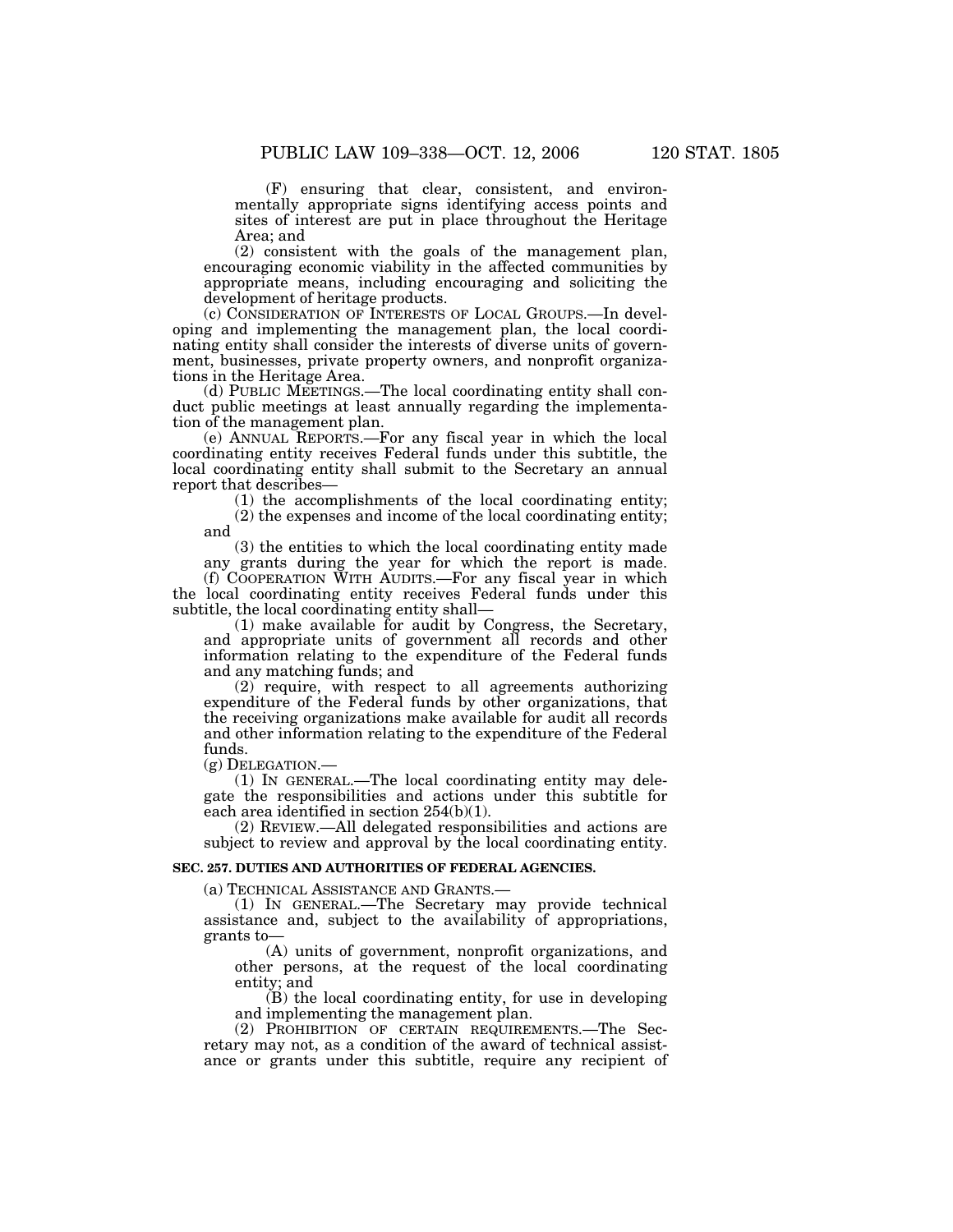(F) ensuring that clear, consistent, and environmentally appropriate signs identifying access points and sites of interest are put in place throughout the Heritage Area; and

(2) consistent with the goals of the management plan, encouraging economic viability in the affected communities by appropriate means, including encouraging and soliciting the development of heritage products.

(c) CONSIDERATION OF INTERESTS OF LOCAL GROUPS.—In developing and implementing the management plan, the local coordinating entity shall consider the interests of diverse units of government, businesses, private property owners, and nonprofit organizations in the Heritage Area.

(d) PUBLIC MEETINGS.—The local coordinating entity shall conduct public meetings at least annually regarding the implementation of the management plan.

(e) ANNUAL REPORTS.—For any fiscal year in which the local coordinating entity receives Federal funds under this subtitle, the local coordinating entity shall submit to the Secretary an annual report that describes—

(1) the accomplishments of the local coordinating entity;

(2) the expenses and income of the local coordinating entity; and

(3) the entities to which the local coordinating entity made any grants during the year for which the report is made.

(f) COOPERATION WITH AUDITS.—For any fiscal year in which the local coordinating entity receives Federal funds under this subtitle, the local coordinating entity shall—

(1) make available for audit by Congress, the Secretary, and appropriate units of government all records and other information relating to the expenditure of the Federal funds and any matching funds; and

(2) require, with respect to all agreements authorizing expenditure of the Federal funds by other organizations, that the receiving organizations make available for audit all records and other information relating to the expenditure of the Federal funds.

(g) DELEGATION.—

(1) IN GENERAL.—The local coordinating entity may delegate the responsibilities and actions under this subtitle for each area identified in section 254(b)(1).

(2) REVIEW.—All delegated responsibilities and actions are subject to review and approval by the local coordinating entity.

**SEC. 257. DUTIES AND AUTHORITIES OF FEDERAL AGENCIES.**

(a) TECHNICAL ASSISTANCE AND GRANTS.—

(1) IN GENERAL.—The Secretary may provide technical assistance and, subject to the availability of appropriations, grants to—

(A) units of government, nonprofit organizations, and other persons, at the request of the local coordinating entity; and

(B) the local coordinating entity, for use in developing and implementing the management plan.

(2) PROHIBITION OF CERTAIN REQUIREMENTS.—The Secretary may not, as a condition of the award of technical assistance or grants under this subtitle, require any recipient of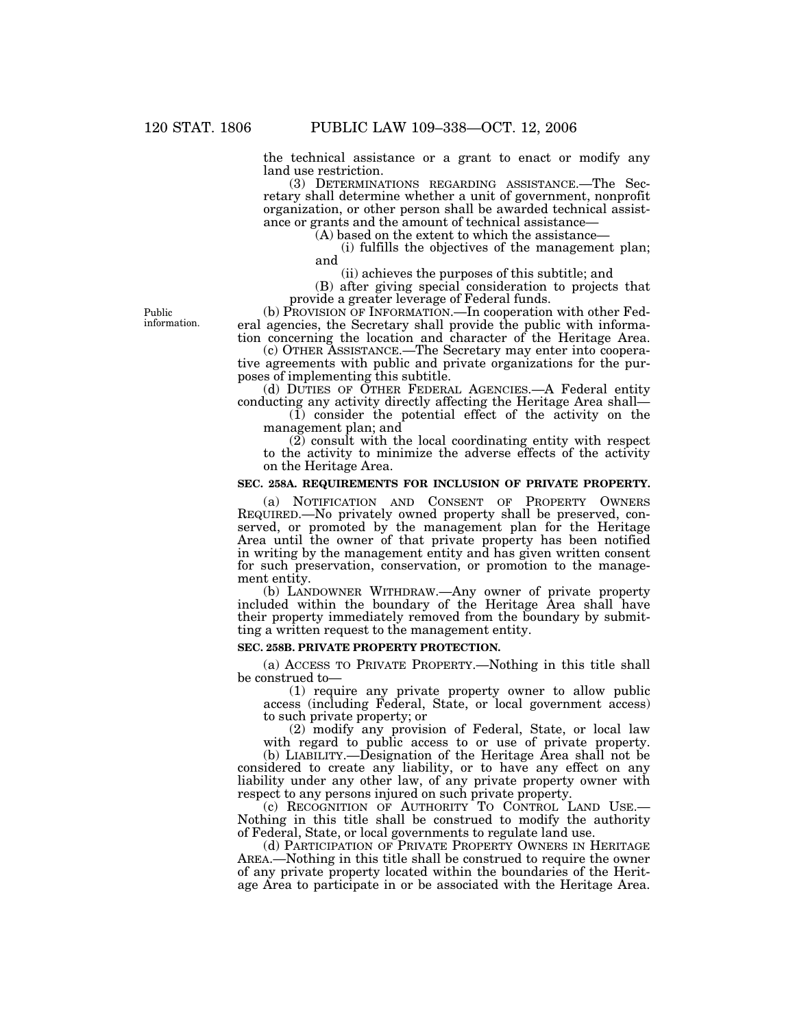the technical assistance or a grant to enact or modify any land use restriction.

(3) DETERMINATIONS REGARDING ASSISTANCE.—The Secretary shall determine whether a unit of government, nonprofit organization, or other person shall be awarded technical assistance or grants and the amount of technical assistance—

(A) based on the extent to which the assistance—

(i) fulfills the objectives of the management plan; and

(ii) achieves the purposes of this subtitle; and

(B) after giving special consideration to projects that provide a greater leverage of Federal funds.

Public information.

(b) PROVISION OF INFORMATION.—In cooperation with other Federal agencies, the Secretary shall provide the public with information concerning the location and character of the Heritage Area.

(c) OTHER ASSISTANCE.—The Secretary may enter into cooperative agreements with public and private organizations for the purposes of implementing this subtitle.

(d) DUTIES OF OTHER FEDERAL AGENCIES.—A Federal entity conducting any activity directly affecting the Heritage Area shall—

(1) consider the potential effect of the activity on the management plan; and

(2) consult with the local coordinating entity with respect to the activity to minimize the adverse effects of the activity on the Heritage Area.

**SEC. 258A. REQUIREMENTS FOR INCLUSION OF PRIVATE PROPERTY.**

(a) NOTIFICATION AND CONSENT OF PROPERTY OWNERS REQUIRED.—No privately owned property shall be preserved, conserved, or promoted by the management plan for the Heritage Area until the owner of that private property has been notified in writing by the management entity and has given written consent for such preservation, conservation, or promotion to the management entity.

(b) LANDOWNER WITHDRAW.—Any owner of private property included within the boundary of the Heritage Area shall have their property immediately removed from the boundary by submitting a written request to the management entity.

**SEC. 258B. PRIVATE PROPERTY PROTECTION.**

(a) ACCESS TO PRIVATE PROPERTY.—Nothing in this title shall be construed to—

(1) require any private property owner to allow public access (including Federal, State, or local government access) to such private property; or

(2) modify any provision of Federal, State, or local law with regard to public access to or use of private property.

(b) LIABILITY.—Designation of the Heritage Area shall not be considered to create any liability, or to have any effect on any liability under any other law, of any private property owner with respect to any persons injured on such private property.

(c) RECOGNITION OF AUTHORITY TO CONTROL LAND USE.—Nothing in this title shall be construed to modify the authority of Federal, State, or local governments to regulate land use.

(d) PARTICIPATION OF PRIVATE PROPERTY OWNERS IN HERITAGE AREA.—Nothing in this title shall be construed to require the owner of any private property located within the boundaries of the Heritage Area to participate in or be associated with the Heritage Area.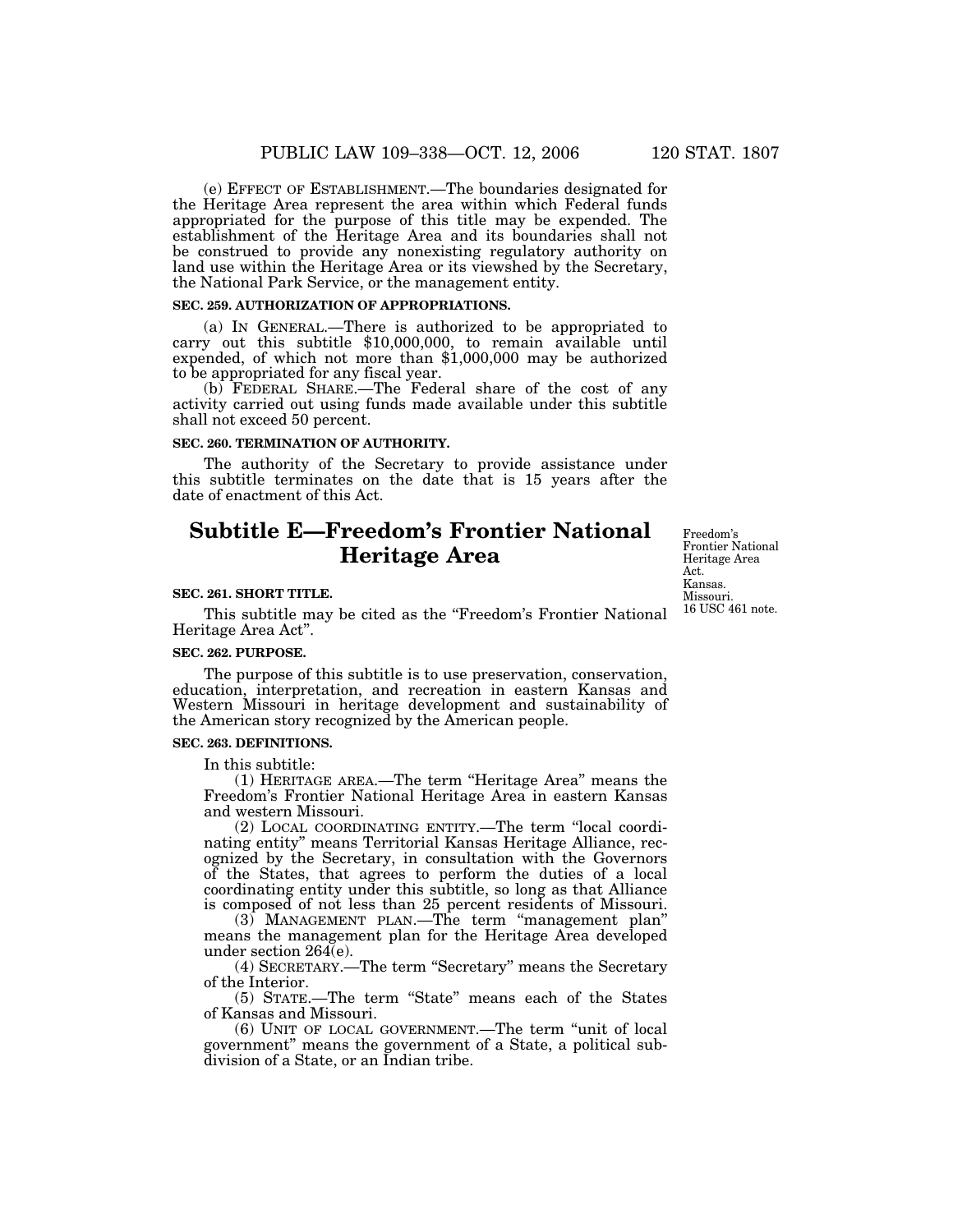(e) EFFECT OF ESTABLISHMENT.—The boundaries designated for the Heritage Area represent the area within which Federal funds appropriated for the purpose of this title may be expended. The establishment of the Heritage Area and its boundaries shall not be construed to provide any nonexisting regulatory authority on land use within the Heritage Area or its viewshed by the Secretary, the National Park Service, or the management entity.

**SEC. 259. AUTHORIZATION OF APPROPRIATIONS.**

(a) IN GENERAL.—There is authorized to be appropriated to carry out this subtitle $10,000,000, to remain available until expended, of which not more than $1,000,000 may be authorized to be appropriated for any fiscal year.

(b) FEDERAL SHARE.—The Federal share of the cost of any activity carried out using funds made available under this subtitle shall not exceed 50 percent.

**SEC. 260. TERMINATION OF AUTHORITY.**

The authority of the Secretary to provide assistance under this subtitle terminates on the date that is 15 years after the date of enactment of this Act.

## Subtitle E—Freedom's Frontier National Heritage Area

Freedom's Frontier National Heritage Area Act. Kansas. Missouri. 16 USC 461 note.

**SEC. 261. SHORT TITLE.**

This subtitle may be cited as the "Freedom's Frontier National Heritage Area Act".

**SEC. 262. PURPOSE.**

The purpose of this subtitle is to use preservation, conservation, education, interpretation, and recreation in eastern Kansas and Western Missouri in heritage development and sustainability of the American story recognized by the American people.

**SEC. 263. DEFINITIONS.**

In this subtitle:

(1) HERITAGE AREA.—The term "Heritage Area" means the Freedom's Frontier National Heritage Area in eastern Kansas and western Missouri.

(2) LOCAL COORDINATING ENTITY.—The term "local coordinating entity" means Territorial Kansas Heritage Alliance, recognized by the Secretary, in consultation with the Governors of the States, that agrees to perform the duties of a local coordinating entity under this subtitle, so long as that Alliance is composed of not less than 25 percent residents of Missouri.

(3) MANAGEMENT PLAN.—The term "management plan" means the management plan for the Heritage Area developed under section 264(e).

(4) SECRETARY.—The term "Secretary" means the Secretary of the Interior.

(5) STATE.—The term "State" means each of the States of Kansas and Missouri.

(6) UNIT OF LOCAL GOVERNMENT.—The term "unit of local government" means the government of a State, a political subdivision of a State, or an Indian tribe.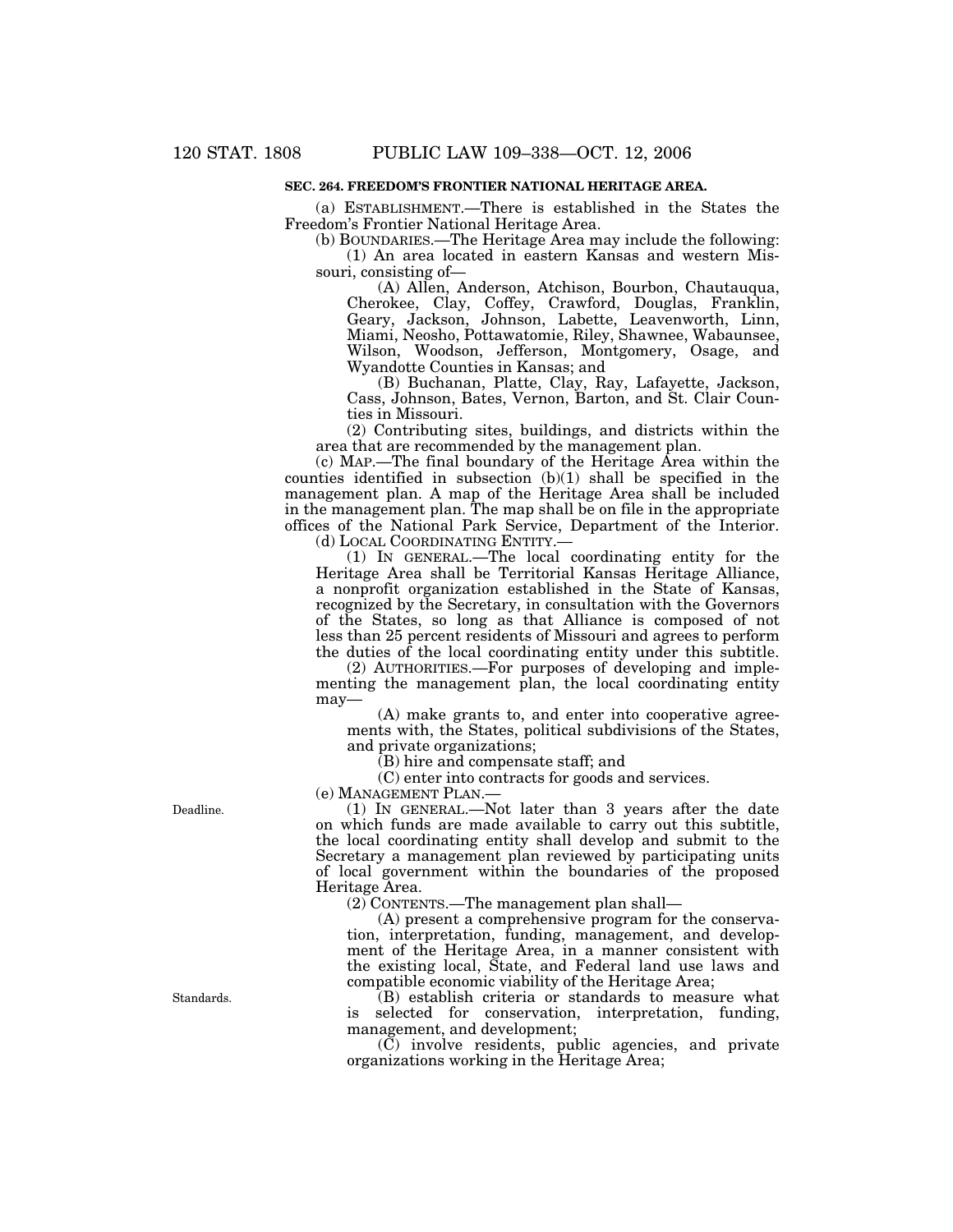### SEC. 264. FREEDOM'S FRONTIER NATIONAL HERITAGE AREA.

(a) ESTABLISHMENT.—There is established in the States the Freedom's Frontier National Heritage Area.

(b) BOUNDARIES.—The Heritage Area may include the following:

(1) An area located in eastern Kansas and western Missouri, consisting of—

(A) Allen, Anderson, Atchison, Bourbon, Chautauqua, Cherokee, Clay, Coffey, Crawford, Douglas, Franklin, Geary, Jackson, Johnson, Labette, Leavenworth, Linn, Miami, Neosho, Pottawatomie, Riley, Shawnee, Wabaunsee, Wilson, Woodson, Jefferson, Montgomery, Osage, and Wyandotte Counties in Kansas; and

(B) Buchanan, Platte, Clay, Ray, Lafayette, Jackson, Cass, Johnson, Bates, Vernon, Barton, and St. Clair Counties in Missouri.

(2) Contributing sites, buildings, and districts within the area that are recommended by the management plan.

(c) MAP.—The final boundary of the Heritage Area within the counties identified in subsection (b)(1) shall be specified in the management plan. A map of the Heritage Area shall be included in the management plan. The map shall be on file in the appropriate offices of the National Park Service, Department of the Interior.

(d) LOCAL COORDINATING ENTITY.—

(1) IN GENERAL.—The local coordinating entity for the Heritage Area shall be Territorial Kansas Heritage Alliance, a nonprofit organization established in the State of Kansas, recognized by the Secretary, in consultation with the Governors of the States, so long as that Alliance is composed of not less than 25 percent residents of Missouri and agrees to perform the duties of the local coordinating entity under this subtitle.

(2) AUTHORITIES.—For purposes of developing and implementing the management plan, the local coordinating entity may—

(A) make grants to, and enter into cooperative agreements with, the States, political subdivisions of the States, and private organizations;

(B) hire and compensate staff; and

(C) enter into contracts for goods and services.

(e) MANAGEMENT PLAN.—

Deadline.

(1) IN GENERAL.—Not later than 3 years after the date on which funds are made available to carry out this subtitle, the local coordinating entity shall develop and submit to the Secretary a management plan reviewed by participating units of local government within the boundaries of the proposed Heritage Area.

(2) CONTENTS.—The management plan shall—

(A) present a comprehensive program for the conservation, interpretation, funding, management, and development of the Heritage Area, in a manner consistent with the existing local, State, and Federal land use laws and compatible economic viability of the Heritage Area;

Standards.

(B) establish criteria or standards to measure what is selected for conservation, interpretation, funding, management, and development;

(C) involve residents, public agencies, and private organizations working in the Heritage Area;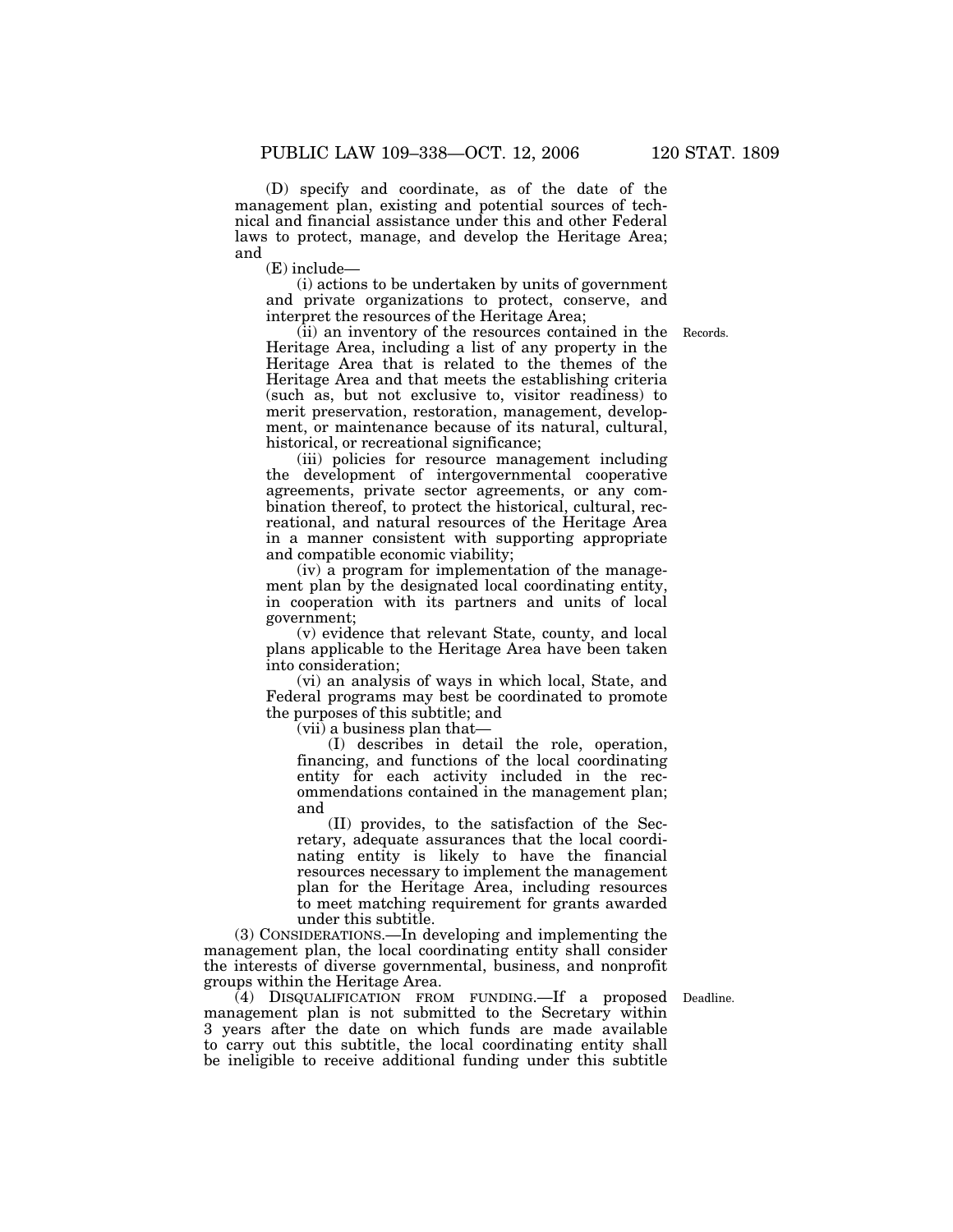(D) specify and coordinate, as of the date of the management plan, existing and potential sources of technical and financial assistance under this and other Federal laws to protect, manage, and develop the Heritage Area; and

(E) include—

(i) actions to be undertaken by units of government and private organizations to protect, conserve, and interpret the resources of the Heritage Area;

(ii) an inventory of the resources contained in the Heritage Area, including a list of any property in the Heritage Area that is related to the themes of the Heritage Area and that meets the establishing criteria (such as, but not exclusive to, visitor readiness) to merit preservation, restoration, management, development, or maintenance because of its natural, cultural, historical, or recreational significance;

Records.

(iii) policies for resource management including the development of intergovernmental cooperative agreements, private sector agreements, or any combination thereof, to protect the historical, cultural, recreational, and natural resources of the Heritage Area in a manner consistent with supporting appropriate and compatible economic viability;

(iv) a program for implementation of the management plan by the designated local coordinating entity, in cooperation with its partners and units of local government;

(v) evidence that relevant State, county, and local plans applicable to the Heritage Area have been taken into consideration;

(vi) an analysis of ways in which local, State, and Federal programs may best be coordinated to promote the purposes of this subtitle; and

(vii) a business plan that—

(I) describes in detail the role, operation, financing, and functions of the local coordinating entity for each activity included in the recommendations contained in the management plan; and

(II) provides, to the satisfaction of the Secretary, adequate assurances that the local coordinating entity is likely to have the financial resources necessary to implement the management plan for the Heritage Area, including resources to meet matching requirement for grants awarded under this subtitle.

(3) CONSIDERATIONS.—In developing and implementing the management plan, the local coordinating entity shall consider the interests of diverse governmental, business, and nonprofit groups within the Heritage Area.

Deadline.

(4) DISQUALIFICATION FROM FUNDING.—If a proposed management plan is not submitted to the Secretary within 3 years after the date on which funds are made available to carry out this subtitle, the local coordinating entity shall be ineligible to receive additional funding under this subtitle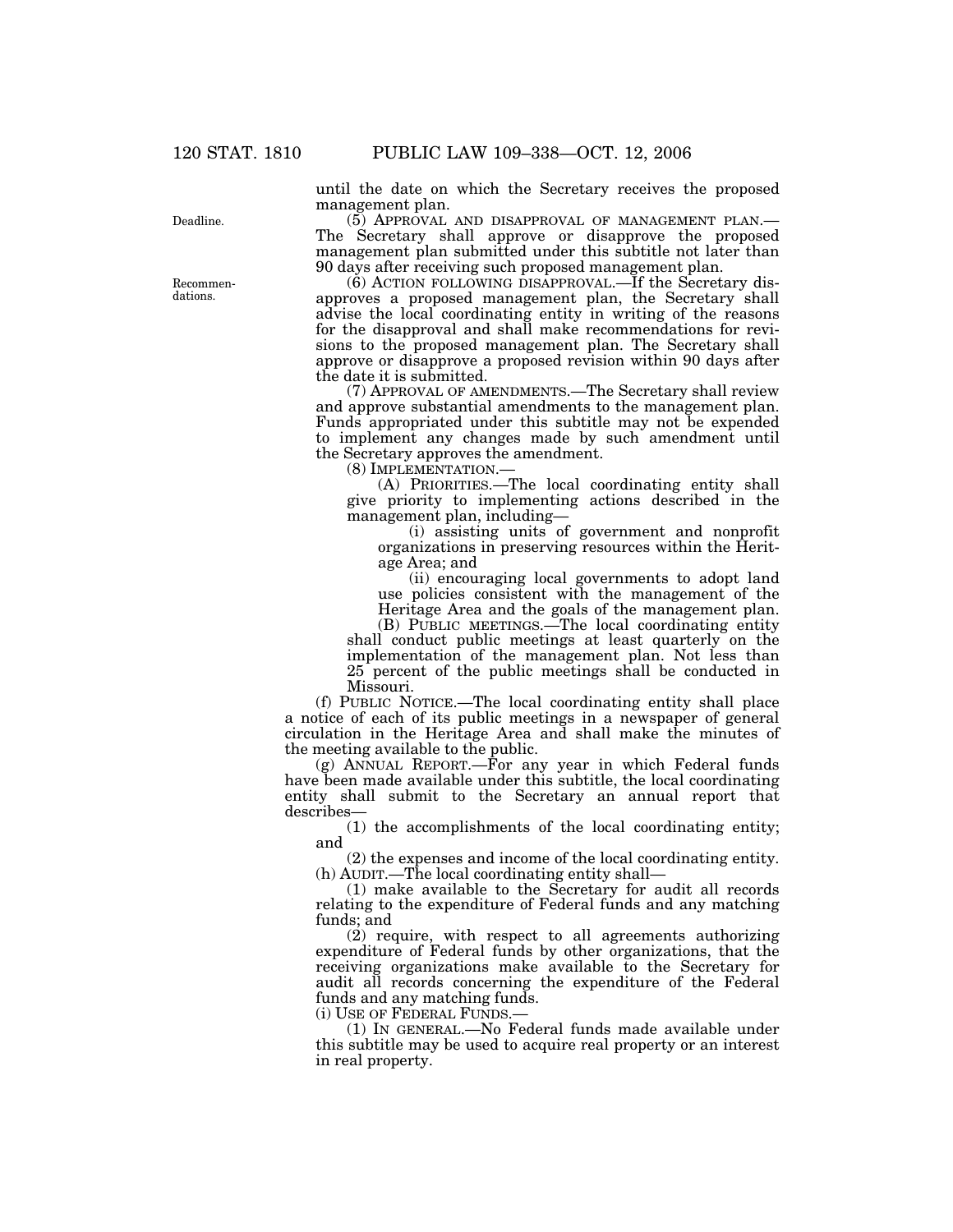until the date on which the Secretary receives the proposed management plan.

Deadline.

(5) APPROVAL AND DISAPPROVAL OF MANAGEMENT PLAN.—The Secretary shall approve or disapprove the proposed management plan submitted under this subtitle not later than 90 days after receiving such proposed management plan.

Recommendations.

(6) ACTION FOLLOWING DISAPPROVAL.—If the Secretary disapproves a proposed management plan, the Secretary shall advise the local coordinating entity in writing of the reasons for the disapproval and shall make recommendations for revisions to the proposed management plan. The Secretary shall approve or disapprove a proposed revision within 90 days after the date it is submitted.

(7) APPROVAL OF AMENDMENTS.—The Secretary shall review and approve substantial amendments to the management plan. Funds appropriated under this subtitle may not be expended to implement any changes made by such amendment until the Secretary approves the amendment.

(8) IMPLEMENTATION.—

(A) PRIORITIES.—The local coordinating entity shall give priority to implementing actions described in the management plan, including—

(i) assisting units of government and nonprofit organizations in preserving resources within the Heritage Area; and

(ii) encouraging local governments to adopt land use policies consistent with the management of the Heritage Area and the goals of the management plan.

(B) PUBLIC MEETINGS.—The local coordinating entity shall conduct public meetings at least quarterly on the implementation of the management plan. Not less than 25 percent of the public meetings shall be conducted in Missouri.

(f) PUBLIC NOTICE.—The local coordinating entity shall place a notice of each of its public meetings in a newspaper of general circulation in the Heritage Area and shall make the minutes of the meeting available to the public.

(g) ANNUAL REPORT.—For any year in which Federal funds have been made available under this subtitle, the local coordinating entity shall submit to the Secretary an annual report that describes—

(1) the accomplishments of the local coordinating entity; and

(2) the expenses and income of the local coordinating entity.

(h) AUDIT.—The local coordinating entity shall—

(1) make available to the Secretary for audit all records relating to the expenditure of Federal funds and any matching funds; and

(2) require, with respect to all agreements authorizing expenditure of Federal funds by other organizations, that the receiving organizations make available to the Secretary for audit all records concerning the expenditure of the Federal funds and any matching funds.

(i) USE OF FEDERAL FUNDS.—

(1) IN GENERAL.—No Federal funds made available under this subtitle may be used to acquire real property or an interest in real property.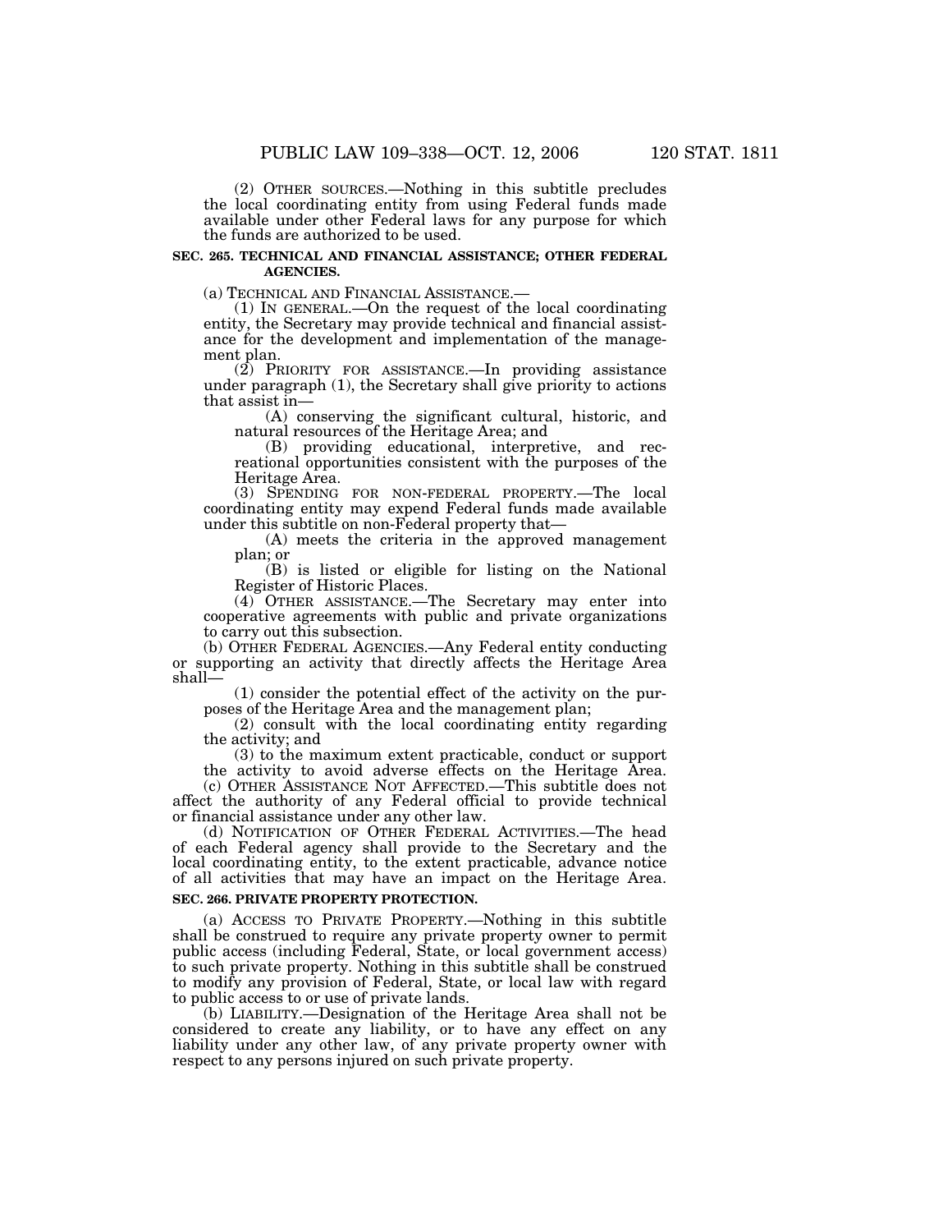(2) OTHER SOURCES.—Nothing in this subtitle precludes the local coordinating entity from using Federal funds made available under other Federal laws for any purpose for which the funds are authorized to be used.

**SEC. 265. TECHNICAL AND FINANCIAL ASSISTANCE; OTHER FEDERAL AGENCIES.**

(a) TECHNICAL AND FINANCIAL ASSISTANCE.—

(1) IN GENERAL.—On the request of the local coordinating entity, the Secretary may provide technical and financial assistance for the development and implementation of the management plan.

(2) PRIORITY FOR ASSISTANCE.—In providing assistance under paragraph (1), the Secretary shall give priority to actions that assist in—

(A) conserving the significant cultural, historic, and natural resources of the Heritage Area; and

(B) providing educational, interpretive, and recreational opportunities consistent with the purposes of the Heritage Area.

(3) SPENDING FOR NON-FEDERAL PROPERTY.—The local coordinating entity may expend Federal funds made available under this subtitle on non-Federal property that—

(A) meets the criteria in the approved management plan; or

(B) is listed or eligible for listing on the National Register of Historic Places.

(4) OTHER ASSISTANCE.—The Secretary may enter into cooperative agreements with public and private organizations to carry out this subsection.

(b) OTHER FEDERAL AGENCIES.—Any Federal entity conducting or supporting an activity that directly affects the Heritage Area shall—

(1) consider the potential effect of the activity on the purposes of the Heritage Area and the management plan;

(2) consult with the local coordinating entity regarding the activity; and

(3) to the maximum extent practicable, conduct or support the activity to avoid adverse effects on the Heritage Area.

(c) OTHER ASSISTANCE NOT AFFECTED.—This subtitle does not affect the authority of any Federal official to provide technical or financial assistance under any other law.

(d) NOTIFICATION OF OTHER FEDERAL ACTIVITIES.—The head of each Federal agency shall provide to the Secretary and the local coordinating entity, to the extent practicable, advance notice of all activities that may have an impact on the Heritage Area.

**SEC. 266. PRIVATE PROPERTY PROTECTION.**

(a) ACCESS TO PRIVATE PROPERTY.—Nothing in this subtitle shall be construed to require any private property owner to permit public access (including Federal, State, or local government access) to such private property. Nothing in this subtitle shall be construed to modify any provision of Federal, State, or local law with regard to public access to or use of private lands.

(b) LIABILITY.—Designation of the Heritage Area shall not be considered to create any liability, or to have any effect on any liability under any other law, of any private property owner with respect to any persons injured on such private property.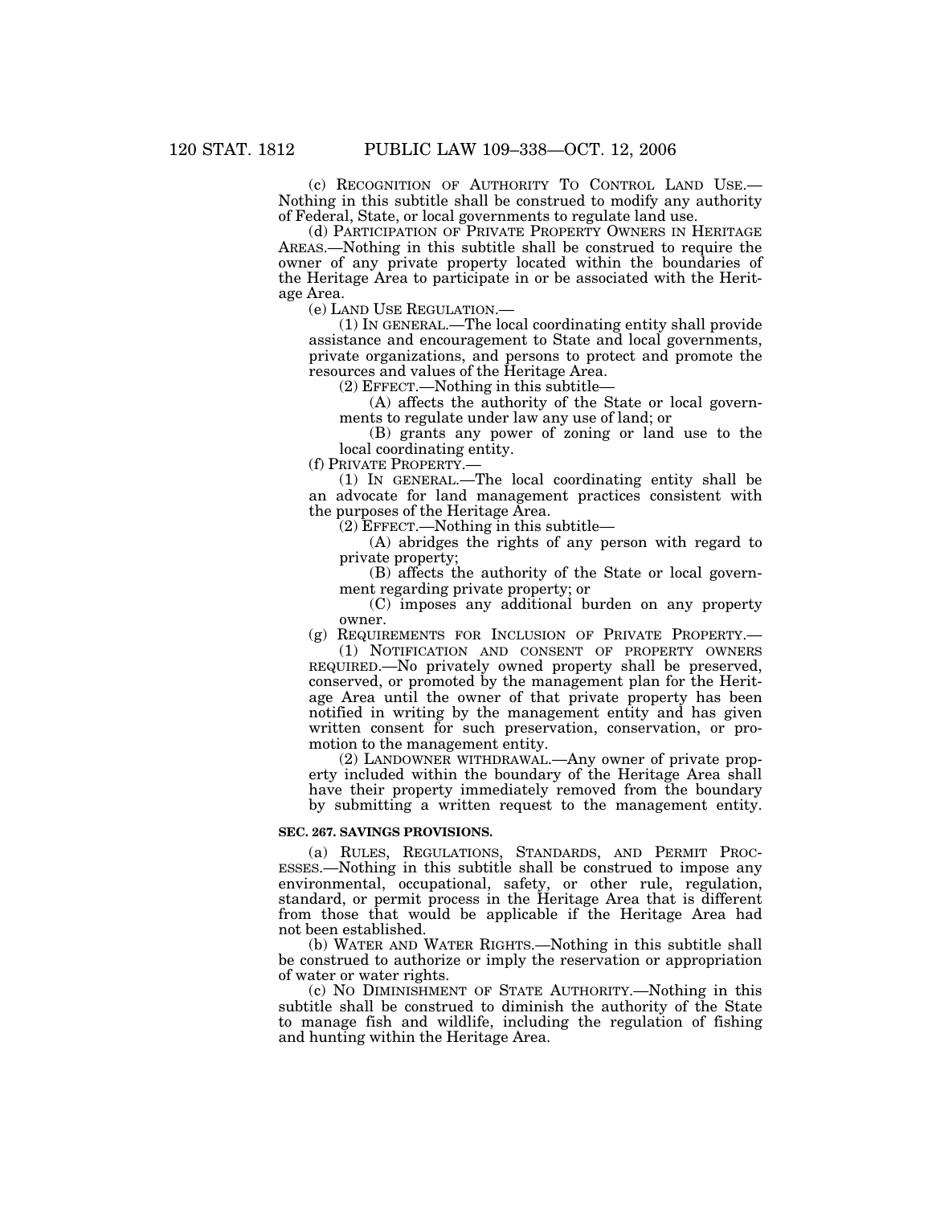(c) RECOGNITION OF AUTHORITY TO CONTROL LAND USE.—Nothing in this subtitle shall be construed to modify any authority of Federal, State, or local governments to regulate land use.

(d) PARTICIPATION OF PRIVATE PROPERTY OWNERS IN HERITAGE AREAS.—Nothing in this subtitle shall be construed to require the owner of any private property located within the boundaries of the Heritage Area to participate in or be associated with the Heritage Area.

(e) LAND USE REGULATION.—

(1) IN GENERAL.—The local coordinating entity shall provide assistance and encouragement to State and local governments, private organizations, and persons to protect and promote the resources and values of the Heritage Area.

(2) EFFECT.—Nothing in this subtitle—

(A) affects the authority of the State or local governments to regulate under law any use of land; or

(B) grants any power of zoning or land use to the local coordinating entity.

(f) PRIVATE PROPERTY.—

(1) IN GENERAL.—The local coordinating entity shall be an advocate for land management practices consistent with the purposes of the Heritage Area.

(2) EFFECT.—Nothing in this subtitle—

(A) abridges the rights of any person with regard to private property;

(B) affects the authority of the State or local government regarding private property; or

(C) imposes any additional burden on any property owner.

(g) REQUIREMENTS FOR INCLUSION OF PRIVATE PROPERTY.—

(1) NOTIFICATION AND CONSENT OF PROPERTY OWNERS REQUIRED.—No privately owned property shall be preserved, conserved, or promoted by the management plan for the Heritage Area until the owner of that private property has been notified in writing by the management entity and has given written consent for such preservation, conservation, or promotion to the management entity.

(2) LANDOWNER WITHDRAWAL.—Any owner of private property included within the boundary of the Heritage Area shall have their property immediately removed from the boundary by submitting a written request to the management entity.

**SEC. 267. SAVINGS PROVISIONS.**

(a) RULES, REGULATIONS, STANDARDS, AND PERMIT PROCESSES.—Nothing in this subtitle shall be construed to impose any environmental, occupational, safety, or other rule, regulation, standard, or permit process in the Heritage Area that is different from those that would be applicable if the Heritage Area had not been established.

(b) WATER AND WATER RIGHTS.—Nothing in this subtitle shall be construed to authorize or imply the reservation or appropriation of water or water rights.

(c) NO DIMINISHMENT OF STATE AUTHORITY.—Nothing in this subtitle shall be construed to diminish the authority of the State to manage fish and wildlife, including the regulation of fishing and hunting within the Heritage Area.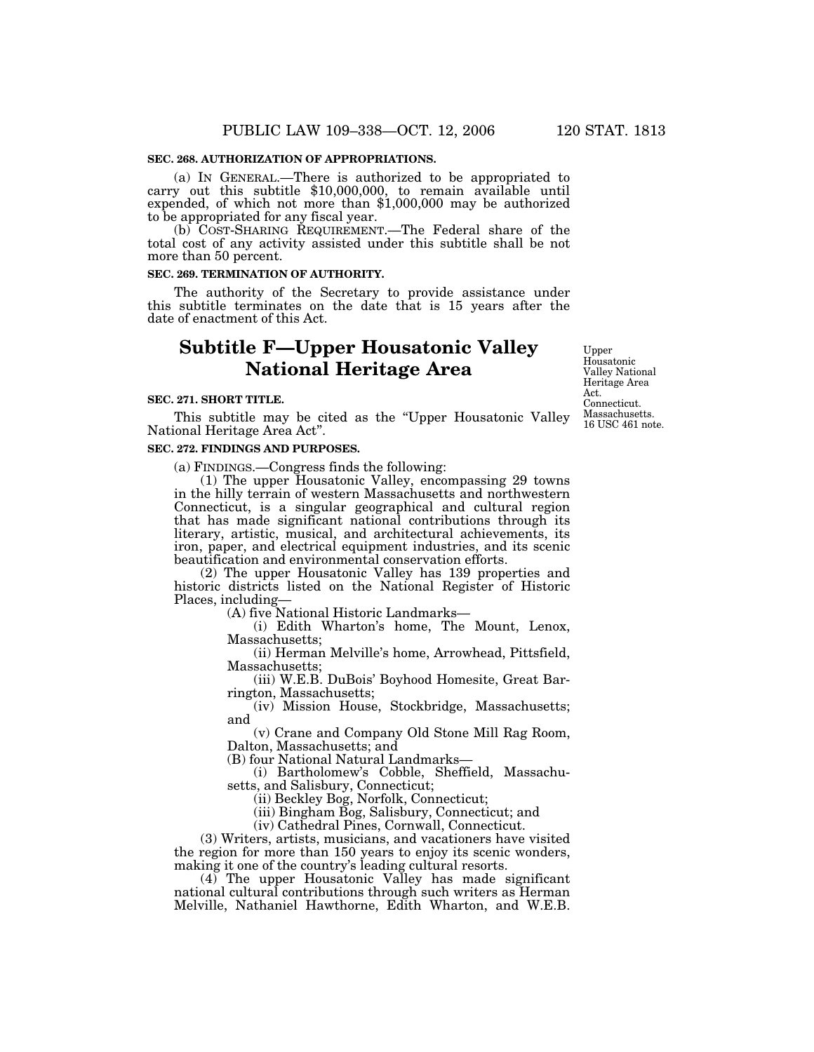**SEC. 268. AUTHORIZATION OF APPROPRIATIONS.**

(a) IN GENERAL.—There is authorized to be appropriated to carry out this subtitle $10,000,000, to remain available until expended, of which not more than $1,000,000 may be authorized to be appropriated for any fiscal year.

(b) COST-SHARING REQUIREMENT.—The Federal share of the total cost of any activity assisted under this subtitle shall be not more than 50 percent.

**SEC. 269. TERMINATION OF AUTHORITY.**

The authority of the Secretary to provide assistance under this subtitle terminates on the date that is 15 years after the date of enactment of this Act.

# Subtitle F—Upper Housatonic Valley National Heritage Area

Upper Housatonic Valley National Heritage Area Act. Connecticut. Massachusetts. 16 USC 461 note.

**SEC. 271. SHORT TITLE.**

This subtitle may be cited as the "Upper Housatonic Valley National Heritage Area Act".

**SEC. 272. FINDINGS AND PURPOSES.**

(a) FINDINGS.—Congress finds the following:

(1) The upper Housatonic Valley, encompassing 29 towns in the hilly terrain of western Massachusetts and northwestern Connecticut, is a singular geographical and cultural region that has made significant national contributions through its literary, artistic, musical, and architectural achievements, its iron, paper, and electrical equipment industries, and its scenic beautification and environmental conservation efforts.

(2) The upper Housatonic Valley has 139 properties and historic districts listed on the National Register of Historic Places, including—

(A) five National Historic Landmarks—

(i) Edith Wharton's home, The Mount, Lenox, Massachusetts;

(ii) Herman Melville's home, Arrowhead, Pittsfield, Massachusetts;

(iii) W.E.B. DuBois' Boyhood Homesite, Great Barrington, Massachusetts;

(iv) Mission House, Stockbridge, Massachusetts; and

(v) Crane and Company Old Stone Mill Rag Room, Dalton, Massachusetts; and

(B) four National Natural Landmarks—

(i) Bartholomew's Cobble, Sheffield, Massachusetts, and Salisbury, Connecticut;

(ii) Beckley Bog, Norfolk, Connecticut;

(iii) Bingham Bog, Salisbury, Connecticut; and

(iv) Cathedral Pines, Cornwall, Connecticut.

(3) Writers, artists, musicians, and vacationers have visited the region for more than 150 years to enjoy its scenic wonders, making it one of the country's leading cultural resorts.

(4) The upper Housatonic Valley has made significant national cultural contributions through such writers as Herman Melville, Nathaniel Hawthorne, Edith Wharton, and W.E.B.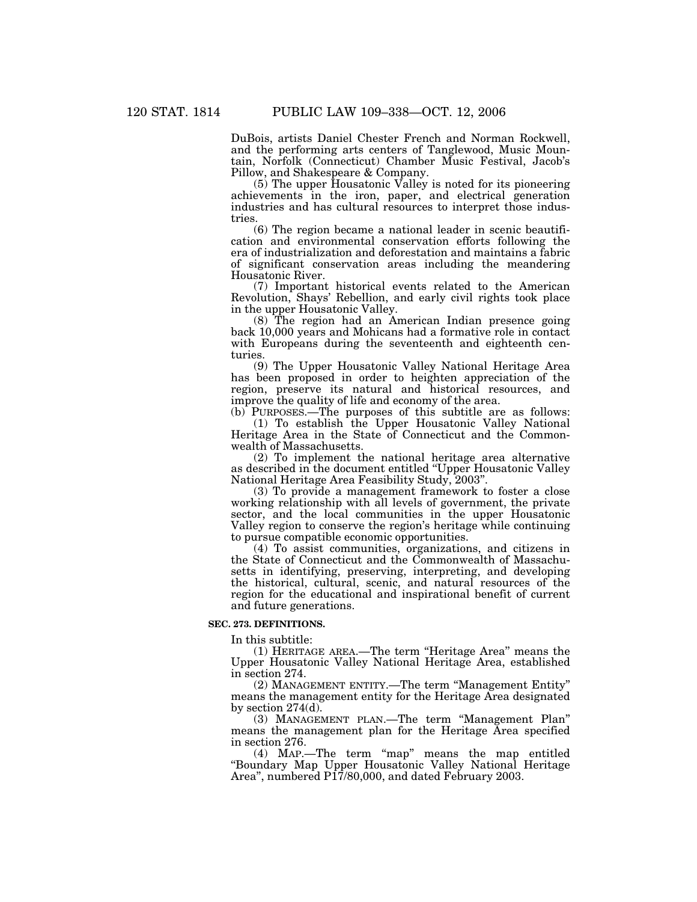DuBois, artists Daniel Chester French and Norman Rockwell, and the performing arts centers of Tanglewood, Music Mountain, Norfolk (Connecticut) Chamber Music Festival, Jacob's Pillow, and Shakespeare & Company.

(5) The upper Housatonic Valley is noted for its pioneering achievements in the iron, paper, and electrical generation industries and has cultural resources to interpret those industries.

(6) The region became a national leader in scenic beautification and environmental conservation efforts following the era of industrialization and deforestation and maintains a fabric of significant conservation areas including the meandering Housatonic River.

(7) Important historical events related to the American Revolution, Shays' Rebellion, and early civil rights took place in the upper Housatonic Valley.

(8) The region had an American Indian presence going back 10,000 years and Mohicans had a formative role in contact with Europeans during the seventeenth and eighteenth centuries.

(9) The Upper Housatonic Valley National Heritage Area has been proposed in order to heighten appreciation of the region, preserve its natural and historical resources, and improve the quality of life and economy of the area.

(b) PURPOSES.—The purposes of this subtitle are as follows:

(1) To establish the Upper Housatonic Valley National Heritage Area in the State of Connecticut and the Commonwealth of Massachusetts.

(2) To implement the national heritage area alternative as described in the document entitled "Upper Housatonic Valley National Heritage Area Feasibility Study, 2003".

(3) To provide a management framework to foster a close working relationship with all levels of government, the private sector, and the local communities in the upper Housatonic Valley region to conserve the region's heritage while continuing to pursue compatible economic opportunities.

(4) To assist communities, organizations, and citizens in the State of Connecticut and the Commonwealth of Massachusetts in identifying, preserving, interpreting, and developing the historical, cultural, scenic, and natural resources of the region for the educational and inspirational benefit of current and future generations.

**SEC. 273. DEFINITIONS.**

In this subtitle:

(1) HERITAGE AREA.—The term "Heritage Area" means the Upper Housatonic Valley National Heritage Area, established in section 274.

(2) MANAGEMENT ENTITY.—The term "Management Entity" means the management entity for the Heritage Area designated by section 274(d).

(3) MANAGEMENT PLAN.—The term "Management Plan" means the management plan for the Heritage Area specified in section 276.

(4) MAP.—The term "map" means the map entitled "Boundary Map Upper Housatonic Valley National Heritage Area", numbered P17/80,000, and dated February 2003.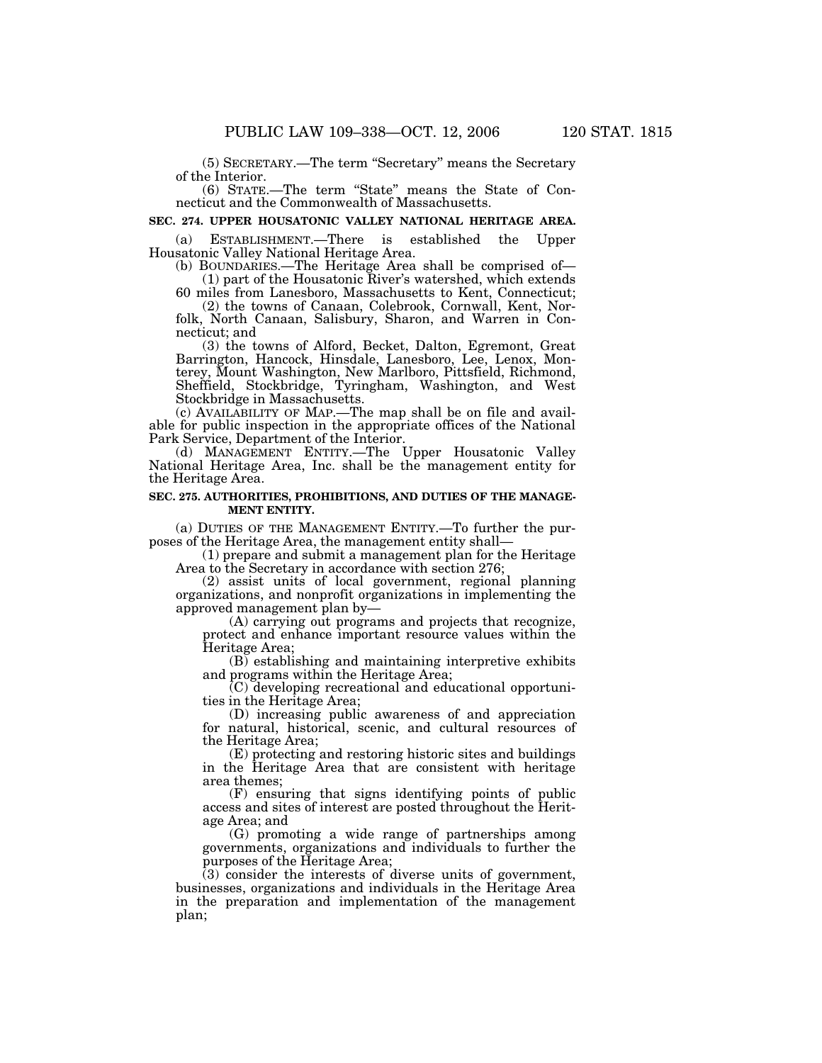(5) SECRETARY.—The term "Secretary" means the Secretary of the Interior.

(6) STATE.—The term "State" means the State of Connecticut and the Commonwealth of Massachusetts.

**SEC. 274. UPPER HOUSATONIC VALLEY NATIONAL HERITAGE AREA.**

(a) ESTABLISHMENT.—There is established the Upper Housatonic Valley National Heritage Area.

(b) BOUNDARIES.—The Heritage Area shall be comprised of—

(1) part of the Housatonic River's watershed, which extends 60 miles from Lanesboro, Massachusetts to Kent, Connecticut;

(2) the towns of Canaan, Colebrook, Cornwall, Kent, Norfolk, North Canaan, Salisbury, Sharon, and Warren in Connecticut; and

(3) the towns of Alford, Becket, Dalton, Egremont, Great Barrington, Hancock, Hinsdale, Lanesboro, Lee, Lenox, Monterey, Mount Washington, New Marlboro, Pittsfield, Richmond, Sheffield, Stockbridge, Tyringham, Washington, and West Stockbridge in Massachusetts.

(c) AVAILABILITY OF MAP.—The map shall be on file and available for public inspection in the appropriate offices of the National Park Service, Department of the Interior.

(d) MANAGEMENT ENTITY.—The Upper Housatonic Valley National Heritage Area, Inc. shall be the management entity for the Heritage Area.

**SEC. 275. AUTHORITIES, PROHIBITIONS, AND DUTIES OF THE MANAGEMENT ENTITY.**

(a) DUTIES OF THE MANAGEMENT ENTITY.—To further the purposes of the Heritage Area, the management entity shall—

(1) prepare and submit a management plan for the Heritage Area to the Secretary in accordance with section 276;

(2) assist units of local government, regional planning organizations, and nonprofit organizations in implementing the approved management plan by—

(A) carrying out programs and projects that recognize, protect and enhance important resource values within the Heritage Area;

(B) establishing and maintaining interpretive exhibits and programs within the Heritage Area;

(C) developing recreational and educational opportunities in the Heritage Area;

(D) increasing public awareness of and appreciation for natural, historical, scenic, and cultural resources of the Heritage Area;

(E) protecting and restoring historic sites and buildings in the Heritage Area that are consistent with heritage area themes;

(F) ensuring that signs identifying points of public access and sites of interest are posted throughout the Heritage Area; and

(G) promoting a wide range of partnerships among governments, organizations and individuals to further the purposes of the Heritage Area;

(3) consider the interests of diverse units of government, businesses, organizations and individuals in the Heritage Area in the preparation and implementation of the management plan;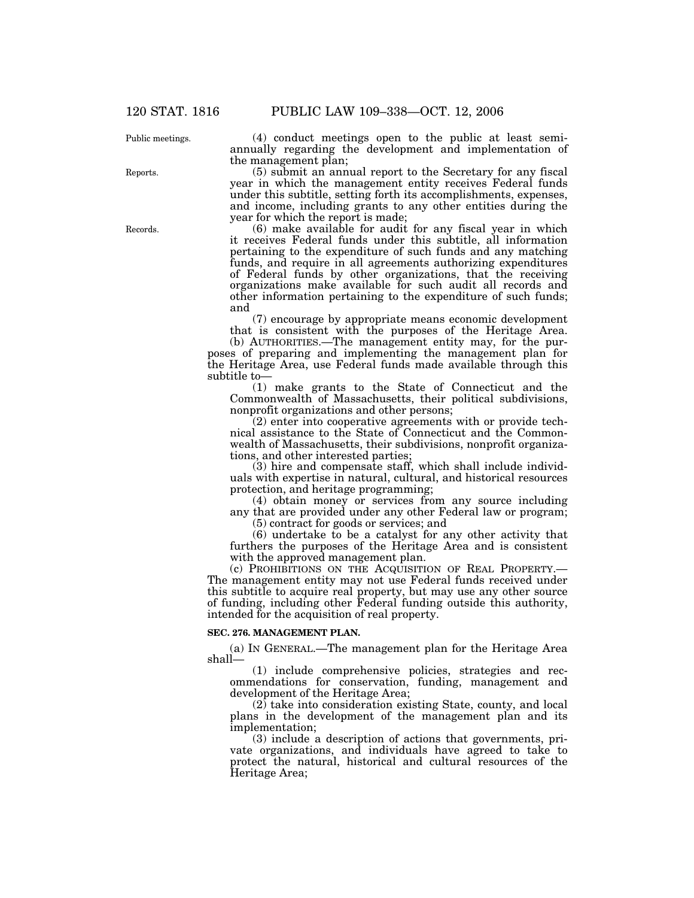(4) conduct meetings open to the public at least semiannually regarding the development and implementation of the management plan;

(5) submit an annual report to the Secretary for any fiscal year in which the management entity receives Federal funds under this subtitle, setting forth its accomplishments, expenses, and income, including grants to any other entities during the year for which the report is made;

(6) make available for audit for any fiscal year in which it receives Federal funds under this subtitle, all information pertaining to the expenditure of such funds and any matching funds, and require in all agreements authorizing expenditures of Federal funds by other organizations, that the receiving organizations make available for such audit all records and other information pertaining to the expenditure of such funds; and

(7) encourage by appropriate means economic development that is consistent with the purposes of the Heritage Area.

(b) AUTHORITIES.—The management entity may, for the purposes of preparing and implementing the management plan for the Heritage Area, use Federal funds made available through this subtitle to—

(1) make grants to the State of Connecticut and the Commonwealth of Massachusetts, their political subdivisions, nonprofit organizations and other persons;

(2) enter into cooperative agreements with or provide technical assistance to the State of Connecticut and the Commonwealth of Massachusetts, their subdivisions, nonprofit organizations, and other interested parties;

(3) hire and compensate staff, which shall include individuals with expertise in natural, cultural, and historical resources protection, and heritage programming;

(4) obtain money or services from any source including any that are provided under any other Federal law or program;

(5) contract for goods or services; and

(6) undertake to be a catalyst for any other activity that furthers the purposes of the Heritage Area and is consistent with the approved management plan.

(c) PROHIBITIONS ON THE ACQUISITION OF REAL PROPERTY.—The management entity may not use Federal funds received under this subtitle to acquire real property, but may use any other source of funding, including other Federal funding outside this authority, intended for the acquisition of real property.

**SEC. 276. MANAGEMENT PLAN.**

(a) IN GENERAL.—The management plan for the Heritage Area shall—

(1) include comprehensive policies, strategies and recommendations for conservation, funding, management and development of the Heritage Area;

(2) take into consideration existing State, county, and local plans in the development of the management plan and its implementation;

(3) include a description of actions that governments, private organizations, and individuals have agreed to take to protect the natural, historical and cultural resources of the Heritage Area;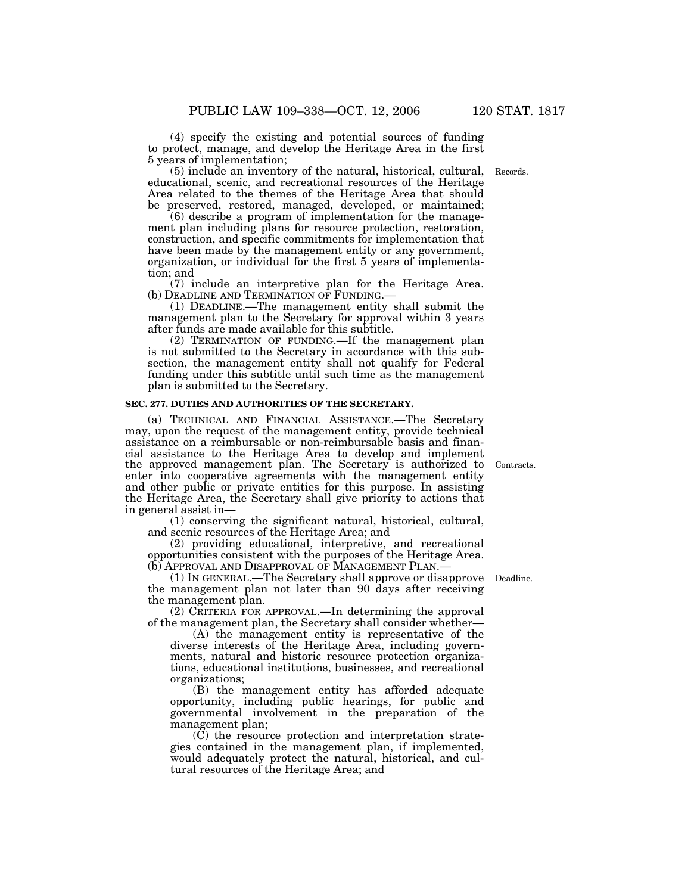(4) specify the existing and potential sources of funding to protect, manage, and develop the Heritage Area in the first 5 years of implementation;

(5) include an inventory of the natural, historical, cultural, educational, scenic, and recreational resources of the Heritage Area related to the themes of the Heritage Area that should be preserved, restored, managed, developed, or maintained;

(6) describe a program of implementation for the management plan including plans for resource protection, restoration, construction, and specific commitments for implementation that have been made by the management entity or any government, organization, or individual for the first 5 years of implementation; and

(7) include an interpretive plan for the Heritage Area.

(b) DEADLINE AND TERMINATION OF FUNDING.—

(1) DEADLINE.—The management entity shall submit the management plan to the Secretary for approval within 3 years after funds are made available for this subtitle.

(2) TERMINATION OF FUNDING.—If the management plan is not submitted to the Secretary in accordance with this subsection, the management entity shall not qualify for Federal funding under this subtitle until such time as the management plan is submitted to the Secretary.

**SEC. 277. DUTIES AND AUTHORITIES OF THE SECRETARY.**

(a) TECHNICAL AND FINANCIAL ASSISTANCE.—The Secretary may, upon the request of the management entity, provide technical assistance on a reimbursable or non-reimbursable basis and financial assistance to the Heritage Area to develop and implement the approved management plan. The Secretary is authorized to enter into cooperative agreements with the management entity and other public or private entities for this purpose. In assisting the Heritage Area, the Secretary shall give priority to actions that in general assist in—

(1) conserving the significant natural, historical, cultural, and scenic resources of the Heritage Area; and

(2) providing educational, interpretive, and recreational opportunities consistent with the purposes of the Heritage Area.

(b) APPROVAL AND DISAPPROVAL OF MANAGEMENT PLAN.—

(1) IN GENERAL.—The Secretary shall approve or disapprove the management plan not later than 90 days after receiving the management plan.

(2) CRITERIA FOR APPROVAL.—In determining the approval of the management plan, the Secretary shall consider whether—

(A) the management entity is representative of the diverse interests of the Heritage Area, including governments, natural and historic resource protection organizations, educational institutions, businesses, and recreational organizations;

(B) the management entity has afforded adequate opportunity, including public hearings, for public and governmental involvement in the preparation of the management plan;

(C) the resource protection and interpretation strategies contained in the management plan, if implemented, would adequately protect the natural, historical, and cultural resources of the Heritage Area; and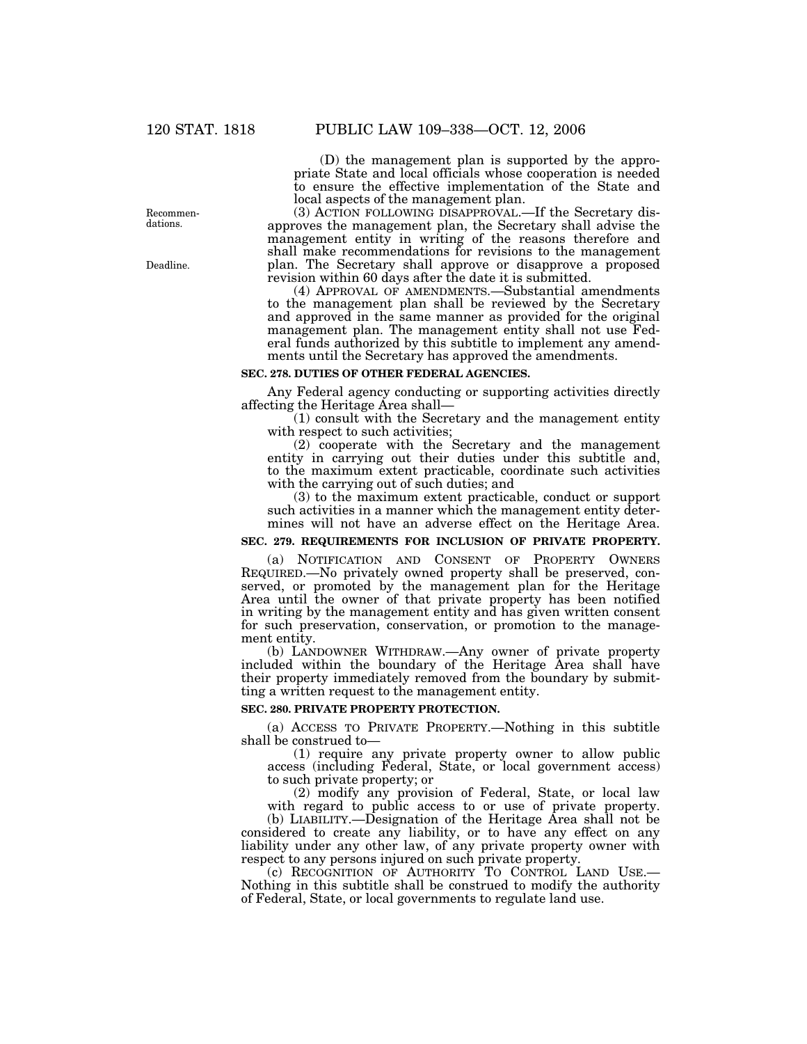(D) the management plan is supported by the appropriate State and local officials whose cooperation is needed to ensure the effective implementation of the State and local aspects of the management plan.

(3) ACTION FOLLOWING DISAPPROVAL.—If the Secretary disapproves the management plan, the Secretary shall advise the management entity in writing of the reasons therefore and shall make recommendations for revisions to the management plan. The Secretary shall approve or disapprove a proposed revision within 60 days after the date it is submitted.

(4) APPROVAL OF AMENDMENTS.—Substantial amendments to the management plan shall be reviewed by the Secretary and approved in the same manner as provided for the original management plan. The management entity shall not use Federal funds authorized by this subtitle to implement any amendments until the Secretary has approved the amendments.

Recommendations.

Deadline.

### SEC. 278. DUTIES OF OTHER FEDERAL AGENCIES.

Any Federal agency conducting or supporting activities directly affecting the Heritage Area shall—

(1) consult with the Secretary and the management entity with respect to such activities;

(2) cooperate with the Secretary and the management entity in carrying out their duties under this subtitle and, to the maximum extent practicable, coordinate such activities with the carrying out of such duties; and

(3) to the maximum extent practicable, conduct or support such activities in a manner which the management entity determines will not have an adverse effect on the Heritage Area.

### SEC. 279. REQUIREMENTS FOR INCLUSION OF PRIVATE PROPERTY.

(a) NOTIFICATION AND CONSENT OF PROPERTY OWNERS REQUIRED.—No privately owned property shall be preserved, conserved, or promoted by the management plan for the Heritage Area until the owner of that private property has been notified in writing by the management entity and has given written consent for such preservation, conservation, or promotion to the management entity.

(b) LANDOWNER WITHDRAW.—Any owner of private property included within the boundary of the Heritage Area shall have their property immediately removed from the boundary by submitting a written request to the management entity.

### SEC. 280. PRIVATE PROPERTY PROTECTION.

(a) ACCESS TO PRIVATE PROPERTY.—Nothing in this subtitle shall be construed to—

(1) require any private property owner to allow public access (including Federal, State, or local government access) to such private property; or

(2) modify any provision of Federal, State, or local law with regard to public access to or use of private property.

(b) LIABILITY.—Designation of the Heritage Area shall not be considered to create any liability, or to have any effect on any liability under any other law, of any private property owner with respect to any persons injured on such private property.

(c) RECOGNITION OF AUTHORITY TO CONTROL LAND USE.—Nothing in this subtitle shall be construed to modify the authority of Federal, State, or local governments to regulate land use.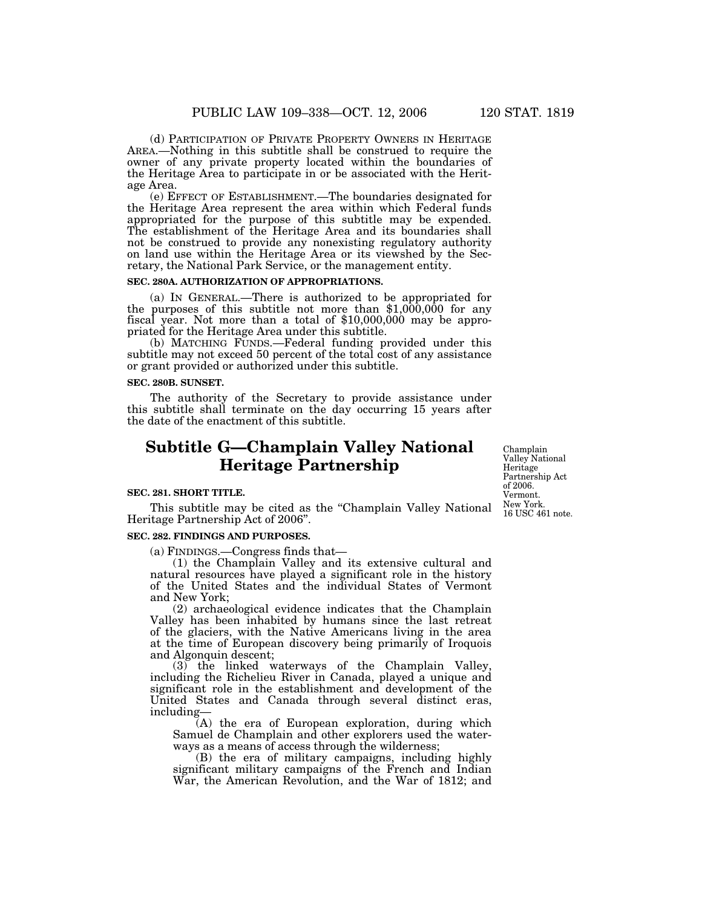(d) PARTICIPATION OF PRIVATE PROPERTY OWNERS IN HERITAGE AREA.—Nothing in this subtitle shall be construed to require the owner of any private property located within the boundaries of the Heritage Area to participate in or be associated with the Heritage Area.

(e) EFFECT OF ESTABLISHMENT.—The boundaries designated for the Heritage Area represent the area within which Federal funds appropriated for the purpose of this subtitle may be expended. The establishment of the Heritage Area and its boundaries shall not be construed to provide any nonexisting regulatory authority on land use within the Heritage Area or its viewshed by the Secretary, the National Park Service, or the management entity.

**SEC. 280A. AUTHORIZATION OF APPROPRIATIONS.**

(a) IN GENERAL.—There is authorized to be appropriated for the purposes of this subtitle not more than $1,000,000 for any fiscal year. Not more than a total of $10,000,000 may be appropriated for the Heritage Area under this subtitle.

(b) MATCHING FUNDS.—Federal funding provided under this subtitle may not exceed 50 percent of the total cost of any assistance or grant provided or authorized under this subtitle.

**SEC. 280B. SUNSET.**

The authority of the Secretary to provide assistance under this subtitle shall terminate on the day occurring 15 years after the date of the enactment of this subtitle.

# Subtitle G—Champlain Valley National Heritage Partnership

Champlain Valley National Heritage Partnership Act of 2006. Vermont. New York. 16 USC 461 note.

**SEC. 281. SHORT TITLE.**

This subtitle may be cited as the "Champlain Valley National Heritage Partnership Act of 2006".

**SEC. 282. FINDINGS AND PURPOSES.**

(a) FINDINGS.—Congress finds that—

(1) the Champlain Valley and its extensive cultural and natural resources have played a significant role in the history of the United States and the individual States of Vermont and New York;

(2) archaeological evidence indicates that the Champlain Valley has been inhabited by humans since the last retreat of the glaciers, with the Native Americans living in the area at the time of European discovery being primarily of Iroquois and Algonquin descent;

(3) the linked waterways of the Champlain Valley, including the Richelieu River in Canada, played a unique and significant role in the establishment and development of the United States and Canada through several distinct eras, including—

(A) the era of European exploration, during which Samuel de Champlain and other explorers used the waterways as a means of access through the wilderness;

(B) the era of military campaigns, including highly significant military campaigns of the French and Indian War, the American Revolution, and the War of 1812; and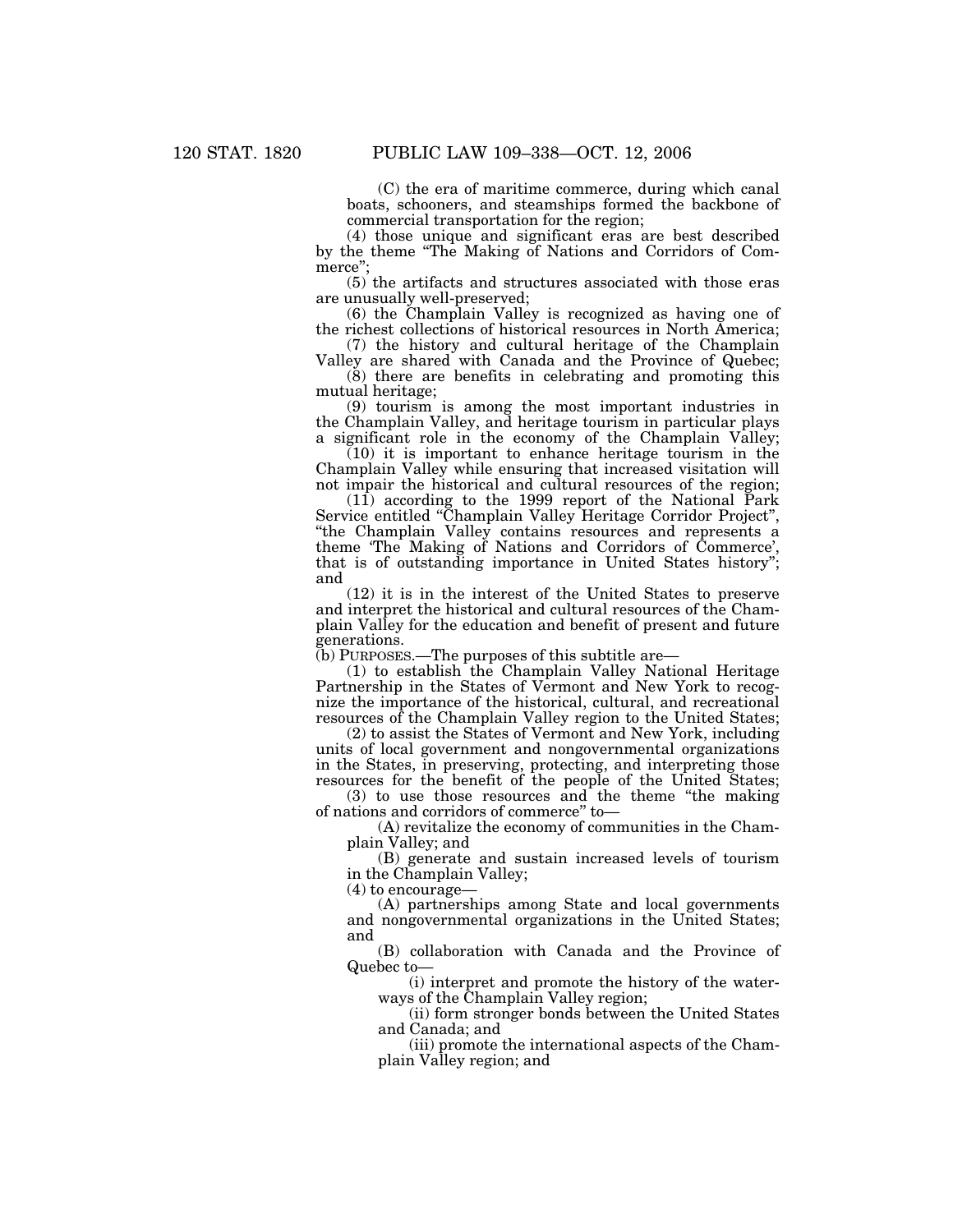(C) the era of maritime commerce, during which canal boats, schooners, and steamships formed the backbone of commercial transportation for the region;

(4) those unique and significant eras are best described by the theme "The Making of Nations and Corridors of Commerce";

(5) the artifacts and structures associated with those eras are unusually well-preserved;

(6) the Champlain Valley is recognized as having one of the richest collections of historical resources in North America;

(7) the history and cultural heritage of the Champlain Valley are shared with Canada and the Province of Quebec;

(8) there are benefits in celebrating and promoting this mutual heritage;

(9) tourism is among the most important industries in the Champlain Valley, and heritage tourism in particular plays a significant role in the economy of the Champlain Valley;

(10) it is important to enhance heritage tourism in the Champlain Valley while ensuring that increased visitation will not impair the historical and cultural resources of the region;

(11) according to the 1999 report of the National Park Service entitled "Champlain Valley Heritage Corridor Project", "the Champlain Valley contains resources and represents a theme 'The Making of Nations and Corridors of Commerce', that is of outstanding importance in United States history"; and

(12) it is in the interest of the United States to preserve and interpret the historical and cultural resources of the Champlain Valley for the education and benefit of present and future generations.

(b) PURPOSES.—The purposes of this subtitle are—

(1) to establish the Champlain Valley National Heritage Partnership in the States of Vermont and New York to recognize the importance of the historical, cultural, and recreational resources of the Champlain Valley region to the United States;

(2) to assist the States of Vermont and New York, including units of local government and nongovernmental organizations in the States, in preserving, protecting, and interpreting those resources for the benefit of the people of the United States;

(3) to use those resources and the theme "the making of nations and corridors of commerce" to—

(A) revitalize the economy of communities in the Champlain Valley; and

(B) generate and sustain increased levels of tourism in the Champlain Valley;

(4) to encourage—

(A) partnerships among State and local governments and nongovernmental organizations in the United States; and

(B) collaboration with Canada and the Province of Quebec to—

(i) interpret and promote the history of the waterways of the Champlain Valley region;

(ii) form stronger bonds between the United States and Canada; and

(iii) promote the international aspects of the Champlain Valley region; and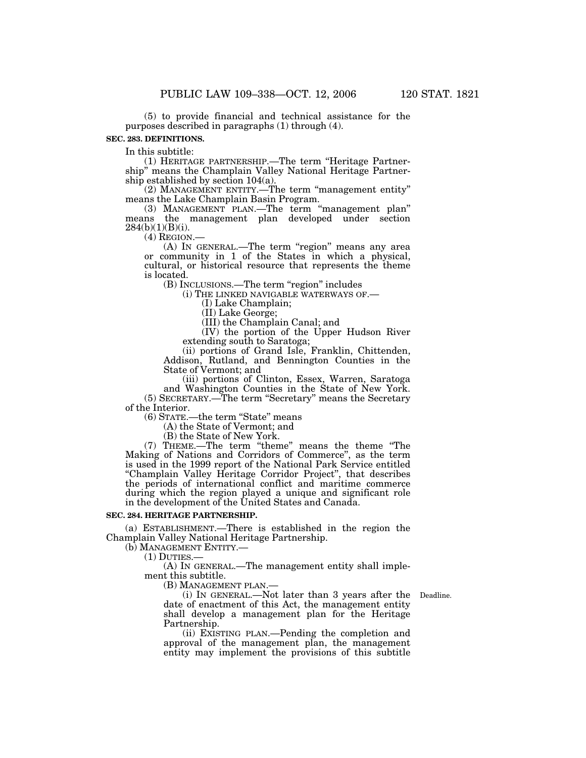(5) to provide financial and technical assistance for the purposes described in paragraphs (1) through (4).

**SEC. 283. DEFINITIONS.**

In this subtitle:

(1) HERITAGE PARTNERSHIP.—The term "Heritage Partnership" means the Champlain Valley National Heritage Partnership established by section 104(a).

(2) MANAGEMENT ENTITY.—The term "management entity" means the Lake Champlain Basin Program.

(3) MANAGEMENT PLAN.—The term "management plan" means the management plan developed under section 284(b)(1)(B)(i).

(4) REGION.—

(A) IN GENERAL.—The term "region" means any area or community in 1 of the States in which a physical, cultural, or historical resource that represents the theme is located.

(B) INCLUSIONS.—The term "region" includes

(i) THE LINKED NAVIGABLE WATERWAYS OF.—

(I) Lake Champlain;

(II) Lake George;

(III) the Champlain Canal; and

(IV) the portion of the Upper Hudson River extending south to Saratoga;

(ii) portions of Grand Isle, Franklin, Chittenden, Addison, Rutland, and Bennington Counties in the State of Vermont; and

(iii) portions of Clinton, Essex, Warren, Saratoga and Washington Counties in the State of New York.

(5) SECRETARY.—The term "Secretary" means the Secretary of the Interior.

(6) STATE.—the term "State" means

(A) the State of Vermont; and

(B) the State of New York.

(7) THEME.—The term "theme" means the theme "The Making of Nations and Corridors of Commerce", as the term is used in the 1999 report of the National Park Service entitled "Champlain Valley Heritage Corridor Project", that describes the periods of international conflict and maritime commerce during which the region played a unique and significant role in the development of the United States and Canada.

**SEC. 284. HERITAGE PARTNERSHIP.**

(a) ESTABLISHMENT.—There is established in the region the Champlain Valley National Heritage Partnership.

(b) MANAGEMENT ENTITY.—

(1) DUTIES.—

(A) IN GENERAL.—The management entity shall implement this subtitle.

(B) MANAGEMENT PLAN.—

(i) IN GENERAL.—Not later than 3 years after the date of enactment of this Act, the management entity shall develop a management plan for the Heritage Partnership.

Deadline.

(ii) EXISTING PLAN.—Pending the completion and approval of the management plan, the management entity may implement the provisions of this subtitle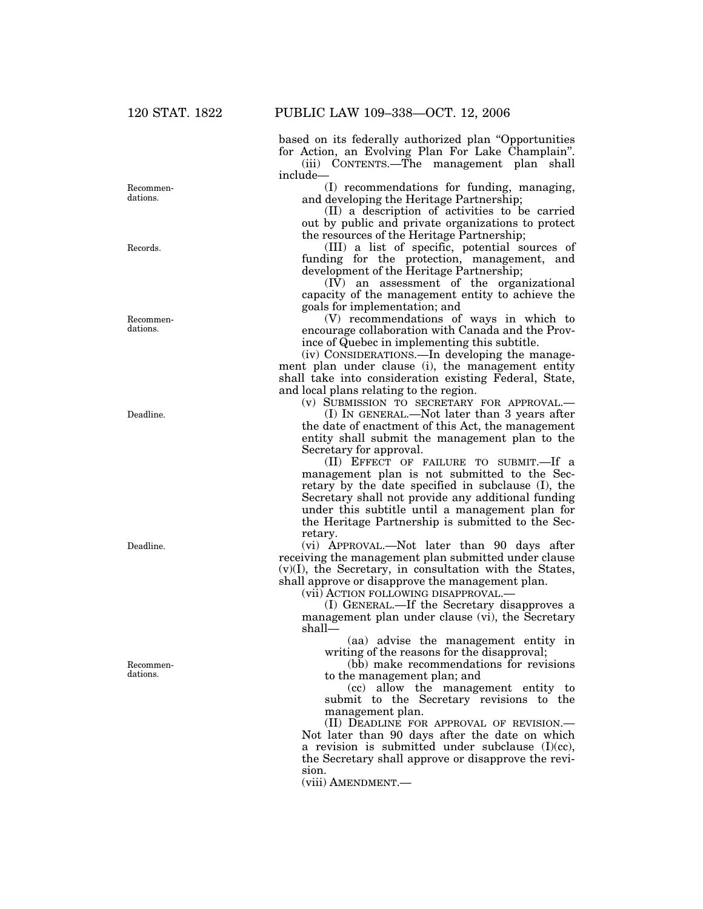based on its federally authorized plan "Opportunities for Action, an Evolving Plan For Lake Champlain".

(iii) CONTENTS.—The management plan shall include—

(I) recommendations for funding, managing, and developing the Heritage Partnership;

(II) a description of activities to be carried out by public and private organizations to protect the resources of the Heritage Partnership;

(III) a list of specific, potential sources of funding for the protection, management, and development of the Heritage Partnership;

(IV) an assessment of the organizational capacity of the management entity to achieve the goals for implementation; and

(V) recommendations of ways in which to encourage collaboration with Canada and the Province of Quebec in implementing this subtitle.

(iv) CONSIDERATIONS.—In developing the management plan under clause (i), the management entity shall take into consideration existing Federal, State, and local plans relating to the region.

(v) SUBMISSION TO SECRETARY FOR APPROVAL.—

(I) IN GENERAL.—Not later than 3 years after the date of enactment of this Act, the management entity shall submit the management plan to the Secretary for approval.

(II) EFFECT OF FAILURE TO SUBMIT.—If a management plan is not submitted to the Secretary by the date specified in subclause (I), the Secretary shall not provide any additional funding under this subtitle until a management plan for the Heritage Partnership is submitted to the Secretary.

(vi) APPROVAL.—Not later than 90 days after receiving the management plan submitted under clause (v)(I), the Secretary, in consultation with the States, shall approve or disapprove the management plan.

(vii) ACTION FOLLOWING DISAPPROVAL.—

(I) GENERAL.—If the Secretary disapproves a management plan under clause (vi), the Secretary shall—

(aa) advise the management entity in writing of the reasons for the disapproval;

(bb) make recommendations for revisions to the management plan; and

(cc) allow the management entity to submit to the Secretary revisions to the management plan.

(II) DEADLINE FOR APPROVAL OF REVISION.—Not later than 90 days after the date on which a revision is submitted under subclause (I)(cc), the Secretary shall approve or disapprove the revision.

(viii) AMENDMENT.—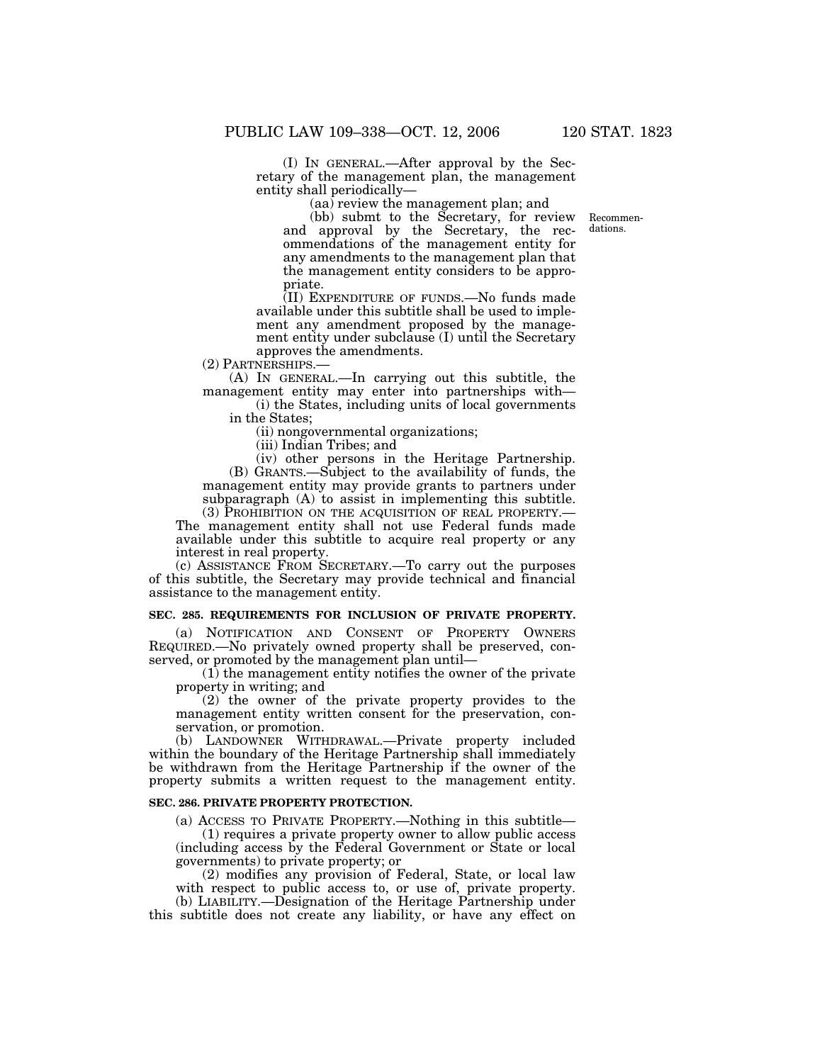(I) IN GENERAL.—After approval by the Secretary of the management plan, the management entity shall periodically—

(aa) review the management plan; and

(bb) submt to the Secretary, for review and approval by the Secretary, the recommendations of the management entity for any amendments to the management plan that the management entity considers to be appropriate.

Recommendations.

(II) EXPENDITURE OF FUNDS.—No funds made available under this subtitle shall be used to implement any amendment proposed by the management entity under subclause (I) until the Secretary approves the amendments.

(2) PARTNERSHIPS.—

(A) IN GENERAL.—In carrying out this subtitle, the management entity may enter into partnerships with—

(i) the States, including units of local governments in the States;

(ii) nongovernmental organizations;

(iii) Indian Tribes; and

(iv) other persons in the Heritage Partnership.

(B) GRANTS.—Subject to the availability of funds, the management entity may provide grants to partners under subparagraph (A) to assist in implementing this subtitle.

(3) PROHIBITION ON THE ACQUISITION OF REAL PROPERTY.—The management entity shall not use Federal funds made available under this subtitle to acquire real property or any interest in real property.

(c) ASSISTANCE FROM SECRETARY.—To carry out the purposes of this subtitle, the Secretary may provide technical and financial assistance to the management entity.

**SEC. 285. REQUIREMENTS FOR INCLUSION OF PRIVATE PROPERTY.**

(a) NOTIFICATION AND CONSENT OF PROPERTY OWNERS REQUIRED.—No privately owned property shall be preserved, conserved, or promoted by the management plan until—

(1) the management entity notifies the owner of the private property in writing; and

(2) the owner of the private property provides to the management entity written consent for the preservation, conservation, or promotion.

(b) LANDOWNER WITHDRAWAL.—Private property included within the boundary of the Heritage Partnership shall immediately be withdrawn from the Heritage Partnership if the owner of the property submits a written request to the management entity.

**SEC. 286. PRIVATE PROPERTY PROTECTION.**

(a) ACCESS TO PRIVATE PROPERTY.—Nothing in this subtitle—

(1) requires a private property owner to allow public access (including access by the Federal Government or State or local governments) to private property; or

(2) modifies any provision of Federal, State, or local law with respect to public access to, or use of, private property.

(b) LIABILITY.—Designation of the Heritage Partnership under this subtitle does not create any liability, or have any effect on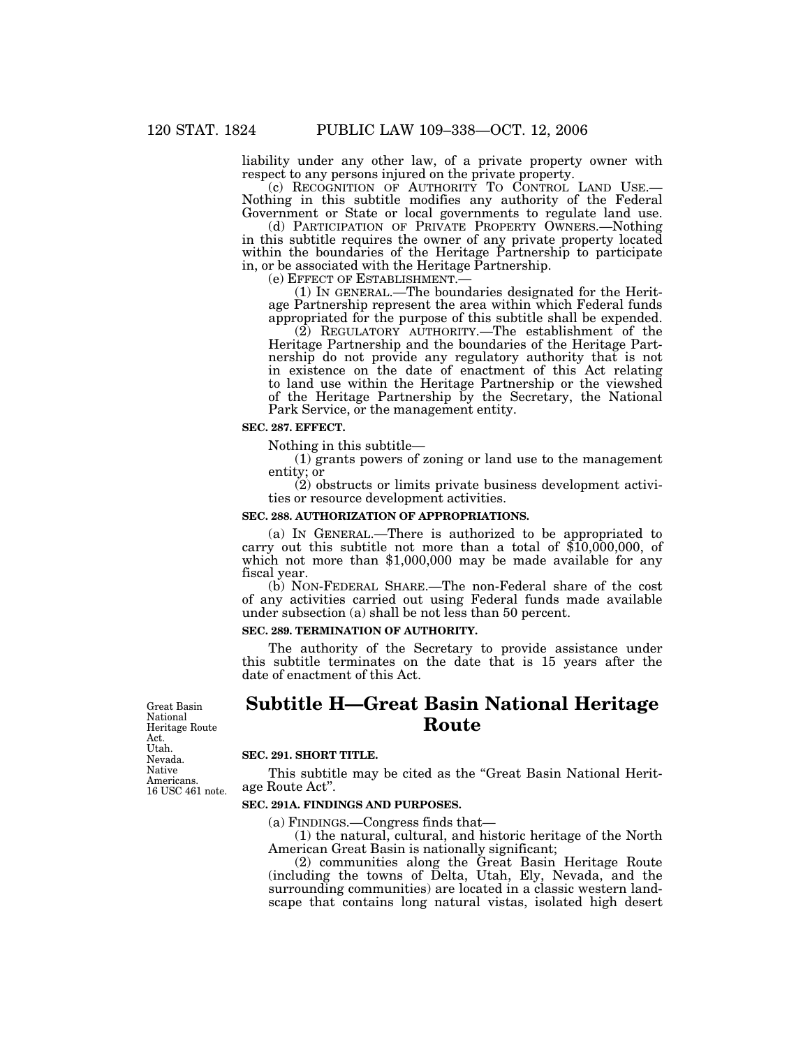liability under any other law, of a private property owner with respect to any persons injured on the private property.

(c) RECOGNITION OF AUTHORITY TO CONTROL LAND USE.—Nothing in this subtitle modifies any authority of the Federal Government or State or local governments to regulate land use.

(d) PARTICIPATION OF PRIVATE PROPERTY OWNERS.—Nothing in this subtitle requires the owner of any private property located within the boundaries of the Heritage Partnership to participate in, or be associated with the Heritage Partnership.

(e) EFFECT OF ESTABLISHMENT.—

(1) IN GENERAL.—The boundaries designated for the Heritage Partnership represent the area within which Federal funds appropriated for the purpose of this subtitle shall be expended.

(2) REGULATORY AUTHORITY.—The establishment of the Heritage Partnership and the boundaries of the Heritage Partnership do not provide any regulatory authority that is not in existence on the date of enactment of this Act relating to land use within the Heritage Partnership or the viewshed of the Heritage Partnership by the Secretary, the National Park Service, or the management entity.

**SEC. 287. EFFECT.**

Nothing in this subtitle—

(1) grants powers of zoning or land use to the management entity; or

(2) obstructs or limits private business development activities or resource development activities.

**SEC. 288. AUTHORIZATION OF APPROPRIATIONS.**

(a) IN GENERAL.—There is authorized to be appropriated to carry out this subtitle not more than a total of $10,000,000, of which not more than $1,000,000 may be made available for any fiscal year.

(b) NON-FEDERAL SHARE.—The non-Federal share of the cost of any activities carried out using Federal funds made available under subsection (a) shall be not less than 50 percent.

**SEC. 289. TERMINATION OF AUTHORITY.**

The authority of the Secretary to provide assistance under this subtitle terminates on the date that is 15 years after the date of enactment of this Act.

Great Basin National Heritage Route Act. Utah. Nevada. Native Americans. 16 USC 461 note.

# Subtitle H—Great Basin National Heritage Route

**SEC. 291. SHORT TITLE.**

This subtitle may be cited as the "Great Basin National Heritage Route Act".

**SEC. 291A. FINDINGS AND PURPOSES.**

(a) FINDINGS.—Congress finds that—

(1) the natural, cultural, and historic heritage of the North American Great Basin is nationally significant;

(2) communities along the Great Basin Heritage Route (including the towns of Delta, Utah, Ely, Nevada, and the surrounding communities) are located in a classic western landscape that contains long natural vistas, isolated high desert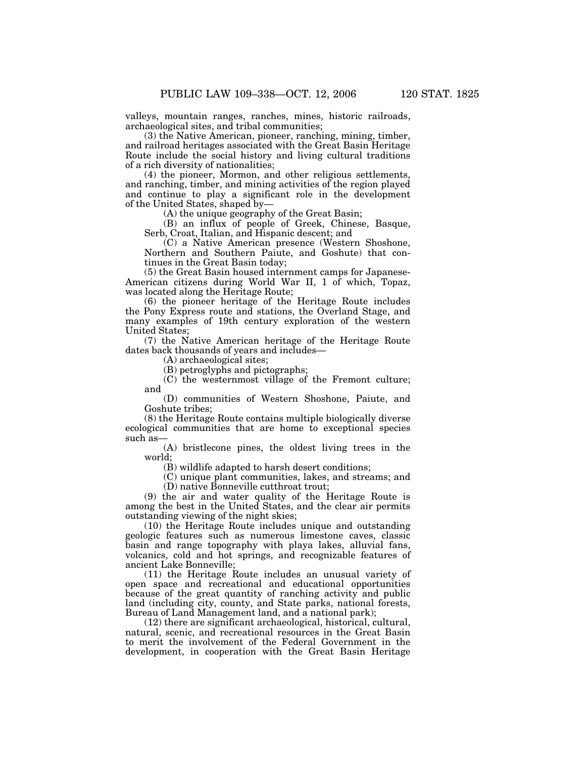valleys, mountain ranges, ranches, mines, historic railroads, archaeological sites, and tribal communities;

(3) the Native American, pioneer, ranching, mining, timber, and railroad heritages associated with the Great Basin Heritage Route include the social history and living cultural traditions of a rich diversity of nationalities;

(4) the pioneer, Mormon, and other religious settlements, and ranching, timber, and mining activities of the region played and continue to play a significant role in the development of the United States, shaped by—

(A) the unique geography of the Great Basin;

(B) an influx of people of Greek, Chinese, Basque, Serb, Croat, Italian, and Hispanic descent; and

(C) a Native American presence (Western Shoshone, Northern and Southern Paiute, and Goshute) that continues in the Great Basin today;

(5) the Great Basin housed internment camps for Japanese-American citizens during World War II, 1 of which, Topaz, was located along the Heritage Route;

(6) the pioneer heritage of the Heritage Route includes the Pony Express route and stations, the Overland Stage, and many examples of 19th century exploration of the western United States;

(7) the Native American heritage of the Heritage Route dates back thousands of years and includes—

(A) archaeological sites;

(B) petroglyphs and pictographs;

(C) the westernmost village of the Fremont culture; and

(D) communities of Western Shoshone, Paiute, and Goshute tribes;

(8) the Heritage Route contains multiple biologically diverse ecological communities that are home to exceptional species such as—

(A) bristlecone pines, the oldest living trees in the world;

(B) wildlife adapted to harsh desert conditions;

(C) unique plant communities, lakes, and streams; and

(D) native Bonneville cutthroat trout;

(9) the air and water quality of the Heritage Route is among the best in the United States, and the clear air permits outstanding viewing of the night skies;

(10) the Heritage Route includes unique and outstanding geologic features such as numerous limestone caves, classic basin and range topography with playa lakes, alluvial fans, volcanics, cold and hot springs, and recognizable features of ancient Lake Bonneville;

(11) the Heritage Route includes an unusual variety of open space and recreational and educational opportunities because of the great quantity of ranching activity and public land (including city, county, and State parks, national forests, Bureau of Land Management land, and a national park);

(12) there are significant archaeological, historical, cultural, natural, scenic, and recreational resources in the Great Basin to merit the involvement of the Federal Government in the development, in cooperation with the Great Basin Heritage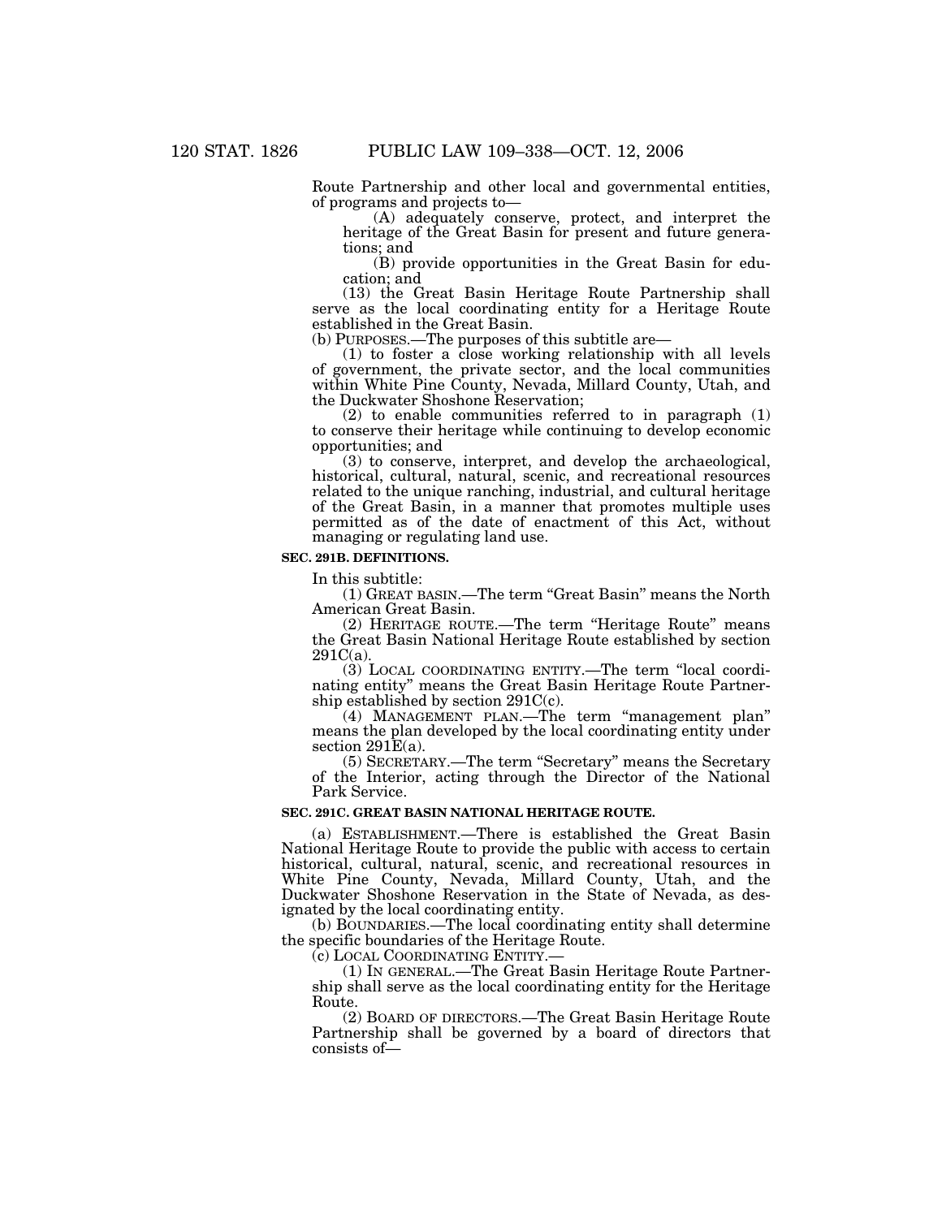Route Partnership and other local and governmental entities, of programs and projects to—

(A) adequately conserve, protect, and interpret the heritage of the Great Basin for present and future generations; and

(B) provide opportunities in the Great Basin for education; and

(13) the Great Basin Heritage Route Partnership shall serve as the local coordinating entity for a Heritage Route established in the Great Basin.

(b) PURPOSES.—The purposes of this subtitle are—

(1) to foster a close working relationship with all levels of government, the private sector, and the local communities within White Pine County, Nevada, Millard County, Utah, and the Duckwater Shoshone Reservation;

(2) to enable communities referred to in paragraph (1) to conserve their heritage while continuing to develop economic opportunities; and

(3) to conserve, interpret, and develop the archaeological, historical, cultural, natural, scenic, and recreational resources related to the unique ranching, industrial, and cultural heritage of the Great Basin, in a manner that promotes multiple uses permitted as of the date of enactment of this Act, without managing or regulating land use.

**SEC. 291B. DEFINITIONS.**

In this subtitle:

(1) GREAT BASIN.—The term "Great Basin" means the North American Great Basin.

(2) HERITAGE ROUTE.—The term "Heritage Route" means the Great Basin National Heritage Route established by section 291C(a).

(3) LOCAL COORDINATING ENTITY.—The term "local coordinating entity" means the Great Basin Heritage Route Partnership established by section 291C(c).

(4) MANAGEMENT PLAN.—The term "management plan" means the plan developed by the local coordinating entity under section 291E(a).

(5) SECRETARY.—The term "Secretary" means the Secretary of the Interior, acting through the Director of the National Park Service.

**SEC. 291C. GREAT BASIN NATIONAL HERITAGE ROUTE.**

(a) ESTABLISHMENT.—There is established the Great Basin National Heritage Route to provide the public with access to certain historical, cultural, natural, scenic, and recreational resources in White Pine County, Nevada, Millard County, Utah, and the Duckwater Shoshone Reservation in the State of Nevada, as designated by the local coordinating entity.

(b) BOUNDARIES.—The local coordinating entity shall determine the specific boundaries of the Heritage Route.

(c) LOCAL COORDINATING ENTITY.—

(1) IN GENERAL.—The Great Basin Heritage Route Partnership shall serve as the local coordinating entity for the Heritage Route.

(2) BOARD OF DIRECTORS.—The Great Basin Heritage Route Partnership shall be governed by a board of directors that consists of—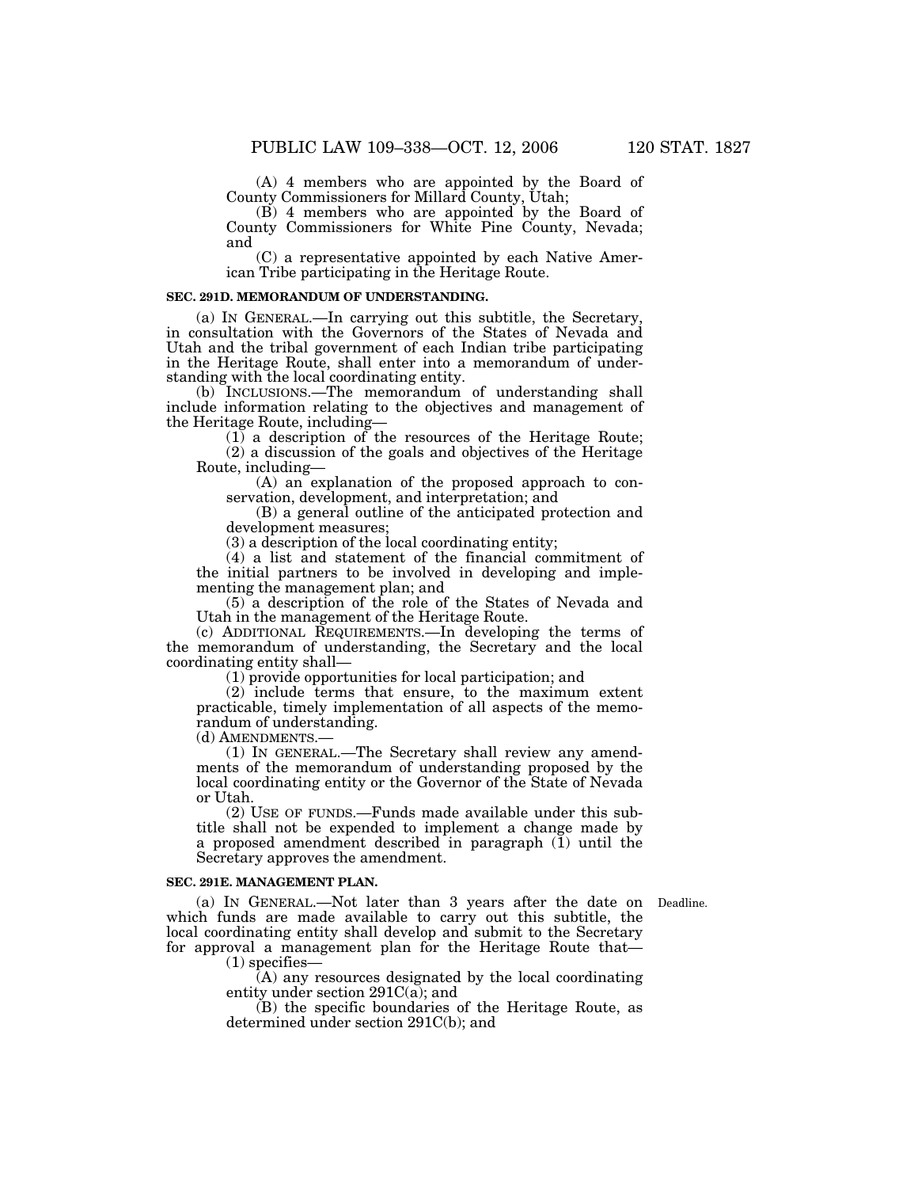(A) 4 members who are appointed by the Board of County Commissioners for Millard County, Utah;

(B) 4 members who are appointed by the Board of County Commissioners for White Pine County, Nevada; and

(C) a representative appointed by each Native American Tribe participating in the Heritage Route.

**SEC. 291D. MEMORANDUM OF UNDERSTANDING.**

(a) IN GENERAL.—In carrying out this subtitle, the Secretary, in consultation with the Governors of the States of Nevada and Utah and the tribal government of each Indian tribe participating in the Heritage Route, shall enter into a memorandum of understanding with the local coordinating entity.

(b) INCLUSIONS.—The memorandum of understanding shall include information relating to the objectives and management of the Heritage Route, including—

(1) a description of the resources of the Heritage Route;

(2) a discussion of the goals and objectives of the Heritage Route, including—

(A) an explanation of the proposed approach to conservation, development, and interpretation; and

(B) a general outline of the anticipated protection and development measures;

(3) a description of the local coordinating entity;

(4) a list and statement of the financial commitment of the initial partners to be involved in developing and implementing the management plan; and

(5) a description of the role of the States of Nevada and Utah in the management of the Heritage Route.

(c) ADDITIONAL REQUIREMENTS.—In developing the terms of the memorandum of understanding, the Secretary and the local coordinating entity shall—

(1) provide opportunities for local participation; and

(2) include terms that ensure, to the maximum extent practicable, timely implementation of all aspects of the memorandum of understanding.

(d) AMENDMENTS.—

(1) IN GENERAL.—The Secretary shall review any amendments of the memorandum of understanding proposed by the local coordinating entity or the Governor of the State of Nevada or Utah.

(2) USE OF FUNDS.—Funds made available under this subtitle shall not be expended to implement a change made by a proposed amendment described in paragraph (1) until the Secretary approves the amendment.

**SEC. 291E. MANAGEMENT PLAN.**

Deadline.

(a) IN GENERAL.—Not later than 3 years after the date on which funds are made available to carry out this subtitle, the local coordinating entity shall develop and submit to the Secretary for approval a management plan for the Heritage Route that—

(1) specifies—

(A) any resources designated by the local coordinating entity under section 291C(a); and

(B) the specific boundaries of the Heritage Route, as determined under section 291C(b); and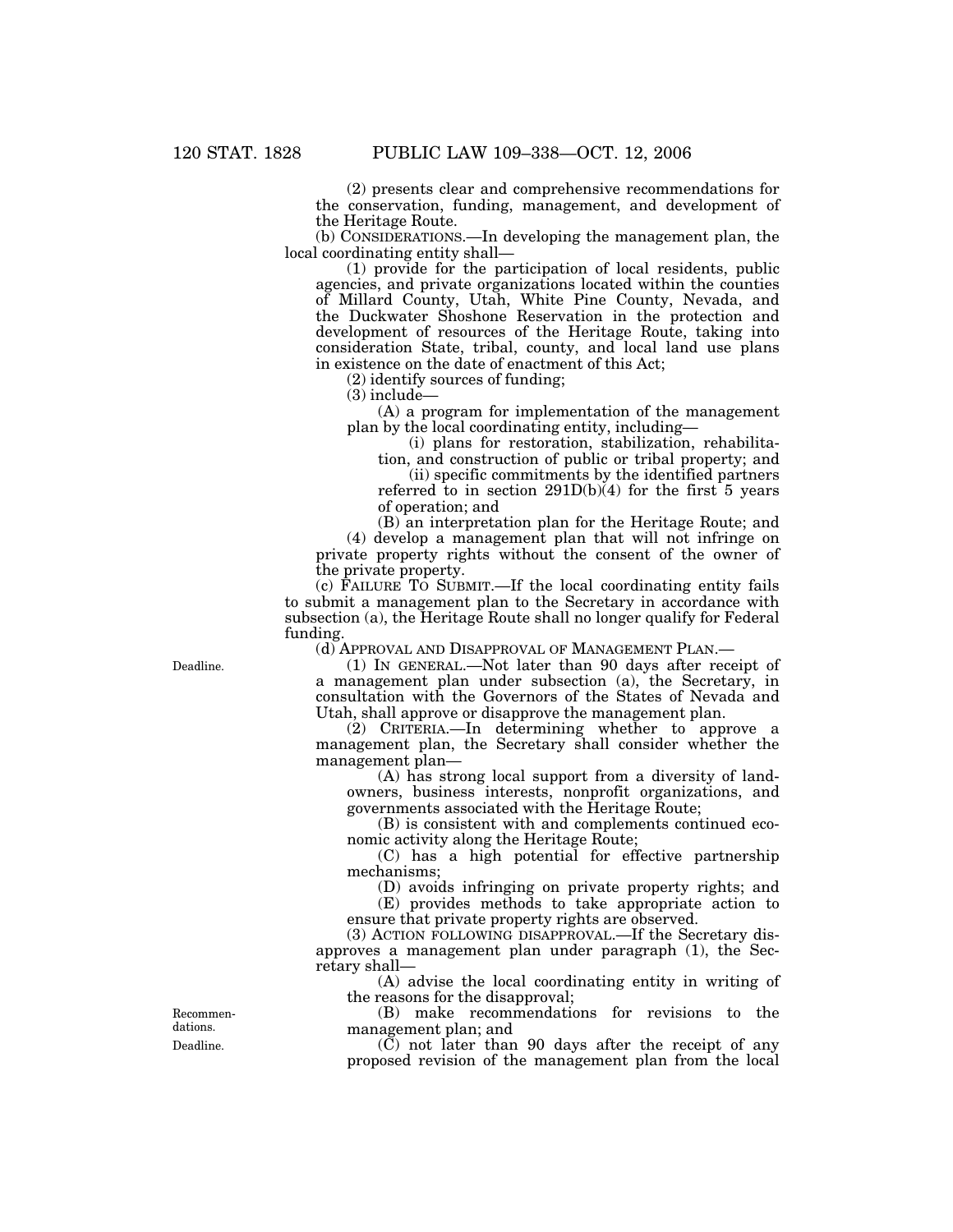(2) presents clear and comprehensive recommendations for the conservation, funding, management, and development of the Heritage Route.

(b) CONSIDERATIONS.—In developing the management plan, the local coordinating entity shall—

(1) provide for the participation of local residents, public agencies, and private organizations located within the counties of Millard County, Utah, White Pine County, Nevada, and the Duckwater Shoshone Reservation in the protection and development of resources of the Heritage Route, taking into consideration State, tribal, county, and local land use plans in existence on the date of enactment of this Act;

(2) identify sources of funding;

(3) include—

(A) a program for implementation of the management plan by the local coordinating entity, including—

(i) plans for restoration, stabilization, rehabilitation, and construction of public or tribal property; and

(ii) specific commitments by the identified partners referred to in section 291D(b)(4) for the first 5 years of operation; and

(B) an interpretation plan for the Heritage Route; and

(4) develop a management plan that will not infringe on private property rights without the consent of the owner of the private property.

(c) FAILURE TO SUBMIT.—If the local coordinating entity fails to submit a management plan to the Secretary in accordance with subsection (a), the Heritage Route shall no longer qualify for Federal funding.

(d) APPROVAL AND DISAPPROVAL OF MANAGEMENT PLAN.—

Deadline.

(1) IN GENERAL.—Not later than 90 days after receipt of a management plan under subsection (a), the Secretary, in consultation with the Governors of the States of Nevada and Utah, shall approve or disapprove the management plan.

(2) CRITERIA.—In determining whether to approve a management plan, the Secretary shall consider whether the management plan—

(A) has strong local support from a diversity of landowners, business interests, nonprofit organizations, and governments associated with the Heritage Route;

(B) is consistent with and complements continued economic activity along the Heritage Route;

(C) has a high potential for effective partnership mechanisms;

(D) avoids infringing on private property rights; and

(E) provides methods to take appropriate action to ensure that private property rights are observed.

(3) ACTION FOLLOWING DISAPPROVAL.—If the Secretary disapproves a management plan under paragraph (1), the Secretary shall—

(A) advise the local coordinating entity in writing of the reasons for the disapproval;

Recommendations.

(B) make recommendations for revisions to the management plan; and

Deadline.

(C) not later than 90 days after the receipt of any proposed revision of the management plan from the local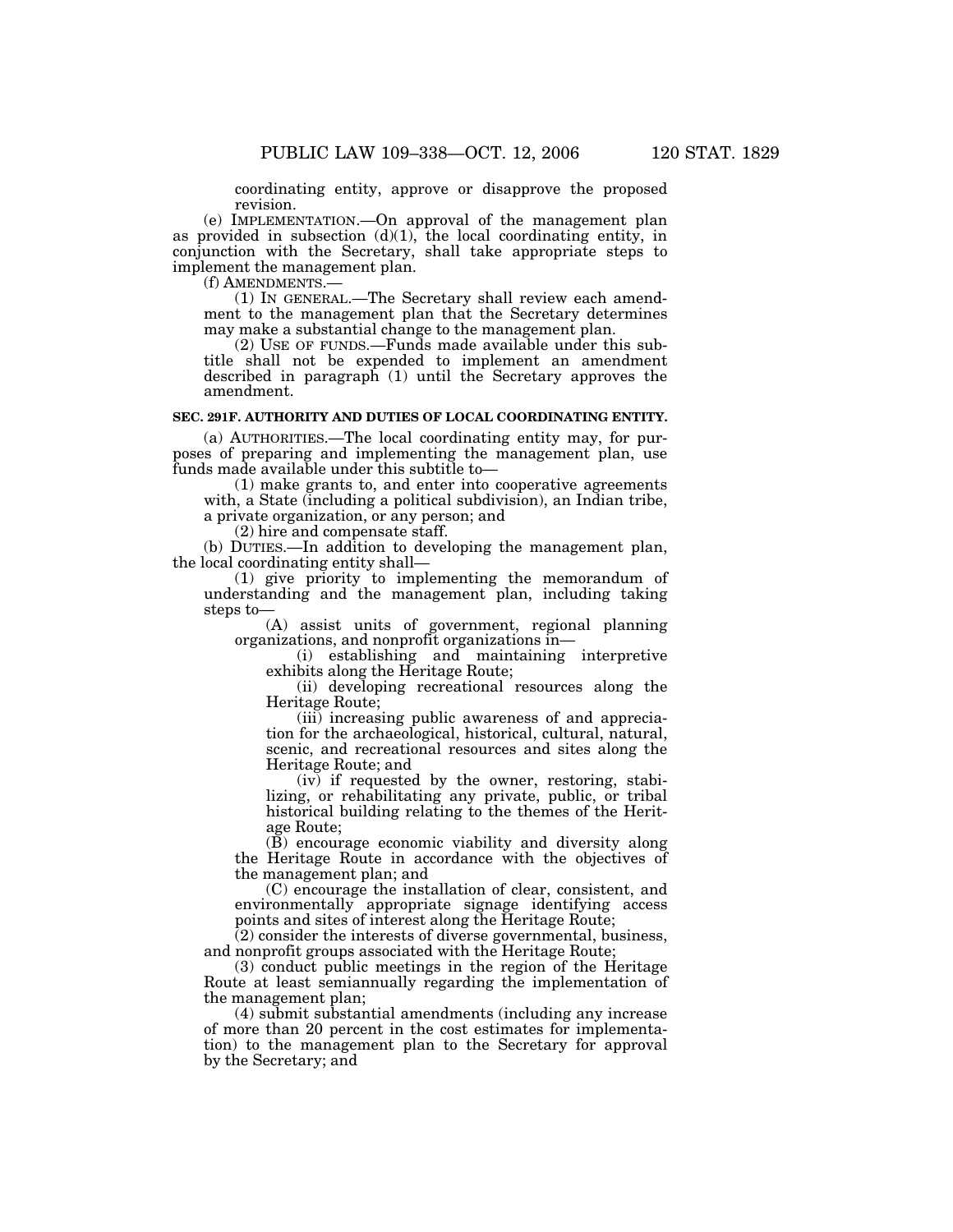coordinating entity, approve or disapprove the proposed revision.

(e) IMPLEMENTATION.—On approval of the management plan as provided in subsection (d)(1), the local coordinating entity, in conjunction with the Secretary, shall take appropriate steps to implement the management plan.

(f) AMENDMENTS.—

(1) IN GENERAL.—The Secretary shall review each amendment to the management plan that the Secretary determines may make a substantial change to the management plan.

(2) USE OF FUNDS.—Funds made available under this subtitle shall not be expended to implement an amendment described in paragraph (1) until the Secretary approves the amendment.

**SEC. 291F. AUTHORITY AND DUTIES OF LOCAL COORDINATING ENTITY.**

(a) AUTHORITIES.—The local coordinating entity may, for purposes of preparing and implementing the management plan, use funds made available under this subtitle to—

(1) make grants to, and enter into cooperative agreements with, a State (including a political subdivision), an Indian tribe, a private organization, or any person; and

(2) hire and compensate staff.

(b) DUTIES.—In addition to developing the management plan, the local coordinating entity shall—

(1) give priority to implementing the memorandum of understanding and the management plan, including taking steps to—

(A) assist units of government, regional planning organizations, and nonprofit organizations in—

(i) establishing and maintaining interpretive exhibits along the Heritage Route;

(ii) developing recreational resources along the Heritage Route;

(iii) increasing public awareness of and appreciation for the archaeological, historical, cultural, natural, scenic, and recreational resources and sites along the Heritage Route; and

(iv) if requested by the owner, restoring, stabilizing, or rehabilitating any private, public, or tribal historical building relating to the themes of the Heritage Route;

(B) encourage economic viability and diversity along the Heritage Route in accordance with the objectives of the management plan; and

(C) encourage the installation of clear, consistent, and environmentally appropriate signage identifying access points and sites of interest along the Heritage Route;

(2) consider the interests of diverse governmental, business, and nonprofit groups associated with the Heritage Route;

(3) conduct public meetings in the region of the Heritage Route at least semiannually regarding the implementation of the management plan;

(4) submit substantial amendments (including any increase of more than 20 percent in the cost estimates for implementation) to the management plan to the Secretary for approval by the Secretary; and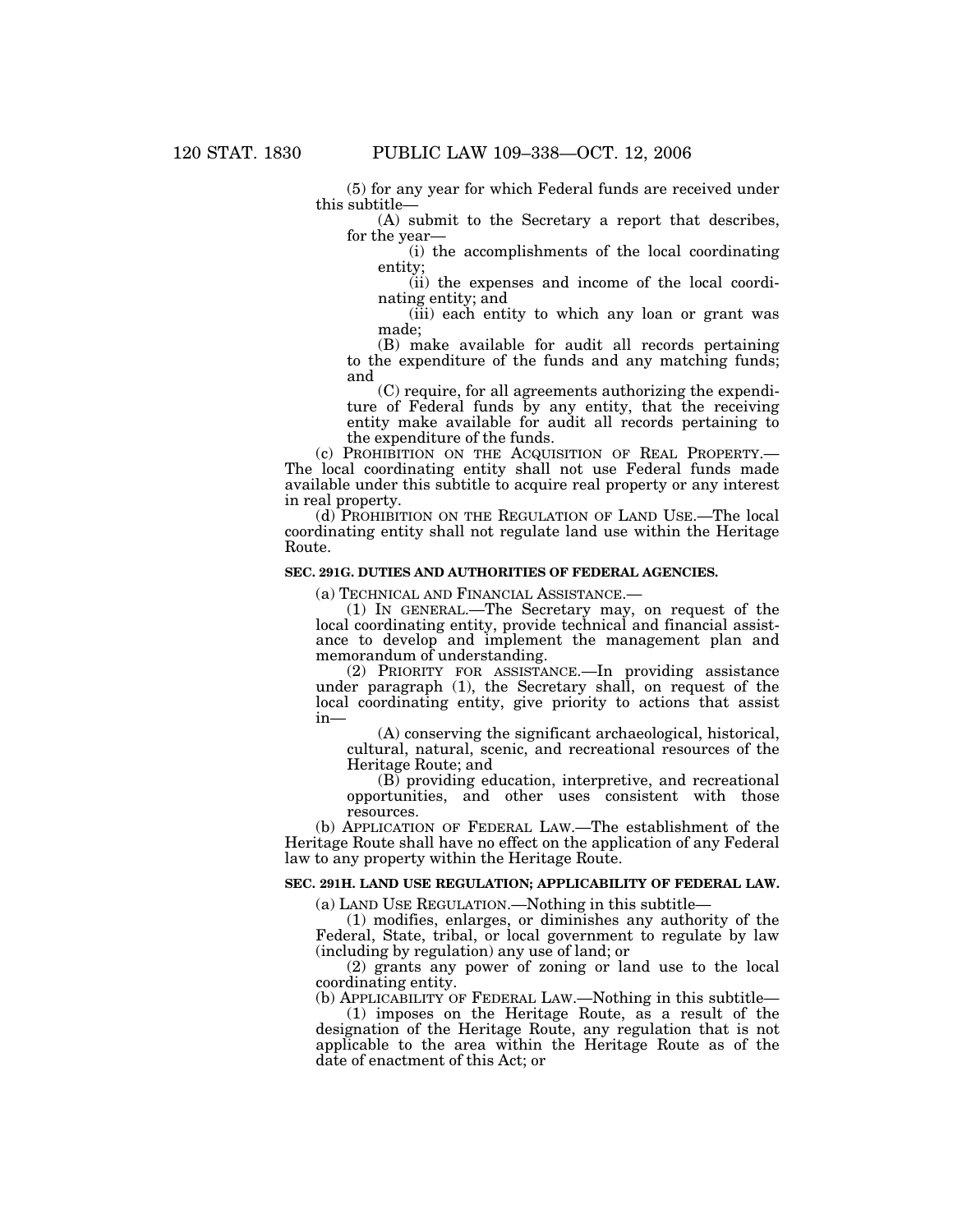(5) for any year for which Federal funds are received under this subtitle—

(A) submit to the Secretary a report that describes, for the year—

(i) the accomplishments of the local coordinating entity;

(ii) the expenses and income of the local coordinating entity; and

(iii) each entity to which any loan or grant was made;

(B) make available for audit all records pertaining to the expenditure of the funds and any matching funds; and

(C) require, for all agreements authorizing the expenditure of Federal funds by any entity, that the receiving entity make available for audit all records pertaining to the expenditure of the funds.

(c) PROHIBITION ON THE ACQUISITION OF REAL PROPERTY.—The local coordinating entity shall not use Federal funds made available under this subtitle to acquire real property or any interest in real property.

(d) PROHIBITION ON THE REGULATION OF LAND USE.—The local coordinating entity shall not regulate land use within the Heritage Route.

**SEC. 291G. DUTIES AND AUTHORITIES OF FEDERAL AGENCIES.**

(a) TECHNICAL AND FINANCIAL ASSISTANCE.—

(1) IN GENERAL.—The Secretary may, on request of the local coordinating entity, provide technical and financial assistance to develop and implement the management plan and memorandum of understanding.

(2) PRIORITY FOR ASSISTANCE.—In providing assistance under paragraph (1), the Secretary shall, on request of the local coordinating entity, give priority to actions that assist in—

(A) conserving the significant archaeological, historical, cultural, natural, scenic, and recreational resources of the Heritage Route; and

(B) providing education, interpretive, and recreational opportunities, and other uses consistent with those resources.

(b) APPLICATION OF FEDERAL LAW.—The establishment of the Heritage Route shall have no effect on the application of any Federal law to any property within the Heritage Route.

**SEC. 291H. LAND USE REGULATION; APPLICABILITY OF FEDERAL LAW.**

(a) LAND USE REGULATION.—Nothing in this subtitle—

(1) modifies, enlarges, or diminishes any authority of the Federal, State, tribal, or local government to regulate by law (including by regulation) any use of land; or

(2) grants any power of zoning or land use to the local coordinating entity.

(b) APPLICABILITY OF FEDERAL LAW.—Nothing in this subtitle—

(1) imposes on the Heritage Route, as a result of the designation of the Heritage Route, any regulation that is not applicable to the area within the Heritage Route as of the date of enactment of this Act; or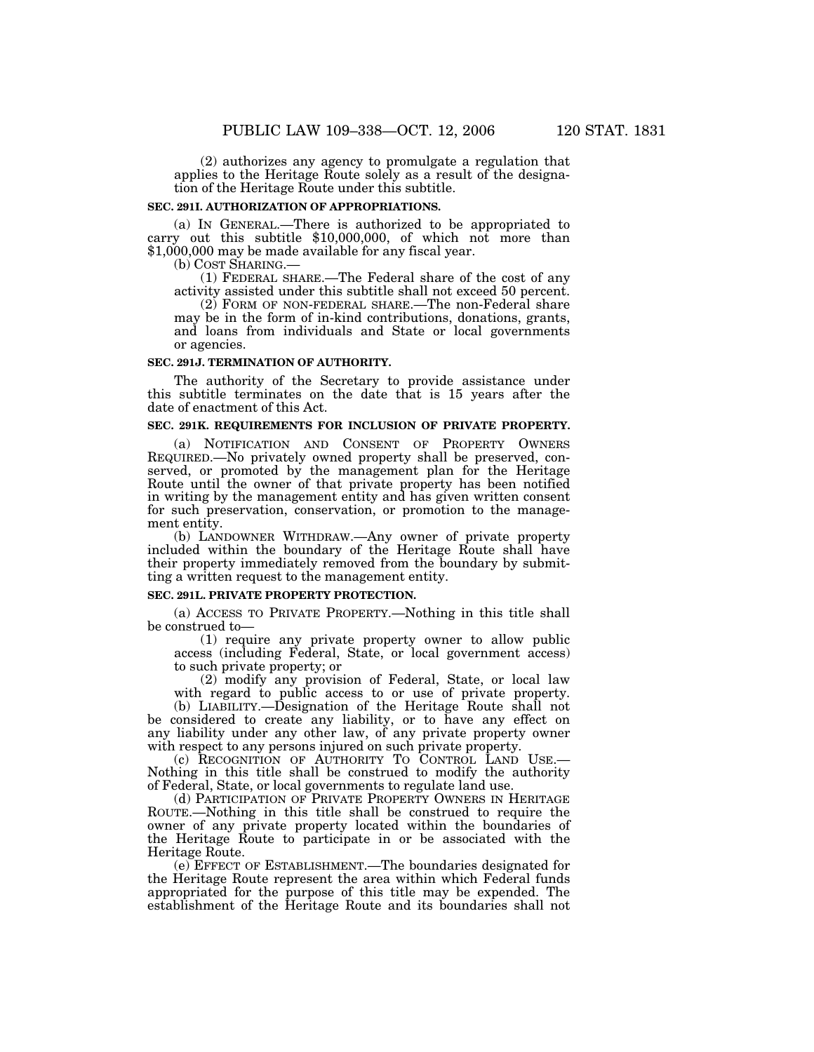(2) authorizes any agency to promulgate a regulation that applies to the Heritage Route solely as a result of the designation of the Heritage Route under this subtitle.

### SEC. 291I. AUTHORIZATION OF APPROPRIATIONS.

(a) IN GENERAL.—There is authorized to be appropriated to carry out this subtitle $10,000,000, of which not more than $1,000,000 may be made available for any fiscal year.

(b) COST SHARING.—

(1) FEDERAL SHARE.—The Federal share of the cost of any activity assisted under this subtitle shall not exceed 50 percent.

(2) FORM OF NON-FEDERAL SHARE.—The non-Federal share may be in the form of in-kind contributions, donations, grants, and loans from individuals and State or local governments or agencies.

### SEC. 291J. TERMINATION OF AUTHORITY.

The authority of the Secretary to provide assistance under this subtitle terminates on the date that is 15 years after the date of enactment of this Act.

### SEC. 291K. REQUIREMENTS FOR INCLUSION OF PRIVATE PROPERTY.

(a) NOTIFICATION AND CONSENT OF PROPERTY OWNERS REQUIRED.—No privately owned property shall be preserved, conserved, or promoted by the management plan for the Heritage Route until the owner of that private property has been notified in writing by the management entity and has given written consent for such preservation, conservation, or promotion to the management entity.

(b) LANDOWNER WITHDRAW.—Any owner of private property included within the boundary of the Heritage Route shall have their property immediately removed from the boundary by submitting a written request to the management entity.

### SEC. 291L. PRIVATE PROPERTY PROTECTION.

(a) ACCESS TO PRIVATE PROPERTY.—Nothing in this title shall be construed to—

(1) require any private property owner to allow public access (including Federal, State, or local government access) to such private property; or

(2) modify any provision of Federal, State, or local law with regard to public access to or use of private property.

(b) LIABILITY.—Designation of the Heritage Route shall not be considered to create any liability, or to have any effect on any liability under any other law, of any private property owner with respect to any persons injured on such private property.

(c) RECOGNITION OF AUTHORITY TO CONTROL LAND USE.—Nothing in this title shall be construed to modify the authority of Federal, State, or local governments to regulate land use.

(d) PARTICIPATION OF PRIVATE PROPERTY OWNERS IN HERITAGE ROUTE.—Nothing in this title shall be construed to require the owner of any private property located within the boundaries of the Heritage Route to participate in or be associated with the Heritage Route.

(e) EFFECT OF ESTABLISHMENT.—The boundaries designated for the Heritage Route represent the area within which Federal funds appropriated for the purpose of this title may be expended. The establishment of the Heritage Route and its boundaries shall not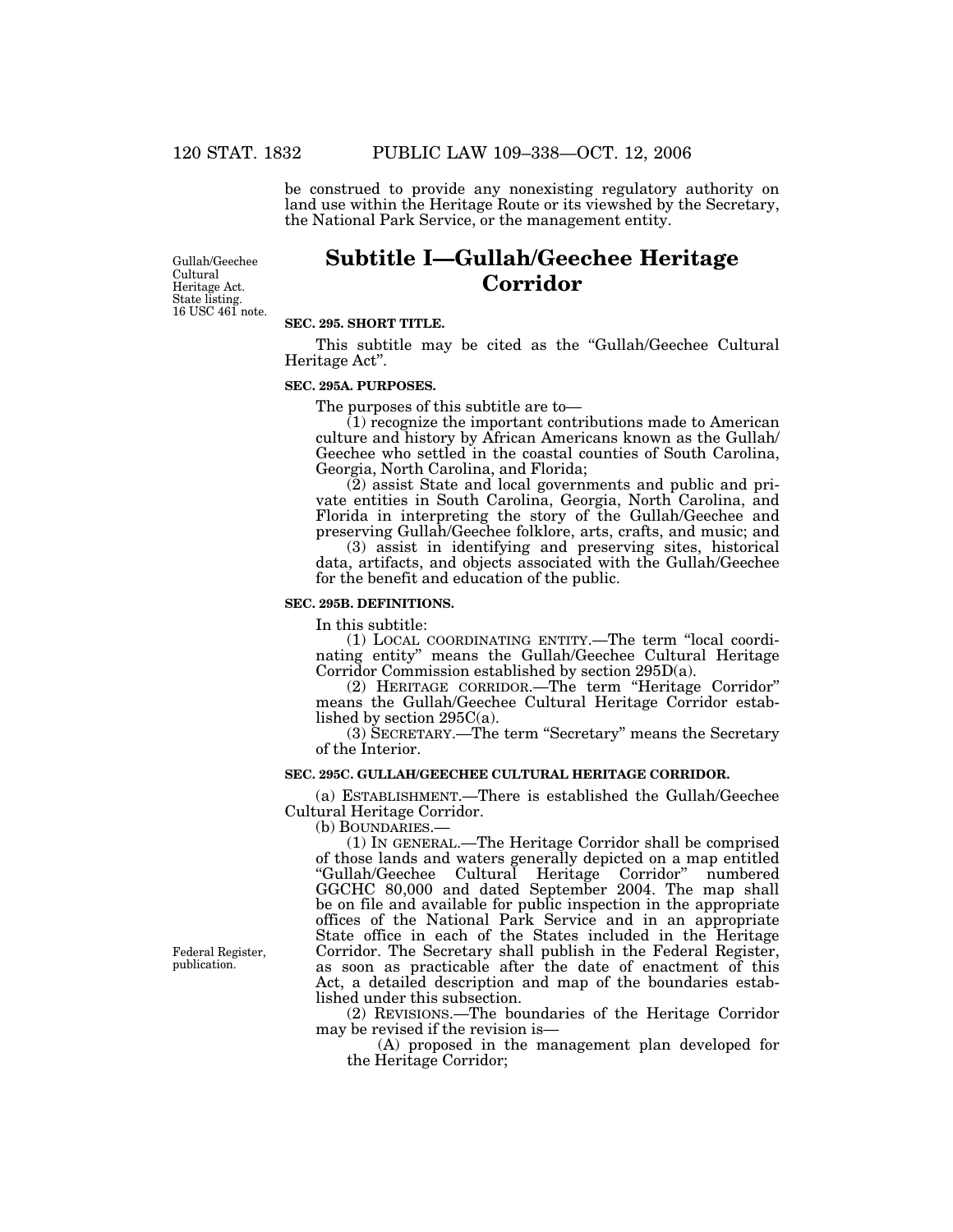be construed to provide any nonexisting regulatory authority on land use within the Heritage Route or its viewshed by the Secretary, the National Park Service, or the management entity.

Gullah/Geechee Cultural Heritage Act. State listing. 16 USC 461 note.

## Subtitle I—Gullah/Geechee Heritage Corridor

**SEC. 295. SHORT TITLE.**

This subtitle may be cited as the "Gullah/Geechee Cultural Heritage Act".

**SEC. 295A. PURPOSES.**

The purposes of this subtitle are to—

(1) recognize the important contributions made to American culture and history by African Americans known as the Gullah/Geechee who settled in the coastal counties of South Carolina, Georgia, North Carolina, and Florida;

(2) assist State and local governments and public and private entities in South Carolina, Georgia, North Carolina, and Florida in interpreting the story of the Gullah/Geechee and preserving Gullah/Geechee folklore, arts, crafts, and music; and

(3) assist in identifying and preserving sites, historical data, artifacts, and objects associated with the Gullah/Geechee for the benefit and education of the public.

**SEC. 295B. DEFINITIONS.**

In this subtitle:

(1) LOCAL COORDINATING ENTITY.—The term "local coordinating entity" means the Gullah/Geechee Cultural Heritage Corridor Commission established by section 295D(a).

(2) HERITAGE CORRIDOR.—The term "Heritage Corridor" means the Gullah/Geechee Cultural Heritage Corridor established by section 295C(a).

(3) SECRETARY.—The term "Secretary" means the Secretary of the Interior.

**SEC. 295C. GULLAH/GEECHEE CULTURAL HERITAGE CORRIDOR.**

(a) ESTABLISHMENT.—There is established the Gullah/Geechee Cultural Heritage Corridor.

(b) BOUNDARIES.—

(1) IN GENERAL.—The Heritage Corridor shall be comprised of those lands and waters generally depicted on a map entitled "Gullah/Geechee Cultural Heritage Corridor" numbered GGCHC 80,000 and dated September 2004. The map shall be on file and available for public inspection in the appropriate offices of the National Park Service and in an appropriate State office in each of the States included in the Heritage Corridor. The Secretary shall publish in the Federal Register, as soon as practicable after the date of enactment of this Act, a detailed description and map of the boundaries established under this subsection.

Federal Register, publication.

(2) REVISIONS.—The boundaries of the Heritage Corridor may be revised if the revision is—

(A) proposed in the management plan developed for the Heritage Corridor;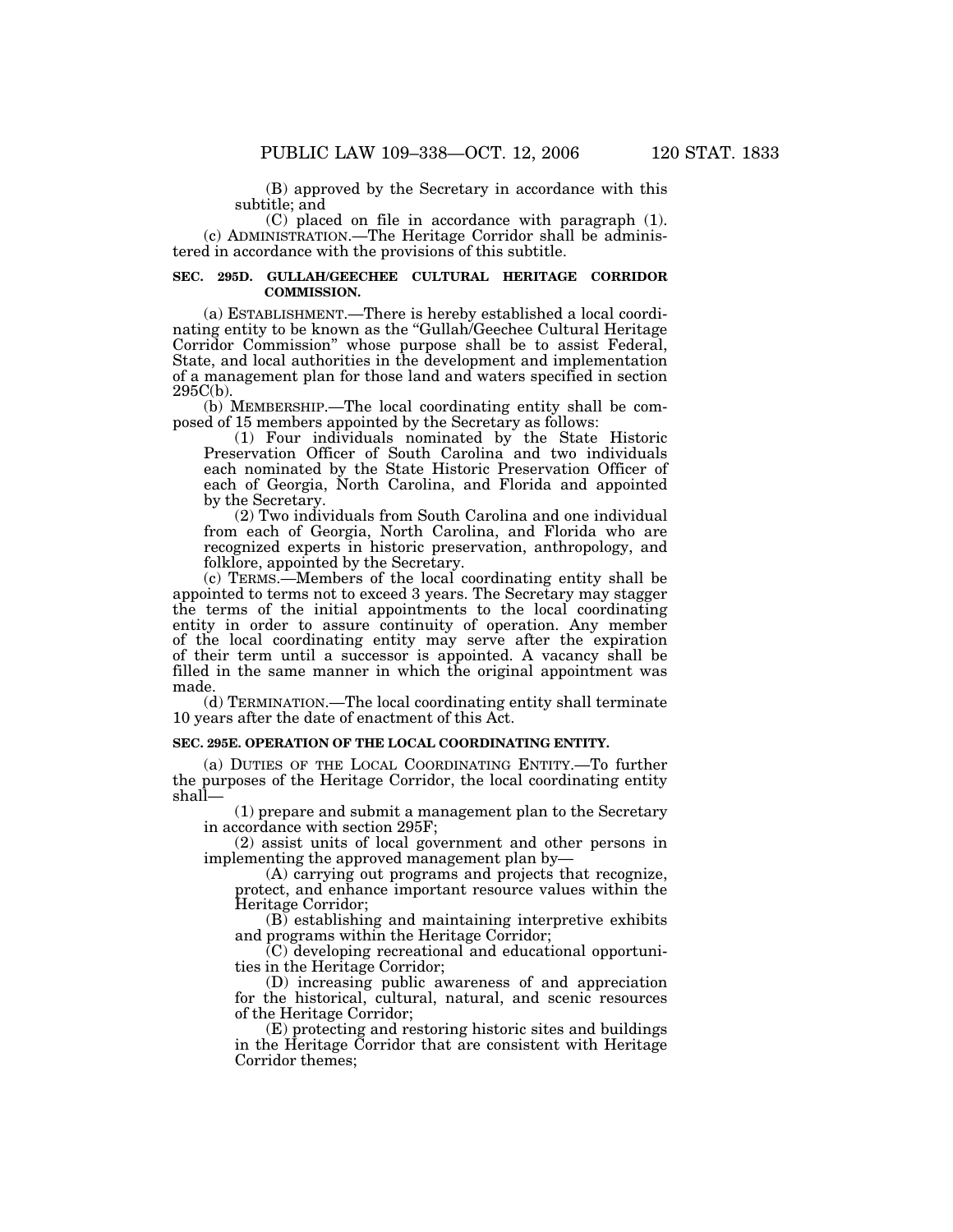(B) approved by the Secretary in accordance with this subtitle; and

(C) placed on file in accordance with paragraph (1).

(c) ADMINISTRATION.—The Heritage Corridor shall be administered in accordance with the provisions of this subtitle.

### SEC. 295D. GULLAH/GEECHEE CULTURAL HERITAGE CORRIDOR COMMISSION.

(a) ESTABLISHMENT.—There is hereby established a local coordinating entity to be known as the "Gullah/Geechee Cultural Heritage Corridor Commission" whose purpose shall be to assist Federal, State, and local authorities in the development and implementation of a management plan for those land and waters specified in section 295C(b).

(b) MEMBERSHIP.—The local coordinating entity shall be composed of 15 members appointed by the Secretary as follows:

(1) Four individuals nominated by the State Historic Preservation Officer of South Carolina and two individuals each nominated by the State Historic Preservation Officer of each of Georgia, North Carolina, and Florida and appointed by the Secretary.

(2) Two individuals from South Carolina and one individual from each of Georgia, North Carolina, and Florida who are recognized experts in historic preservation, anthropology, and folklore, appointed by the Secretary.

(c) TERMS.—Members of the local coordinating entity shall be appointed to terms not to exceed 3 years. The Secretary may stagger the terms of the initial appointments to the local coordinating entity in order to assure continuity of operation. Any member of the local coordinating entity may serve after the expiration of their term until a successor is appointed. A vacancy shall be filled in the same manner in which the original appointment was made.

(d) TERMINATION.—The local coordinating entity shall terminate 10 years after the date of enactment of this Act.

### SEC. 295E. OPERATION OF THE LOCAL COORDINATING ENTITY.

(a) DUTIES OF THE LOCAL COORDINATING ENTITY.—To further the purposes of the Heritage Corridor, the local coordinating entity shall—

(1) prepare and submit a management plan to the Secretary in accordance with section 295F;

(2) assist units of local government and other persons in implementing the approved management plan by—

(A) carrying out programs and projects that recognize, protect, and enhance important resource values within the Heritage Corridor;

(B) establishing and maintaining interpretive exhibits and programs within the Heritage Corridor;

(C) developing recreational and educational opportunities in the Heritage Corridor;

(D) increasing public awareness of and appreciation for the historical, cultural, natural, and scenic resources of the Heritage Corridor;

(E) protecting and restoring historic sites and buildings in the Heritage Corridor that are consistent with Heritage Corridor themes;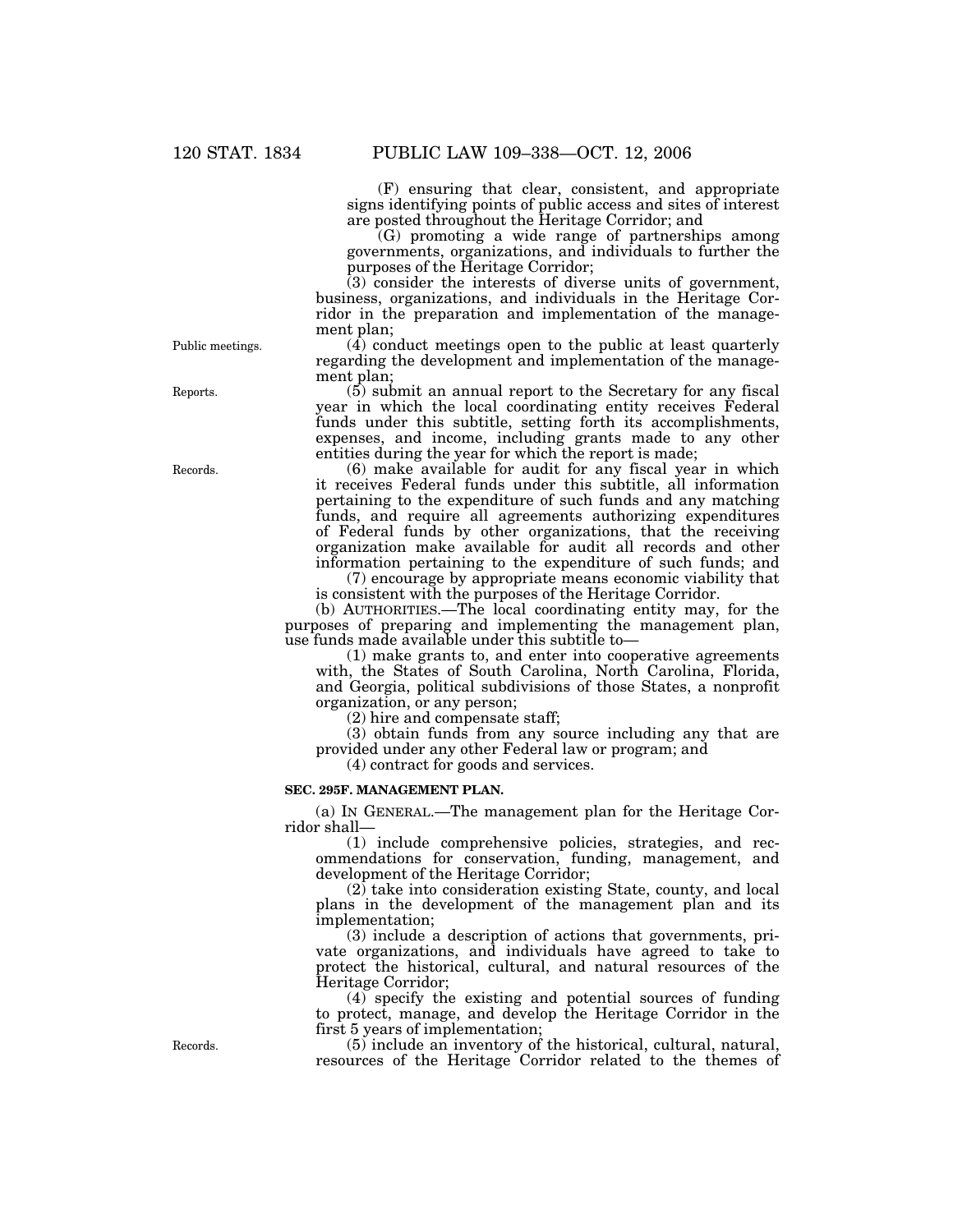(F) ensuring that clear, consistent, and appropriate signs identifying points of public access and sites of interest are posted throughout the Heritage Corridor; and

(G) promoting a wide range of partnerships among governments, organizations, and individuals to further the purposes of the Heritage Corridor;

(3) consider the interests of diverse units of government, business, organizations, and individuals in the Heritage Corridor in the preparation and implementation of the management plan;

Public meetings.

(4) conduct meetings open to the public at least quarterly regarding the development and implementation of the management plan;

Reports.

(5) submit an annual report to the Secretary for any fiscal year in which the local coordinating entity receives Federal funds under this subtitle, setting forth its accomplishments, expenses, and income, including grants made to any other entities during the year for which the report is made;

Records.

(6) make available for audit for any fiscal year in which it receives Federal funds under this subtitle, all information pertaining to the expenditure of such funds and any matching funds, and require all agreements authorizing expenditures of Federal funds by other organizations, that the receiving organization make available for audit all records and other information pertaining to the expenditure of such funds; and

(7) encourage by appropriate means economic viability that is consistent with the purposes of the Heritage Corridor.

(b) AUTHORITIES.—The local coordinating entity may, for the purposes of preparing and implementing the management plan, use funds made available under this subtitle to—

(1) make grants to, and enter into cooperative agreements with, the States of South Carolina, North Carolina, Florida, and Georgia, political subdivisions of those States, a nonprofit organization, or any person;

(2) hire and compensate staff;

(3) obtain funds from any source including any that are provided under any other Federal law or program; and

(4) contract for goods and services.

**SEC. 295F. MANAGEMENT PLAN.**

(a) IN GENERAL.—The management plan for the Heritage Corridor shall—

(1) include comprehensive policies, strategies, and recommendations for conservation, funding, management, and development of the Heritage Corridor;

(2) take into consideration existing State, county, and local plans in the development of the management plan and its implementation;

(3) include a description of actions that governments, private organizations, and individuals have agreed to take to protect the historical, cultural, and natural resources of the Heritage Corridor;

(4) specify the existing and potential sources of funding to protect, manage, and develop the Heritage Corridor in the first 5 years of implementation;

Records.

(5) include an inventory of the historical, cultural, natural, resources of the Heritage Corridor related to the themes of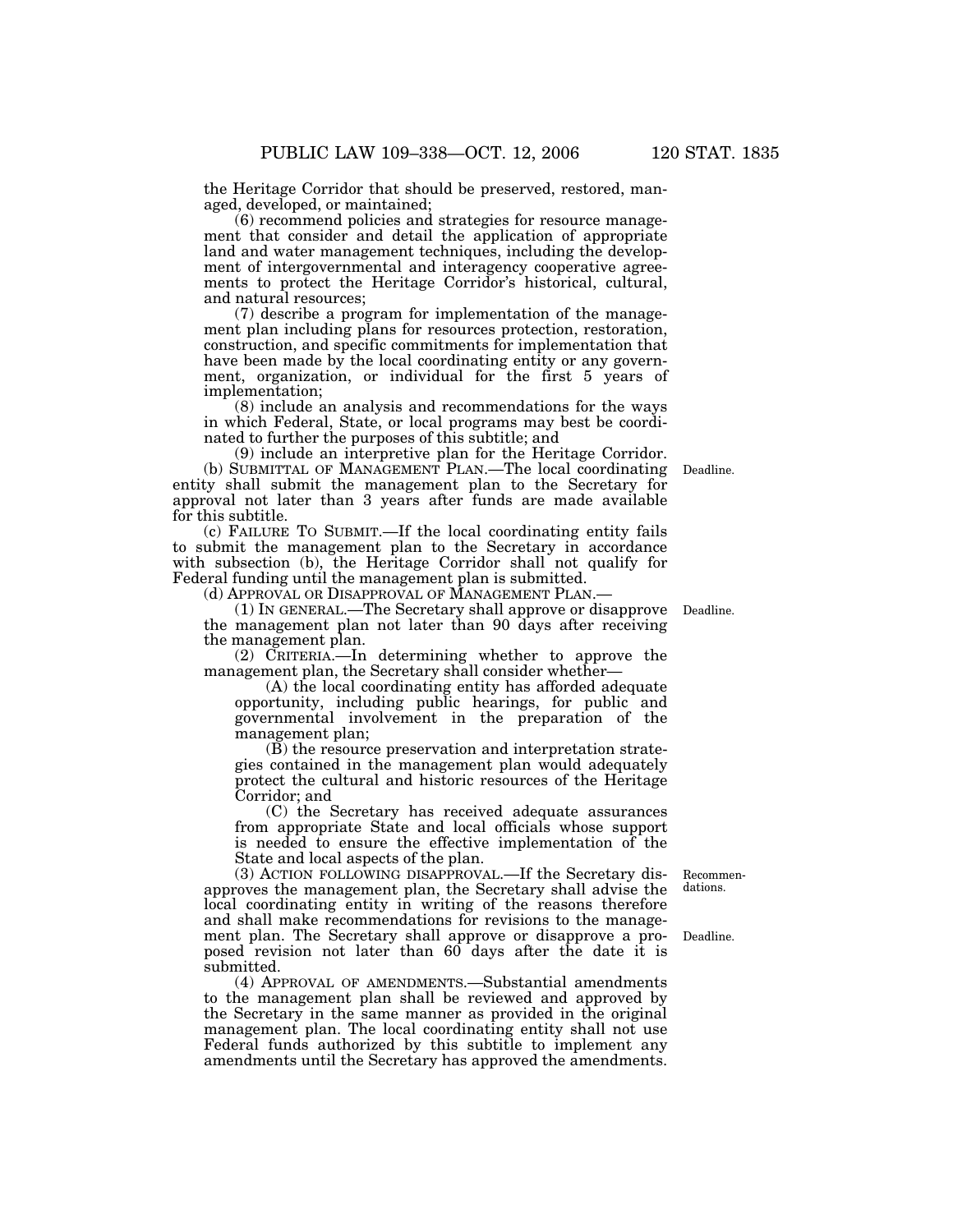the Heritage Corridor that should be preserved, restored, managed, developed, or maintained;

(6) recommend policies and strategies for resource management that consider and detail the application of appropriate land and water management techniques, including the development of intergovernmental and interagency cooperative agreements to protect the Heritage Corridor's historical, cultural, and natural resources;

(7) describe a program for implementation of the management plan including plans for resources protection, restoration, construction, and specific commitments for implementation that have been made by the local coordinating entity or any government, organization, or individual for the first 5 years of implementation;

(8) include an analysis and recommendations for the ways in which Federal, State, or local programs may best be coordinated to further the purposes of this subtitle; and

(9) include an interpretive plan for the Heritage Corridor.

(b) SUBMITTAL OF MANAGEMENT PLAN.—The local coordinating entity shall submit the management plan to the Secretary for approval not later than 3 years after funds are made available for this subtitle.

Deadline.

(c) FAILURE TO SUBMIT.—If the local coordinating entity fails to submit the management plan to the Secretary in accordance with subsection (b), the Heritage Corridor shall not qualify for Federal funding until the management plan is submitted.

(d) APPROVAL OR DISAPPROVAL OF MANAGEMENT PLAN.—

(1) IN GENERAL.—The Secretary shall approve or disapprove the management plan not later than 90 days after receiving the management plan.

Deadline.

(2) CRITERIA.—In determining whether to approve the management plan, the Secretary shall consider whether—

(A) the local coordinating entity has afforded adequate opportunity, including public hearings, for public and governmental involvement in the preparation of the management plan;

(B) the resource preservation and interpretation strategies contained in the management plan would adequately protect the cultural and historic resources of the Heritage Corridor; and

(C) the Secretary has received adequate assurances from appropriate State and local officials whose support is needed to ensure the effective implementation of the State and local aspects of the plan.

(3) ACTION FOLLOWING DISAPPROVAL.—If the Secretary disapproves the management plan, the Secretary shall advise the local coordinating entity in writing of the reasons therefore and shall make recommendations for revisions to the management plan. The Secretary shall approve or disapprove a proposed revision not later than 60 days after the date it is submitted.

Recommendations.

Deadline.

(4) APPROVAL OF AMENDMENTS.—Substantial amendments to the management plan shall be reviewed and approved by the Secretary in the same manner as provided in the original management plan. The local coordinating entity shall not use Federal funds authorized by this subtitle to implement any amendments until the Secretary has approved the amendments.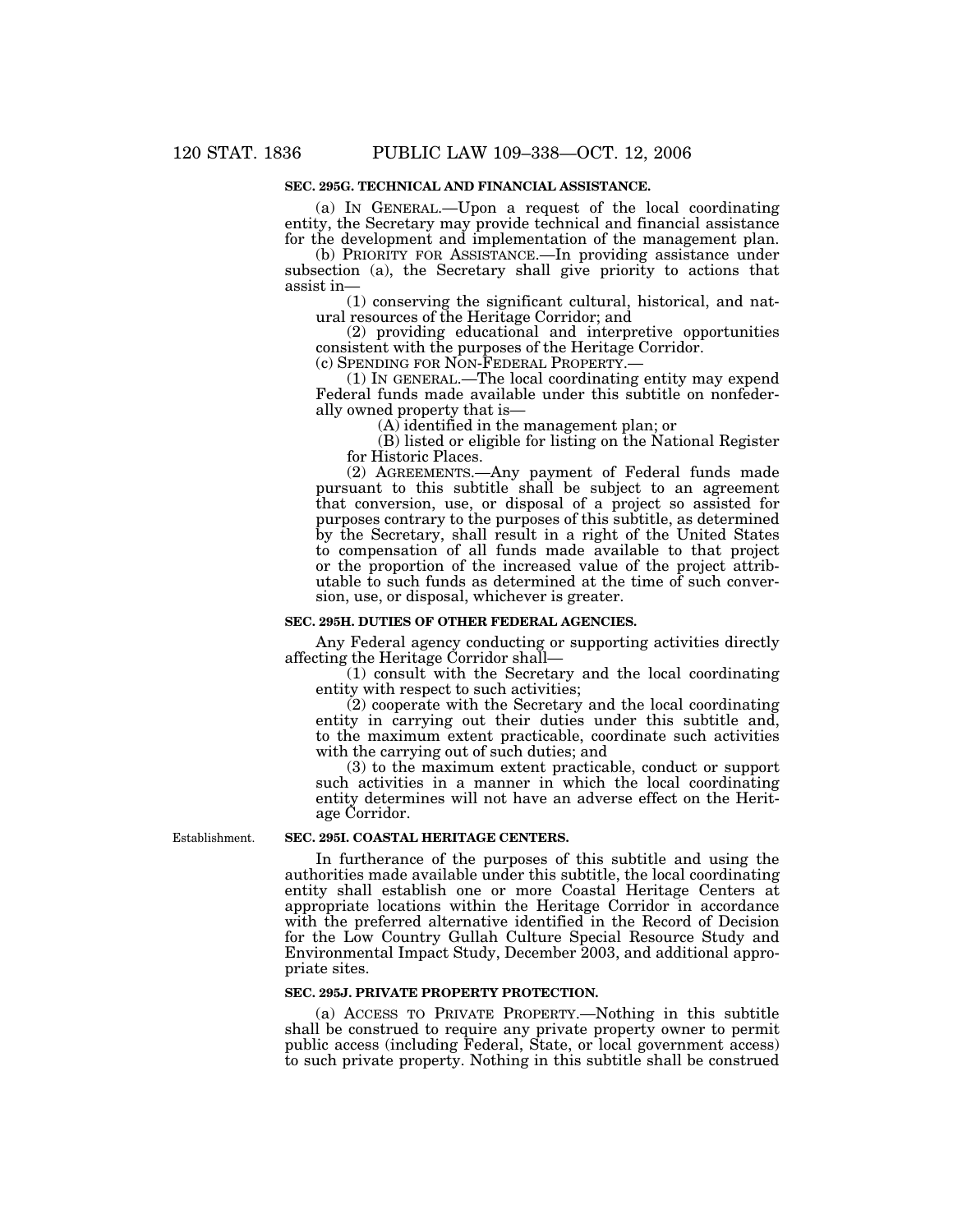### SEC. 295G. TECHNICAL AND FINANCIAL ASSISTANCE.

(a) IN GENERAL.—Upon a request of the local coordinating entity, the Secretary may provide technical and financial assistance for the development and implementation of the management plan.

(b) PRIORITY FOR ASSISTANCE.—In providing assistance under subsection (a), the Secretary shall give priority to actions that assist in—

(1) conserving the significant cultural, historical, and natural resources of the Heritage Corridor; and

(2) providing educational and interpretive opportunities consistent with the purposes of the Heritage Corridor.

(c) SPENDING FOR NON-FEDERAL PROPERTY.—

(1) IN GENERAL.—The local coordinating entity may expend Federal funds made available under this subtitle on nonfederally owned property that is—

(A) identified in the management plan; or

(B) listed or eligible for listing on the National Register for Historic Places.

(2) AGREEMENTS.—Any payment of Federal funds made pursuant to this subtitle shall be subject to an agreement that conversion, use, or disposal of a project so assisted for purposes contrary to the purposes of this subtitle, as determined by the Secretary, shall result in a right of the United States to compensation of all funds made available to that project or the proportion of the increased value of the project attributable to such funds as determined at the time of such conversion, use, or disposal, whichever is greater.

### SEC. 295H. DUTIES OF OTHER FEDERAL AGENCIES.

Any Federal agency conducting or supporting activities directly affecting the Heritage Corridor shall—

(1) consult with the Secretary and the local coordinating entity with respect to such activities;

(2) cooperate with the Secretary and the local coordinating entity in carrying out their duties under this subtitle and, to the maximum extent practicable, coordinate such activities with the carrying out of such duties; and

(3) to the maximum extent practicable, conduct or support such activities in a manner in which the local coordinating entity determines will not have an adverse effect on the Heritage Corridor.

Establishment.

### SEC. 295I. COASTAL HERITAGE CENTERS.

In furtherance of the purposes of this subtitle and using the authorities made available under this subtitle, the local coordinating entity shall establish one or more Coastal Heritage Centers at appropriate locations within the Heritage Corridor in accordance with the preferred alternative identified in the Record of Decision for the Low Country Gullah Culture Special Resource Study and Environmental Impact Study, December 2003, and additional appropriate sites.

### SEC. 295J. PRIVATE PROPERTY PROTECTION.

(a) ACCESS TO PRIVATE PROPERTY.—Nothing in this subtitle shall be construed to require any private property owner to permit public access (including Federal, State, or local government access) to such private property. Nothing in this subtitle shall be construed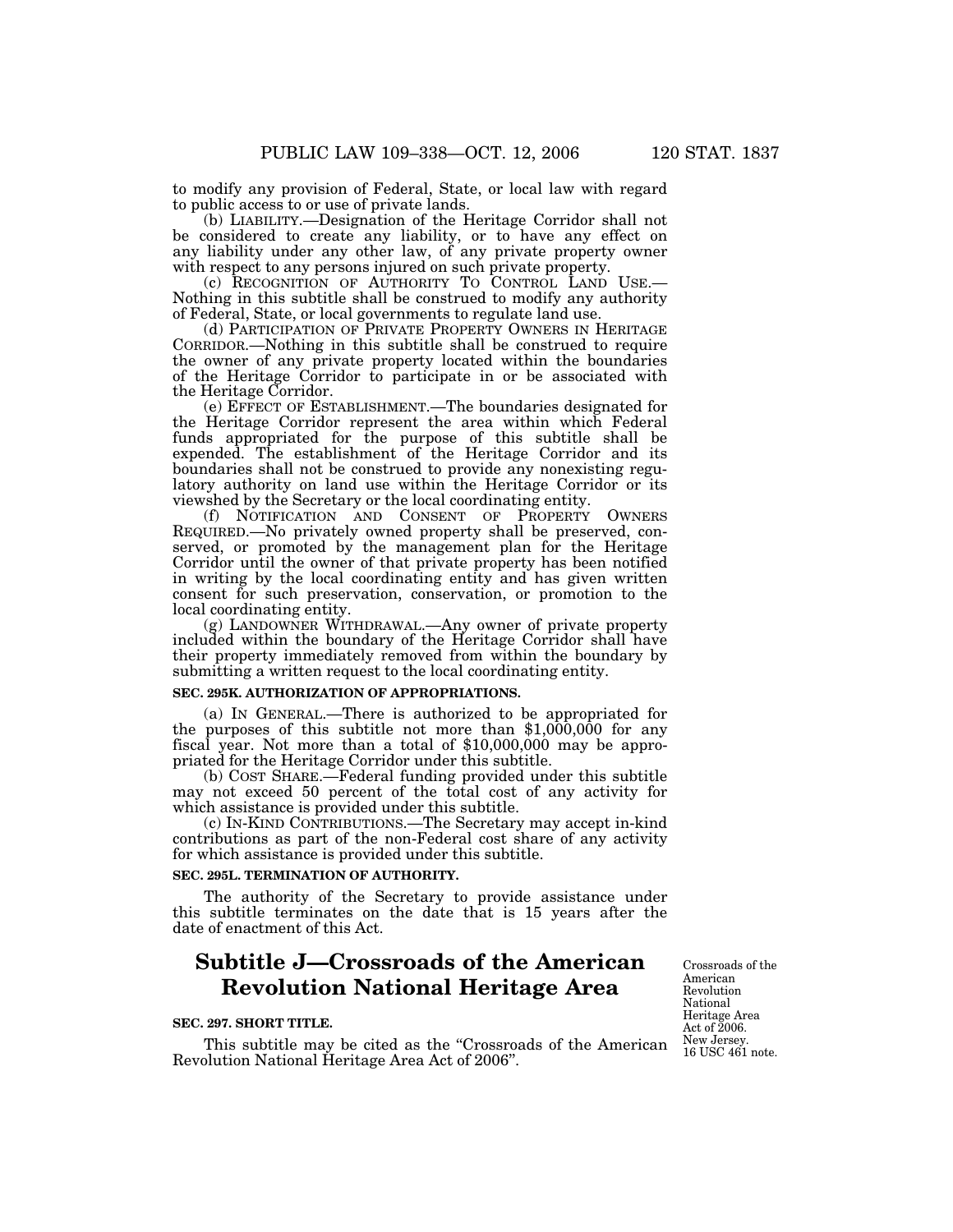to modify any provision of Federal, State, or local law with regard to public access to or use of private lands.

(b) LIABILITY.—Designation of the Heritage Corridor shall not be considered to create any liability, or to have any effect on any liability under any other law, of any private property owner with respect to any persons injured on such private property.

(c) RECOGNITION OF AUTHORITY TO CONTROL LAND USE.—Nothing in this subtitle shall be construed to modify any authority of Federal, State, or local governments to regulate land use.

(d) PARTICIPATION OF PRIVATE PROPERTY OWNERS IN HERITAGE CORRIDOR.—Nothing in this subtitle shall be construed to require the owner of any private property located within the boundaries of the Heritage Corridor to participate in or be associated with the Heritage Corridor.

(e) EFFECT OF ESTABLISHMENT.—The boundaries designated for the Heritage Corridor represent the area within which Federal funds appropriated for the purpose of this subtitle shall be expended. The establishment of the Heritage Corridor and its boundaries shall not be construed to provide any nonexisting regulatory authority on land use within the Heritage Corridor or its viewshed by the Secretary or the local coordinating entity.

(f) NOTIFICATION AND CONSENT OF PROPERTY OWNERS REQUIRED.—No privately owned property shall be preserved, conserved, or promoted by the management plan for the Heritage Corridor until the owner of that private property has been notified in writing by the local coordinating entity and has given written consent for such preservation, conservation, or promotion to the local coordinating entity.

(g) LANDOWNER WITHDRAWAL.—Any owner of private property included within the boundary of the Heritage Corridor shall have their property immediately removed from within the boundary by submitting a written request to the local coordinating entity.

**SEC. 295K. AUTHORIZATION OF APPROPRIATIONS.**

(a) IN GENERAL.—There is authorized to be appropriated for the purposes of this subtitle not more than $1,000,000 for any fiscal year. Not more than a total of $10,000,000 may be appropriated for the Heritage Corridor under this subtitle.

(b) COST SHARE.—Federal funding provided under this subtitle may not exceed 50 percent of the total cost of any activity for which assistance is provided under this subtitle.

(c) IN-KIND CONTRIBUTIONS.—The Secretary may accept in-kind contributions as part of the non-Federal cost share of any activity for which assistance is provided under this subtitle.

**SEC. 295L. TERMINATION OF AUTHORITY.**

The authority of the Secretary to provide assistance under this subtitle terminates on the date that is 15 years after the date of enactment of this Act.

# Subtitle J—Crossroads of the American Revolution National Heritage Area

Crossroads of the American Revolution National Heritage Area Act of 2006. New Jersey. 16 USC 461 note.

**SEC. 297. SHORT TITLE.**

This subtitle may be cited as the "Crossroads of the American Revolution National Heritage Area Act of 2006".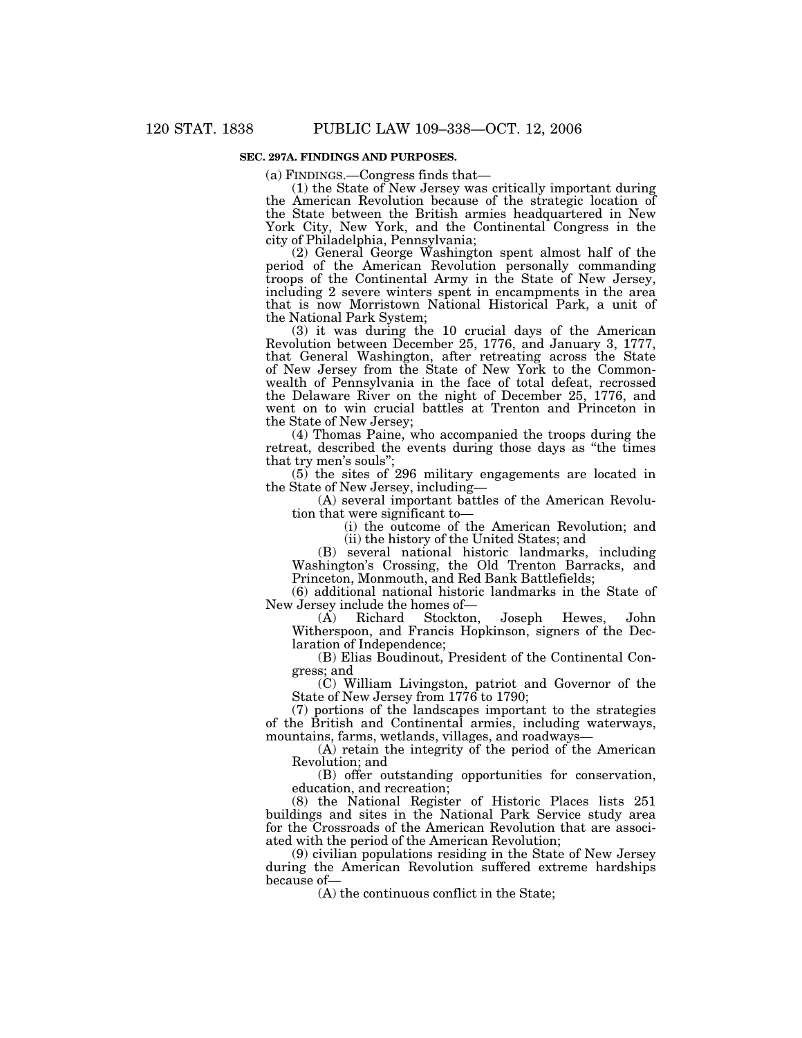**SEC. 297A. FINDINGS AND PURPOSES.**

(a) FINDINGS.—Congress finds that—

(1) the State of New Jersey was critically important during the American Revolution because of the strategic location of the State between the British armies headquartered in New York City, New York, and the Continental Congress in the city of Philadelphia, Pennsylvania;

(2) General George Washington spent almost half of the period of the American Revolution personally commanding troops of the Continental Army in the State of New Jersey, including 2 severe winters spent in encampments in the area that is now Morristown National Historical Park, a unit of the National Park System;

(3) it was during the 10 crucial days of the American Revolution between December 25, 1776, and January 3, 1777, that General Washington, after retreating across the State of New Jersey from the State of New York to the Commonwealth of Pennsylvania in the face of total defeat, recrossed the Delaware River on the night of December 25, 1776, and went on to win crucial battles at Trenton and Princeton in the State of New Jersey;

(4) Thomas Paine, who accompanied the troops during the retreat, described the events during those days as "the times that try men's souls";

(5) the sites of 296 military engagements are located in the State of New Jersey, including—

(A) several important battles of the American Revolution that were significant to—

(i) the outcome of the American Revolution; and

(ii) the history of the United States; and

(B) several national historic landmarks, including Washington's Crossing, the Old Trenton Barracks, and Princeton, Monmouth, and Red Bank Battlefields;

(6) additional national historic landmarks in the State of New Jersey include the homes of—

(A) Richard Stockton, Joseph Hewes, John Witherspoon, and Francis Hopkinson, signers of the Declaration of Independence;

(B) Elias Boudinout, President of the Continental Congress; and

(C) William Livingston, patriot and Governor of the State of New Jersey from 1776 to 1790;

(7) portions of the landscapes important to the strategies of the British and Continental armies, including waterways, mountains, farms, wetlands, villages, and roadways—

(A) retain the integrity of the period of the American Revolution; and

(B) offer outstanding opportunities for conservation, education, and recreation;

(8) the National Register of Historic Places lists 251 buildings and sites in the National Park Service study area for the Crossroads of the American Revolution that are associated with the period of the American Revolution;

(9) civilian populations residing in the State of New Jersey during the American Revolution suffered extreme hardships because of—

(A) the continuous conflict in the State;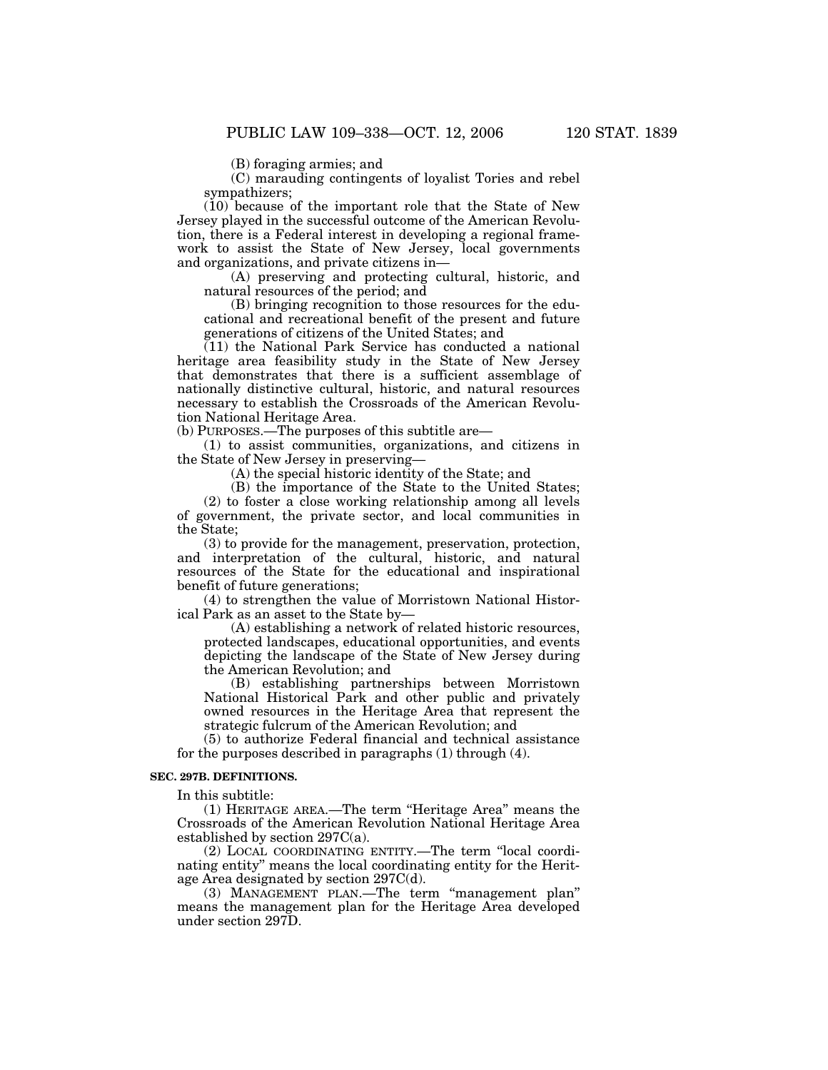(B) foraging armies; and

(C) marauding contingents of loyalist Tories and rebel sympathizers;

(10) because of the important role that the State of New Jersey played in the successful outcome of the American Revolution, there is a Federal interest in developing a regional framework to assist the State of New Jersey, local governments and organizations, and private citizens in—

(A) preserving and protecting cultural, historic, and natural resources of the period; and

(B) bringing recognition to those resources for the educational and recreational benefit of the present and future generations of citizens of the United States; and

(11) the National Park Service has conducted a national heritage area feasibility study in the State of New Jersey that demonstrates that there is a sufficient assemblage of nationally distinctive cultural, historic, and natural resources necessary to establish the Crossroads of the American Revolution National Heritage Area.

(b) PURPOSES.—The purposes of this subtitle are—

(1) to assist communities, organizations, and citizens in the State of New Jersey in preserving—

(A) the special historic identity of the State; and

(B) the importance of the State to the United States;

(2) to foster a close working relationship among all levels of government, the private sector, and local communities in the State;

(3) to provide for the management, preservation, protection, and interpretation of the cultural, historic, and natural resources of the State for the educational and inspirational benefit of future generations;

(4) to strengthen the value of Morristown National Historical Park as an asset to the State by—

(A) establishing a network of related historic resources, protected landscapes, educational opportunities, and events depicting the landscape of the State of New Jersey during the American Revolution; and

(B) establishing partnerships between Morristown National Historical Park and other public and privately owned resources in the Heritage Area that represent the strategic fulcrum of the American Revolution; and

(5) to authorize Federal financial and technical assistance for the purposes described in paragraphs (1) through (4).

**SEC. 297B. DEFINITIONS.**

In this subtitle:

(1) HERITAGE AREA.—The term "Heritage Area" means the Crossroads of the American Revolution National Heritage Area established by section 297C(a).

(2) LOCAL COORDINATING ENTITY.—The term "local coordinating entity" means the local coordinating entity for the Heritage Area designated by section 297C(d).

(3) MANAGEMENT PLAN.—The term "management plan" means the management plan for the Heritage Area developed under section 297D.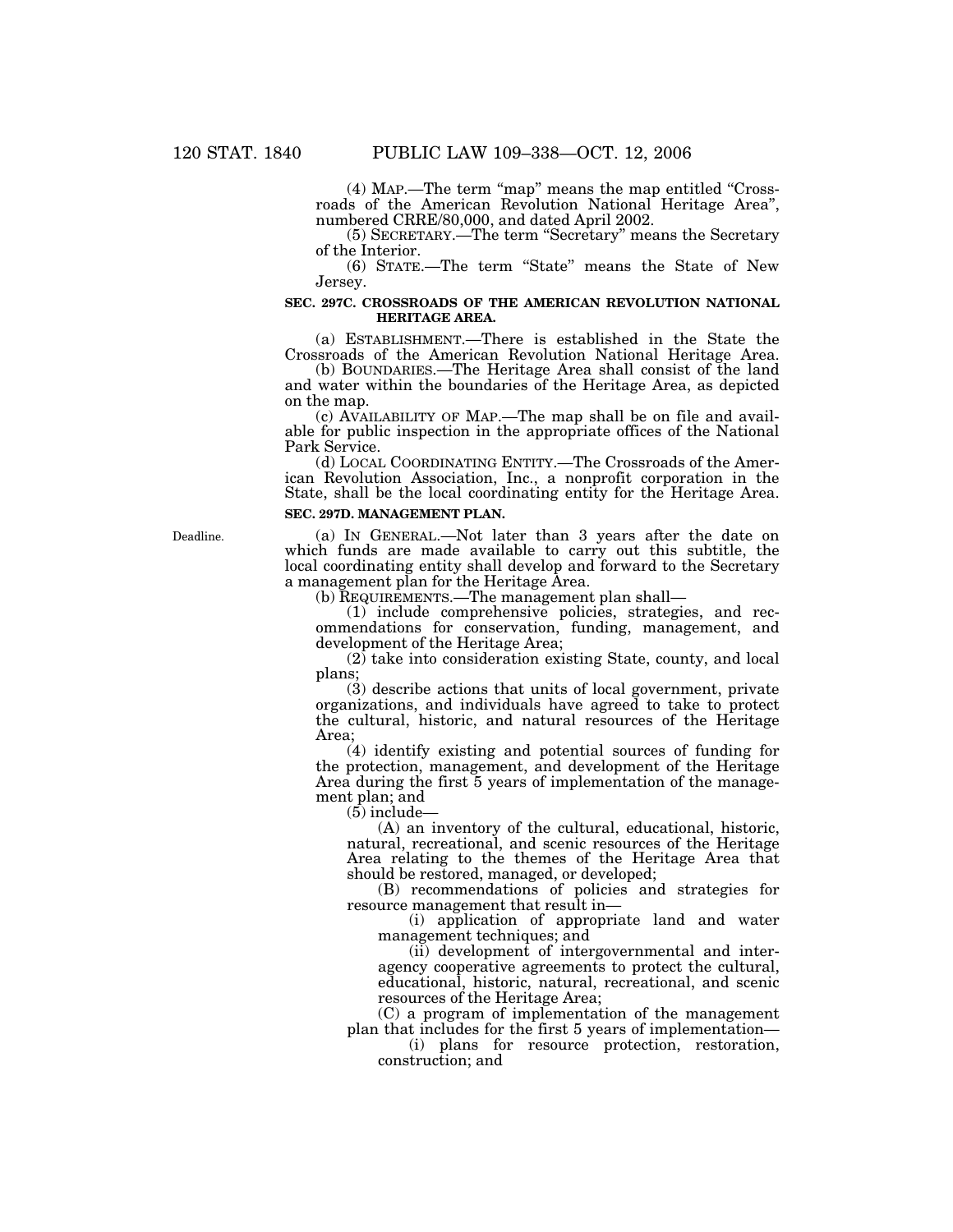(4) MAP.—The term "map" means the map entitled "Crossroads of the American Revolution National Heritage Area", numbered CRRE/80,000, and dated April 2002.

(5) SECRETARY.—The term "Secretary" means the Secretary of the Interior.

(6) STATE.—The term "State" means the State of New Jersey.

**SEC. 297C. CROSSROADS OF THE AMERICAN REVOLUTION NATIONAL HERITAGE AREA.**

(a) ESTABLISHMENT.—There is established in the State the Crossroads of the American Revolution National Heritage Area.

(b) BOUNDARIES.—The Heritage Area shall consist of the land and water within the boundaries of the Heritage Area, as depicted on the map.

(c) AVAILABILITY OF MAP.—The map shall be on file and available for public inspection in the appropriate offices of the National Park Service.

(d) LOCAL COORDINATING ENTITY.—The Crossroads of the American Revolution Association, Inc., a nonprofit corporation in the State, shall be the local coordinating entity for the Heritage Area.

**SEC. 297D. MANAGEMENT PLAN.**

Deadline.

(a) IN GENERAL.—Not later than 3 years after the date on which funds are made available to carry out this subtitle, the local coordinating entity shall develop and forward to the Secretary a management plan for the Heritage Area.

(b) REQUIREMENTS.—The management plan shall—

(1) include comprehensive policies, strategies, and recommendations for conservation, funding, management, and development of the Heritage Area;

(2) take into consideration existing State, county, and local plans;

(3) describe actions that units of local government, private organizations, and individuals have agreed to take to protect the cultural, historic, and natural resources of the Heritage Area;

(4) identify existing and potential sources of funding for the protection, management, and development of the Heritage Area during the first 5 years of implementation of the management plan; and

(5) include—

(A) an inventory of the cultural, educational, historic, natural, recreational, and scenic resources of the Heritage Area relating to the themes of the Heritage Area that should be restored, managed, or developed;

(B) recommendations of policies and strategies for resource management that result in—

(i) application of appropriate land and water management techniques; and

(ii) development of intergovernmental and interagency cooperative agreements to protect the cultural, educational, historic, natural, recreational, and scenic resources of the Heritage Area;

(C) a program of implementation of the management plan that includes for the first 5 years of implementation—

(i) plans for resource protection, restoration, construction; and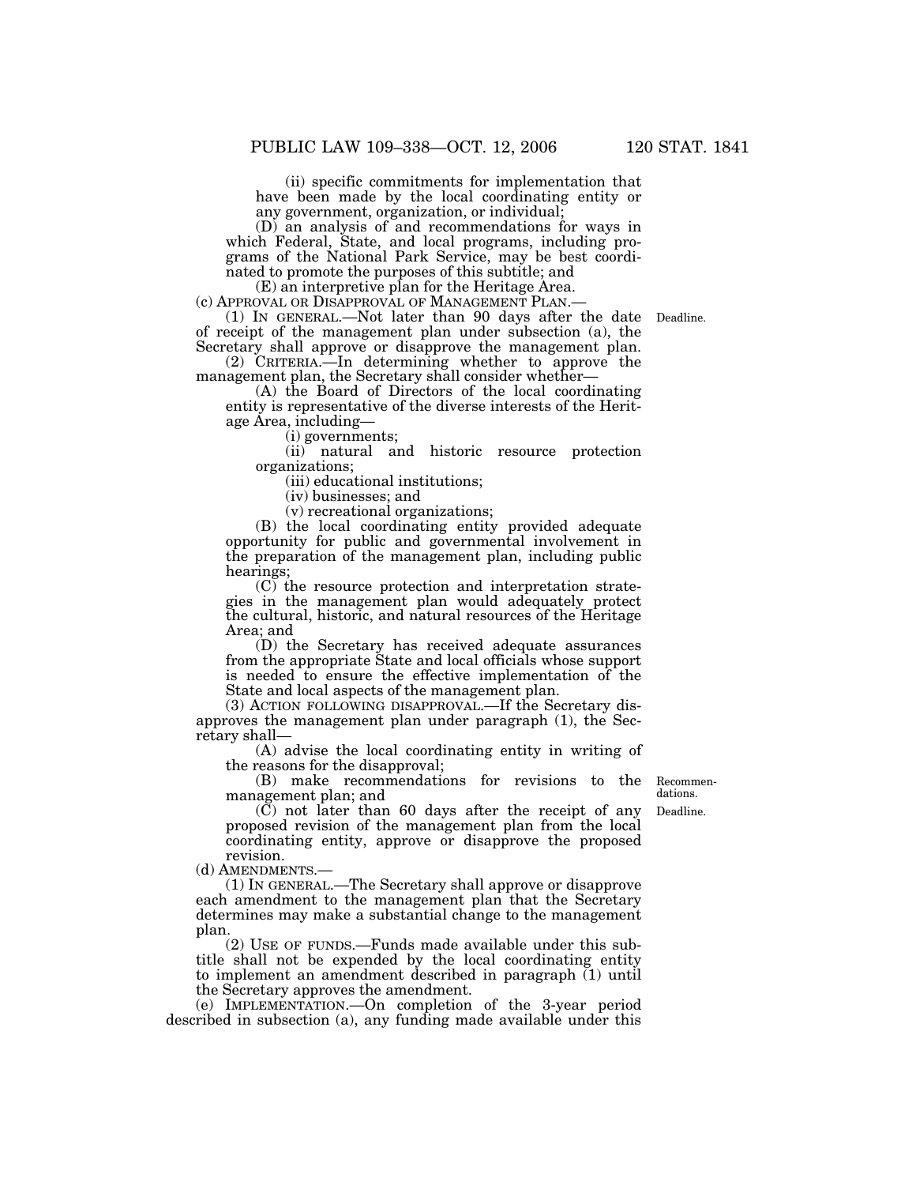(ii) specific commitments for implementation that have been made by the local coordinating entity or any government, organization, or individual;

(D) an analysis of and recommendations for ways in which Federal, State, and local programs, including programs of the National Park Service, may be best coordinated to promote the purposes of this subtitle; and

(E) an interpretive plan for the Heritage Area.

(c) APPROVAL OR DISAPPROVAL OF MANAGEMENT PLAN.—

(1) IN GENERAL.—Not later than 90 days after the date of receipt of the management plan under subsection (a), the Secretary shall approve or disapprove the management plan.

Deadline.

(2) CRITERIA.—In determining whether to approve the management plan, the Secretary shall consider whether—

(A) the Board of Directors of the local coordinating entity is representative of the diverse interests of the Heritage Area, including—

(i) governments;

(ii) natural and historic resource protection organizations;

(iii) educational institutions;

(iv) businesses; and

(v) recreational organizations;

(B) the local coordinating entity provided adequate opportunity for public and governmental involvement in the preparation of the management plan, including public hearings;

(C) the resource protection and interpretation strategies in the management plan would adequately protect the cultural, historic, and natural resources of the Heritage Area; and

(D) the Secretary has received adequate assurances from the appropriate State and local officials whose support is needed to ensure the effective implementation of the State and local aspects of the management plan.

(3) ACTION FOLLOWING DISAPPROVAL.—If the Secretary disapproves the management plan under paragraph (1), the Secretary shall—

(A) advise the local coordinating entity in writing of the reasons for the disapproval;

(B) make recommendations for revisions to the management plan; and

Recommendations.

(C) not later than 60 days after the receipt of any proposed revision of the management plan from the local coordinating entity, approve or disapprove the proposed revision.

Deadline.

(d) AMENDMENTS.—

(1) IN GENERAL.—The Secretary shall approve or disapprove each amendment to the management plan that the Secretary determines may make a substantial change to the management plan.

(2) USE OF FUNDS.—Funds made available under this subtitle shall not be expended by the local coordinating entity to implement an amendment described in paragraph (1) until the Secretary approves the amendment.

(e) IMPLEMENTATION.—On completion of the 3-year period described in subsection (a), any funding made available under this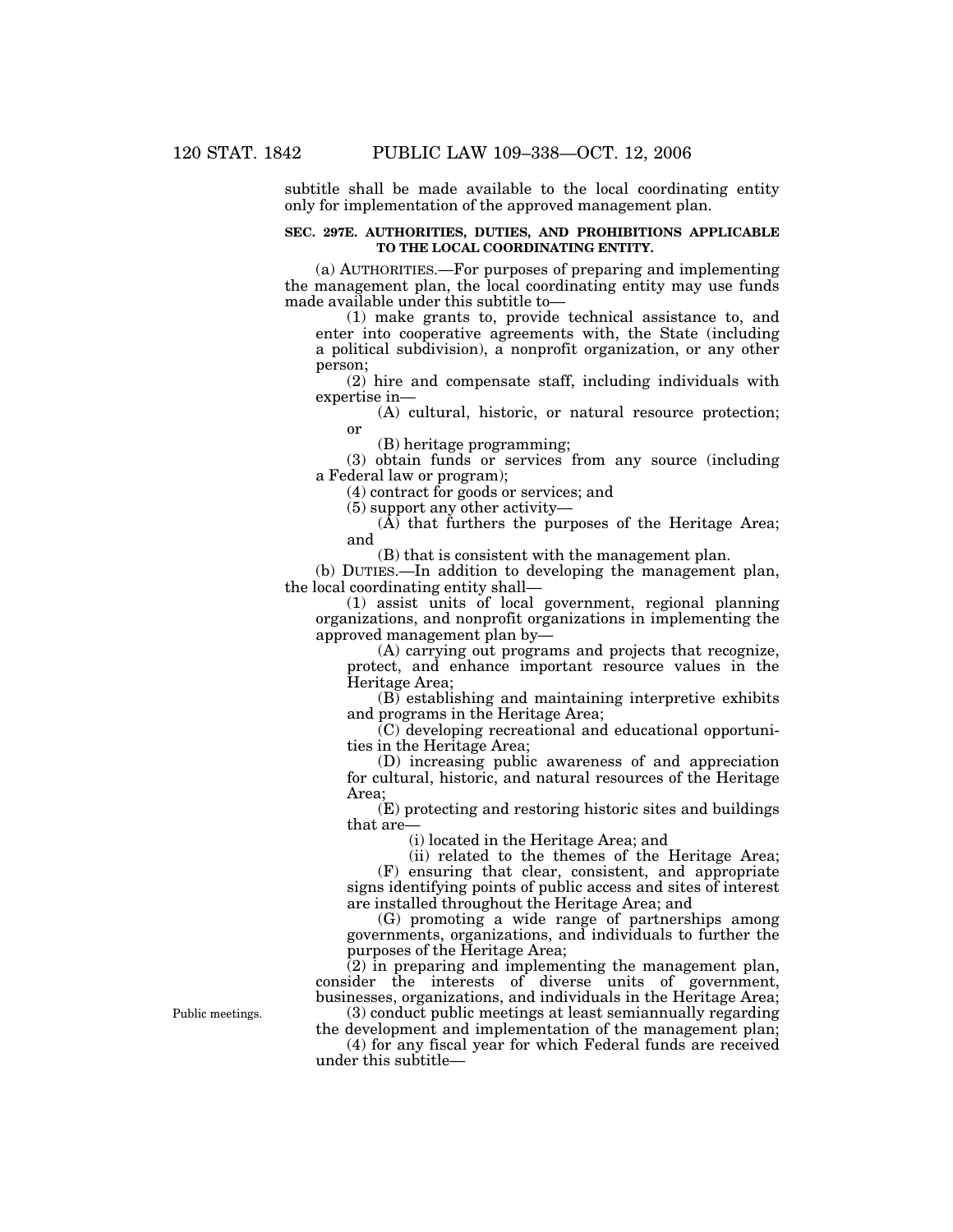subtitle shall be made available to the local coordinating entity only for implementation of the approved management plan.

**SEC. 297E. AUTHORITIES, DUTIES, AND PROHIBITIONS APPLICABLE TO THE LOCAL COORDINATING ENTITY.**

(a) AUTHORITIES.—For purposes of preparing and implementing the management plan, the local coordinating entity may use funds made available under this subtitle to—

(1) make grants to, provide technical assistance to, and enter into cooperative agreements with, the State (including a political subdivision), a nonprofit organization, or any other person;

(2) hire and compensate staff, including individuals with expertise in—

(A) cultural, historic, or natural resource protection; or

(B) heritage programming;

(3) obtain funds or services from any source (including a Federal law or program);

(4) contract for goods or services; and

(5) support any other activity—

(A) that furthers the purposes of the Heritage Area; and

(B) that is consistent with the management plan.

(b) DUTIES.—In addition to developing the management plan, the local coordinating entity shall—

(1) assist units of local government, regional planning organizations, and nonprofit organizations in implementing the approved management plan by—

(A) carrying out programs and projects that recognize, protect, and enhance important resource values in the Heritage Area;

(B) establishing and maintaining interpretive exhibits and programs in the Heritage Area;

(C) developing recreational and educational opportunities in the Heritage Area;

(D) increasing public awareness of and appreciation for cultural, historic, and natural resources of the Heritage Area;

(E) protecting and restoring historic sites and buildings that are—

(i) located in the Heritage Area; and

(ii) related to the themes of the Heritage Area;

(F) ensuring that clear, consistent, and appropriate signs identifying points of public access and sites of interest are installed throughout the Heritage Area; and

(G) promoting a wide range of partnerships among governments, organizations, and individuals to further the purposes of the Heritage Area;

(2) in preparing and implementing the management plan, consider the interests of diverse units of government, businesses, organizations, and individuals in the Heritage Area;

Public meetings.

(3) conduct public meetings at least semiannually regarding the development and implementation of the management plan;

(4) for any fiscal year for which Federal funds are received under this subtitle—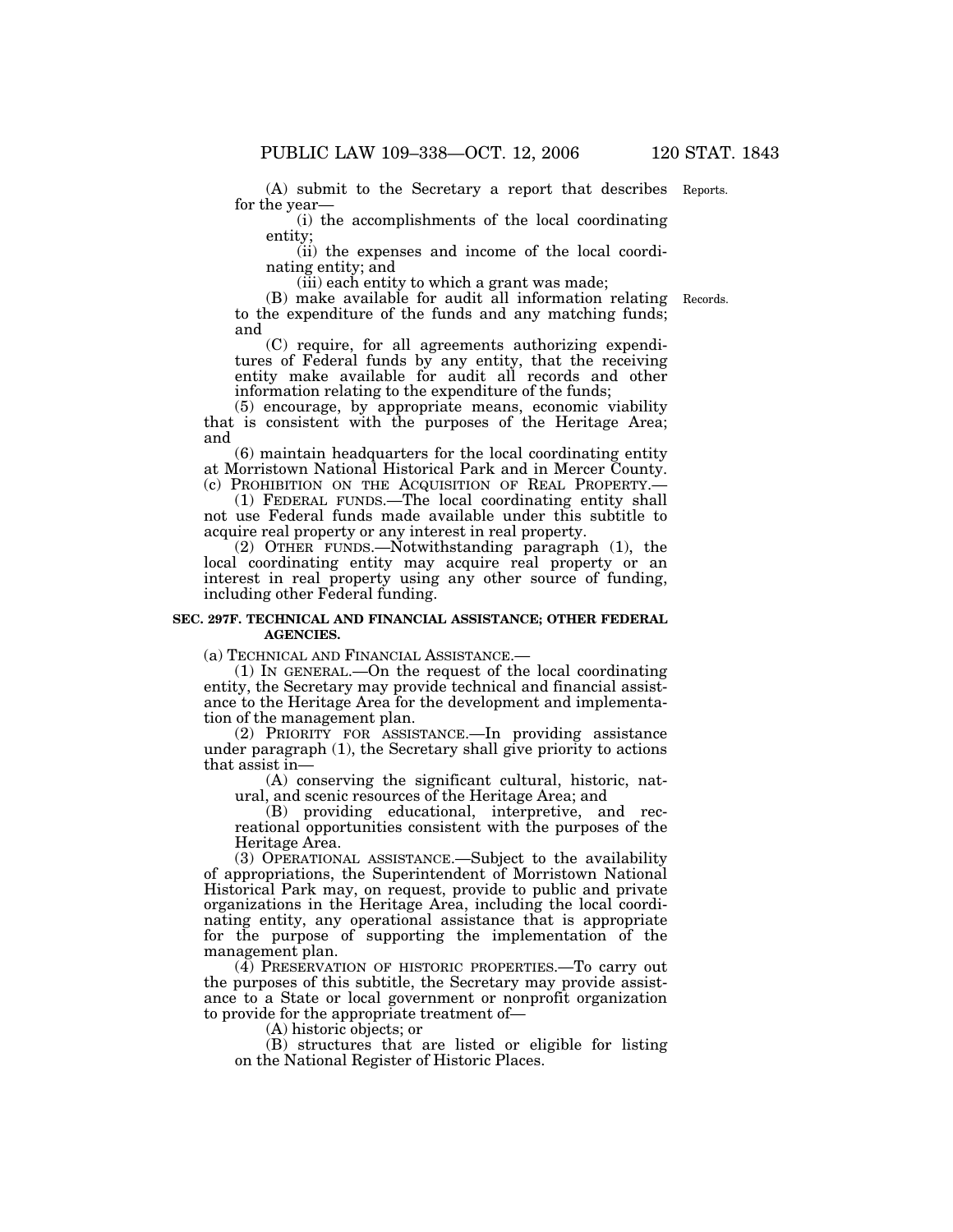(A) submit to the Secretary a report that describes for the year—

(i) the accomplishments of the local coordinating entity;

(ii) the expenses and income of the local coordinating entity; and

(iii) each entity to which a grant was made;

(B) make available for audit all information relating to the expenditure of the funds and any matching funds; and

(C) require, for all agreements authorizing expenditures of Federal funds by any entity, that the receiving entity make available for audit all records and other information relating to the expenditure of the funds;

(5) encourage, by appropriate means, economic viability that is consistent with the purposes of the Heritage Area; and

(6) maintain headquarters for the local coordinating entity at Morristown National Historical Park and in Mercer County.

(c) PROHIBITION ON THE ACQUISITION OF REAL PROPERTY.—

(1) FEDERAL FUNDS.—The local coordinating entity shall not use Federal funds made available under this subtitle to acquire real property or any interest in real property.

(2) OTHER FUNDS.—Notwithstanding paragraph (1), the local coordinating entity may acquire real property or an interest in real property using any other source of funding, including other Federal funding.

**SEC. 297F. TECHNICAL AND FINANCIAL ASSISTANCE; OTHER FEDERAL AGENCIES.**

(a) TECHNICAL AND FINANCIAL ASSISTANCE.—

(1) IN GENERAL.—On the request of the local coordinating entity, the Secretary may provide technical and financial assistance to the Heritage Area for the development and implementation of the management plan.

(2) PRIORITY FOR ASSISTANCE.—In providing assistance under paragraph (1), the Secretary shall give priority to actions that assist in—

(A) conserving the significant cultural, historic, natural, and scenic resources of the Heritage Area; and

(B) providing educational, interpretive, and recreational opportunities consistent with the purposes of the Heritage Area.

(3) OPERATIONAL ASSISTANCE.—Subject to the availability of appropriations, the Superintendent of Morristown National Historical Park may, on request, provide to public and private organizations in the Heritage Area, including the local coordinating entity, any operational assistance that is appropriate for the purpose of supporting the implementation of the management plan.

(4) PRESERVATION OF HISTORIC PROPERTIES.—To carry out the purposes of this subtitle, the Secretary may provide assistance to a State or local government or nonprofit organization to provide for the appropriate treatment of—

(A) historic objects; or

(B) structures that are listed or eligible for listing on the National Register of Historic Places.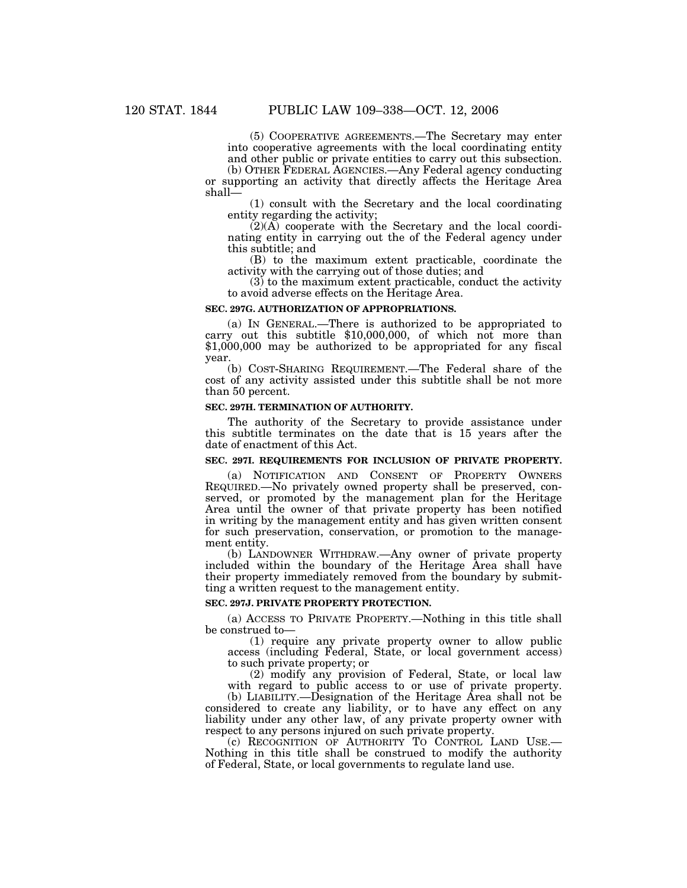(5) COOPERATIVE AGREEMENTS.—The Secretary may enter into cooperative agreements with the local coordinating entity and other public or private entities to carry out this subsection.

(b) OTHER FEDERAL AGENCIES.—Any Federal agency conducting or supporting an activity that directly affects the Heritage Area shall—

(1) consult with the Secretary and the local coordinating entity regarding the activity;

(2)(A) cooperate with the Secretary and the local coordinating entity in carrying out the of the Federal agency under this subtitle; and

(B) to the maximum extent practicable, coordinate the activity with the carrying out of those duties; and

(3) to the maximum extent practicable, conduct the activity to avoid adverse effects on the Heritage Area.

### SEC. 297G. AUTHORIZATION OF APPROPRIATIONS.

(a) IN GENERAL.—There is authorized to be appropriated to carry out this subtitle $10,000,000, of which not more than $1,000,000 may be authorized to be appropriated for any fiscal year.

(b) COST-SHARING REQUIREMENT.—The Federal share of the cost of any activity assisted under this subtitle shall be not more than 50 percent.

### SEC. 297H. TERMINATION OF AUTHORITY.

The authority of the Secretary to provide assistance under this subtitle terminates on the date that is 15 years after the date of enactment of this Act.

### SEC. 297I. REQUIREMENTS FOR INCLUSION OF PRIVATE PROPERTY.

(a) NOTIFICATION AND CONSENT OF PROPERTY OWNERS REQUIRED.—No privately owned property shall be preserved, conserved, or promoted by the management plan for the Heritage Area until the owner of that private property has been notified in writing by the management entity and has given written consent for such preservation, conservation, or promotion to the management entity.

(b) LANDOWNER WITHDRAW.—Any owner of private property included within the boundary of the Heritage Area shall have their property immediately removed from the boundary by submitting a written request to the management entity.

### SEC. 297J. PRIVATE PROPERTY PROTECTION.

(a) ACCESS TO PRIVATE PROPERTY.—Nothing in this title shall be construed to—

(1) require any private property owner to allow public access (including Federal, State, or local government access) to such private property; or

(2) modify any provision of Federal, State, or local law with regard to public access to or use of private property.

(b) LIABILITY.—Designation of the Heritage Area shall not be considered to create any liability, or to have any effect on any liability under any other law, of any private property owner with respect to any persons injured on such private property.

(c) RECOGNITION OF AUTHORITY TO CONTROL LAND USE.—Nothing in this title shall be construed to modify the authority of Federal, State, or local governments to regulate land use.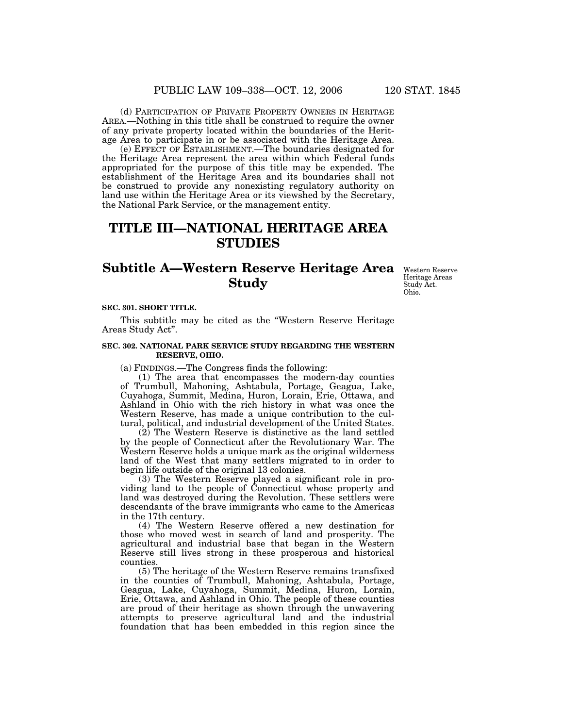(d) PARTICIPATION OF PRIVATE PROPERTY OWNERS IN HERITAGE AREA.—Nothing in this title shall be construed to require the owner of any private property located within the boundaries of the Heritage Area to participate in or be associated with the Heritage Area.

(e) EFFECT OF ESTABLISHMENT.—The boundaries designated for the Heritage Area represent the area within which Federal funds appropriated for the purpose of this title may be expended. The establishment of the Heritage Area and its boundaries shall not be construed to provide any nonexisting regulatory authority on land use within the Heritage Area or its viewshed by the Secretary, the National Park Service, or the management entity.

# TITLE III—NATIONAL HERITAGE AREA STUDIES

## Subtitle A—Western Reserve Heritage Area Study

Western Reserve Heritage Areas Study Act. Ohio.

### SEC. 301. SHORT TITLE.

This subtitle may be cited as the “Western Reserve Heritage Areas Study Act”.

### SEC. 302. NATIONAL PARK SERVICE STUDY REGARDING THE WESTERN RESERVE, OHIO.

(a) FINDINGS.—The Congress finds the following:

(1) The area that encompasses the modern-day counties of Trumbull, Mahoning, Ashtabula, Portage, Geagua, Lake, Cuyahoga, Summit, Medina, Huron, Lorain, Erie, Ottawa, and Ashland in Ohio with the rich history in what was once the Western Reserve, has made a unique contribution to the cultural, political, and industrial development of the United States.

(2) The Western Reserve is distinctive as the land settled by the people of Connecticut after the Revolutionary War. The Western Reserve holds a unique mark as the original wilderness land of the West that many settlers migrated to in order to begin life outside of the original 13 colonies.

(3) The Western Reserve played a significant role in providing land to the people of Connecticut whose property and land was destroyed during the Revolution. These settlers were descendants of the brave immigrants who came to the Americas in the 17th century.

(4) The Western Reserve offered a new destination for those who moved west in search of land and prosperity. The agricultural and industrial base that began in the Western Reserve still lives strong in these prosperous and historical counties.

(5) The heritage of the Western Reserve remains transfixed in the counties of Trumbull, Mahoning, Ashtabula, Portage, Geagua, Lake, Cuyahoga, Summit, Medina, Huron, Lorain, Erie, Ottawa, and Ashland in Ohio. The people of these counties are proud of their heritage as shown through the unwavering attempts to preserve agricultural land and the industrial foundation that has been embedded in this region since the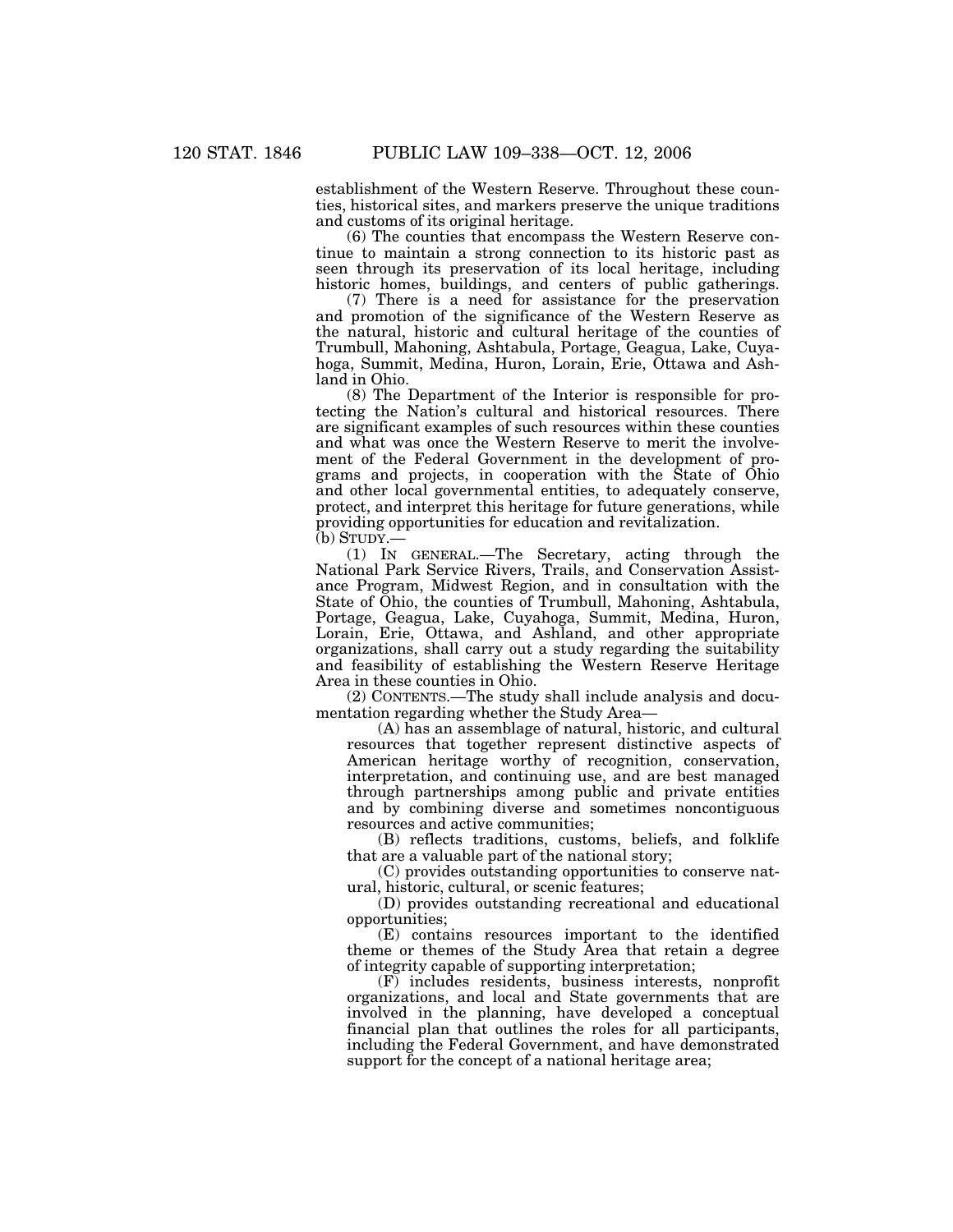establishment of the Western Reserve. Throughout these counties, historical sites, and markers preserve the unique traditions and customs of its original heritage.

(6) The counties that encompass the Western Reserve continue to maintain a strong connection to its historic past as seen through its preservation of its local heritage, including historic homes, buildings, and centers of public gatherings.

(7) There is a need for assistance for the preservation and promotion of the significance of the Western Reserve as the natural, historic and cultural heritage of the counties of Trumbull, Mahoning, Ashtabula, Portage, Geagua, Lake, Cuyahoga, Summit, Medina, Huron, Lorain, Erie, Ottawa and Ashland in Ohio.

(8) The Department of the Interior is responsible for protecting the Nation's cultural and historical resources. There are significant examples of such resources within these counties and what was once the Western Reserve to merit the involvement of the Federal Government in the development of programs and projects, in cooperation with the State of Ohio and other local governmental entities, to adequately conserve, protect, and interpret this heritage for future generations, while providing opportunities for education and revitalization.

(b) STUDY.—

(1) IN GENERAL.—The Secretary, acting through the National Park Service Rivers, Trails, and Conservation Assistance Program, Midwest Region, and in consultation with the State of Ohio, the counties of Trumbull, Mahoning, Ashtabula, Portage, Geagua, Lake, Cuyahoga, Summit, Medina, Huron, Lorain, Erie, Ottawa, and Ashland, and other appropriate organizations, shall carry out a study regarding the suitability and feasibility of establishing the Western Reserve Heritage Area in these counties in Ohio.

(2) CONTENTS.—The study shall include analysis and documentation regarding whether the Study Area—

(A) has an assemblage of natural, historic, and cultural resources that together represent distinctive aspects of American heritage worthy of recognition, conservation, interpretation, and continuing use, and are best managed through partnerships among public and private entities and by combining diverse and sometimes noncontiguous resources and active communities;

(B) reflects traditions, customs, beliefs, and folklife that are a valuable part of the national story;

(C) provides outstanding opportunities to conserve natural, historic, cultural, or scenic features;

(D) provides outstanding recreational and educational opportunities;

(E) contains resources important to the identified theme or themes of the Study Area that retain a degree of integrity capable of supporting interpretation;

(F) includes residents, business interests, nonprofit organizations, and local and State governments that are involved in the planning, have developed a conceptual financial plan that outlines the roles for all participants, including the Federal Government, and have demonstrated support for the concept of a national heritage area;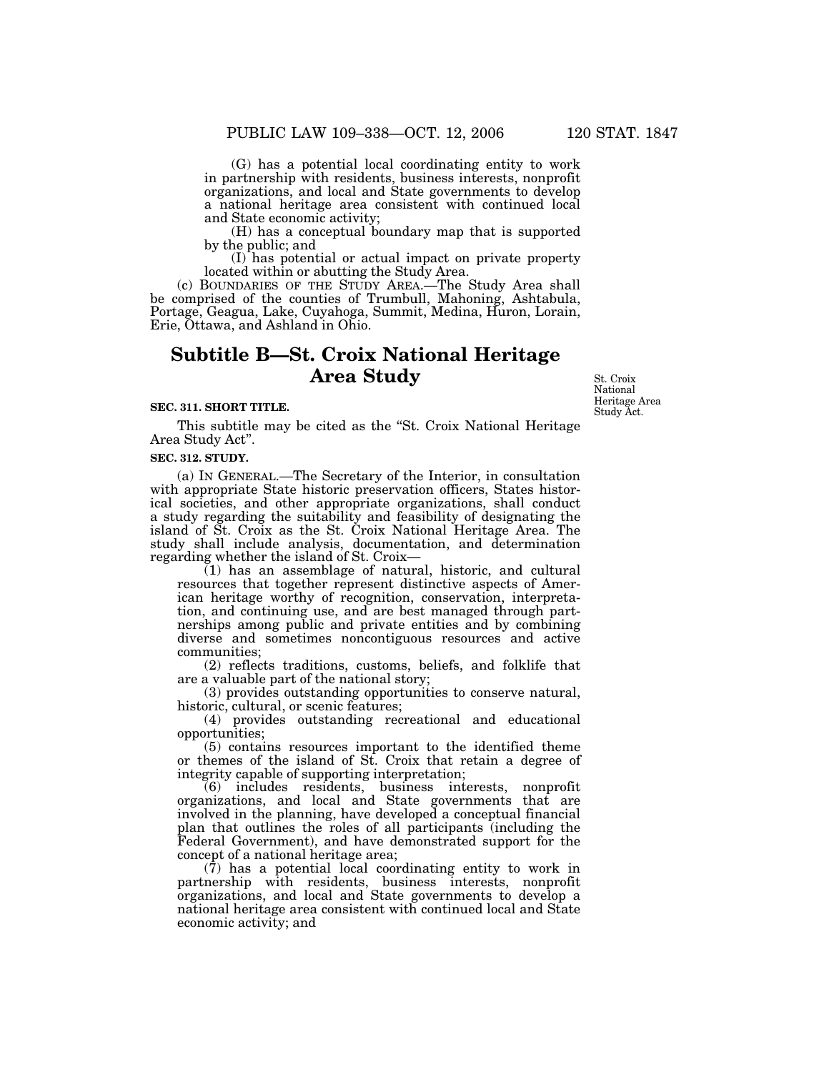(G) has a potential local coordinating entity to work in partnership with residents, business interests, nonprofit organizations, and local and State governments to develop a national heritage area consistent with continued local and State economic activity;

(H) has a conceptual boundary map that is supported by the public; and

(I) has potential or actual impact on private property located within or abutting the Study Area.

(c) BOUNDARIES OF THE STUDY AREA.—The Study Area shall be comprised of the counties of Trumbull, Mahoning, Ashtabula, Portage, Geagua, Lake, Cuyahoga, Summit, Medina, Huron, Lorain, Erie, Ottawa, and Ashland in Ohio.

# Subtitle B—St. Croix National Heritage Area Study

St. Croix National Heritage Area Study Act.

**SEC. 311. SHORT TITLE.**

This subtitle may be cited as the "St. Croix National Heritage Area Study Act".

**SEC. 312. STUDY.**

(a) IN GENERAL.—The Secretary of the Interior, in consultation with appropriate State historic preservation officers, States historical societies, and other appropriate organizations, shall conduct a study regarding the suitability and feasibility of designating the island of St. Croix as the St. Croix National Heritage Area. The study shall include analysis, documentation, and determination regarding whether the island of St. Croix—

(1) has an assemblage of natural, historic, and cultural resources that together represent distinctive aspects of American heritage worthy of recognition, conservation, interpretation, and continuing use, and are best managed through partnerships among public and private entities and by combining diverse and sometimes noncontiguous resources and active communities;

(2) reflects traditions, customs, beliefs, and folklife that are a valuable part of the national story;

(3) provides outstanding opportunities to conserve natural, historic, cultural, or scenic features;

(4) provides outstanding recreational and educational opportunities;

(5) contains resources important to the identified theme or themes of the island of St. Croix that retain a degree of integrity capable of supporting interpretation;

(6) includes residents, business interests, nonprofit organizations, and local and State governments that are involved in the planning, have developed a conceptual financial plan that outlines the roles of all participants (including the Federal Government), and have demonstrated support for the concept of a national heritage area;

(7) has a potential local coordinating entity to work in partnership with residents, business interests, nonprofit organizations, and local and State governments to develop a national heritage area consistent with continued local and State economic activity; and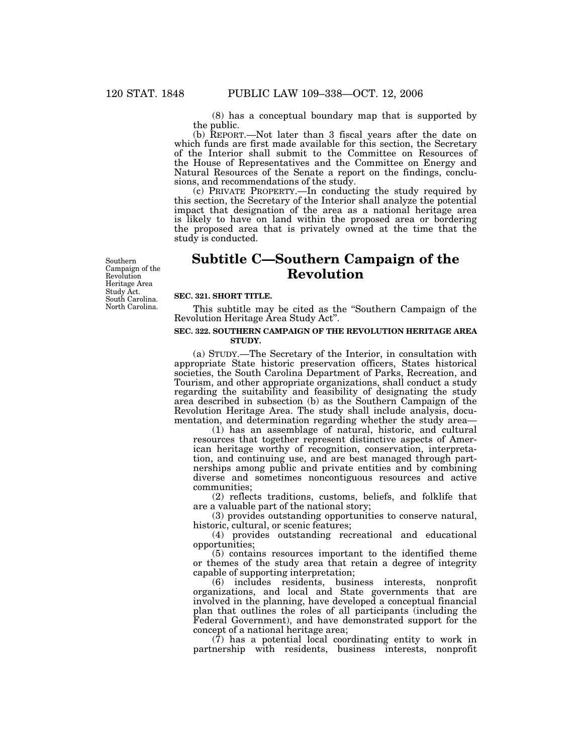(8) has a conceptual boundary map that is supported by the public.

(b) REPORT.—Not later than 3 fiscal years after the date on which funds are first made available for this section, the Secretary of the Interior shall submit to the Committee on Resources of the House of Representatives and the Committee on Energy and Natural Resources of the Senate a report on the findings, conclusions, and recommendations of the study.

(c) PRIVATE PROPERTY.—In conducting the study required by this section, the Secretary of the Interior shall analyze the potential impact that designation of the area as a national heritage area is likely to have on land within the proposed area or bordering the proposed area that is privately owned at the time that the study is conducted.

Southern Campaign of the Revolution Heritage Area Study Act. South Carolina. North Carolina.

## Subtitle C—Southern Campaign of the Revolution

**SEC. 321. SHORT TITLE.**

This subtitle may be cited as the "Southern Campaign of the Revolution Heritage Area Study Act".

**SEC. 322. SOUTHERN CAMPAIGN OF THE REVOLUTION HERITAGE AREA STUDY.**

(a) STUDY.—The Secretary of the Interior, in consultation with appropriate State historic preservation officers, States historical societies, the South Carolina Department of Parks, Recreation, and Tourism, and other appropriate organizations, shall conduct a study regarding the suitability and feasibility of designating the study area described in subsection (b) as the Southern Campaign of the Revolution Heritage Area. The study shall include analysis, documentation, and determination regarding whether the study area—

(1) has an assemblage of natural, historic, and cultural resources that together represent distinctive aspects of American heritage worthy of recognition, conservation, interpretation, and continuing use, and are best managed through partnerships among public and private entities and by combining diverse and sometimes noncontiguous resources and active communities;

(2) reflects traditions, customs, beliefs, and folklife that are a valuable part of the national story;

(3) provides outstanding opportunities to conserve natural, historic, cultural, or scenic features;

(4) provides outstanding recreational and educational opportunities;

(5) contains resources important to the identified theme or themes of the study area that retain a degree of integrity capable of supporting interpretation;

(6) includes residents, business interests, nonprofit organizations, and local and State governments that are involved in the planning, have developed a conceptual financial plan that outlines the roles of all participants (including the Federal Government), and have demonstrated support for the concept of a national heritage area;

(7) has a potential local coordinating entity to work in partnership with residents, business interests, nonprofit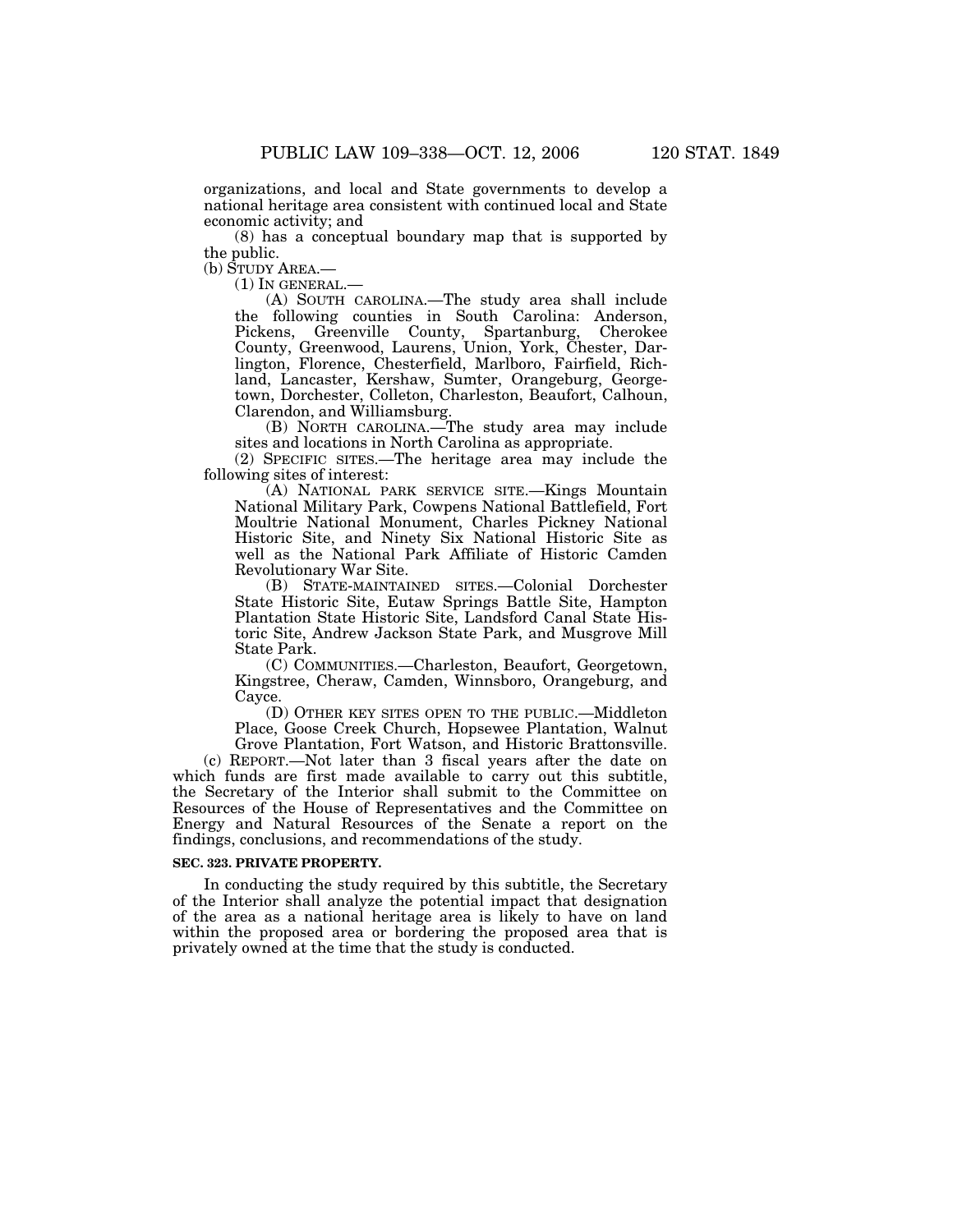organizations, and local and State governments to develop a national heritage area consistent with continued local and State economic activity; and

(8) has a conceptual boundary map that is supported by the public.

(b) STUDY AREA.—

(1) IN GENERAL.—

(A) SOUTH CAROLINA.—The study area shall include the following counties in South Carolina: Anderson, Pickens, Greenville County, Spartanburg, Cherokee County, Greenwood, Laurens, Union, York, Chester, Darlington, Florence, Chesterfield, Marlboro, Fairfield, Richland, Lancaster, Kershaw, Sumter, Orangeburg, Georgetown, Dorchester, Colleton, Charleston, Beaufort, Calhoun, Clarendon, and Williamsburg.

(B) NORTH CAROLINA.—The study area may include sites and locations in North Carolina as appropriate.

(2) SPECIFIC SITES.—The heritage area may include the following sites of interest:

(A) NATIONAL PARK SERVICE SITE.—Kings Mountain National Military Park, Cowpens National Battlefield, Fort Moultrie National Monument, Charles Pickney National Historic Site, and Ninety Six National Historic Site as well as the National Park Affiliate of Historic Camden Revolutionary War Site.

(B) STATE-MAINTAINED SITES.—Colonial Dorchester State Historic Site, Eutaw Springs Battle Site, Hampton Plantation State Historic Site, Landsford Canal State Historic Site, Andrew Jackson State Park, and Musgrove Mill State Park.

(C) COMMUNITIES.—Charleston, Beaufort, Georgetown, Kingstree, Cheraw, Camden, Winnsboro, Orangeburg, and Cayce.

(D) OTHER KEY SITES OPEN TO THE PUBLIC.—Middleton Place, Goose Creek Church, Hopsewee Plantation, Walnut Grove Plantation, Fort Watson, and Historic Brattonsville.

(c) REPORT.—Not later than 3 fiscal years after the date on which funds are first made available to carry out this subtitle, the Secretary of the Interior shall submit to the Committee on Resources of the House of Representatives and the Committee on Energy and Natural Resources of the Senate a report on the findings, conclusions, and recommendations of the study.

**SEC. 323. PRIVATE PROPERTY.**

In conducting the study required by this subtitle, the Secretary of the Interior shall analyze the potential impact that designation of the area as a national heritage area is likely to have on land within the proposed area or bordering the proposed area that is privately owned at the time that the study is conducted.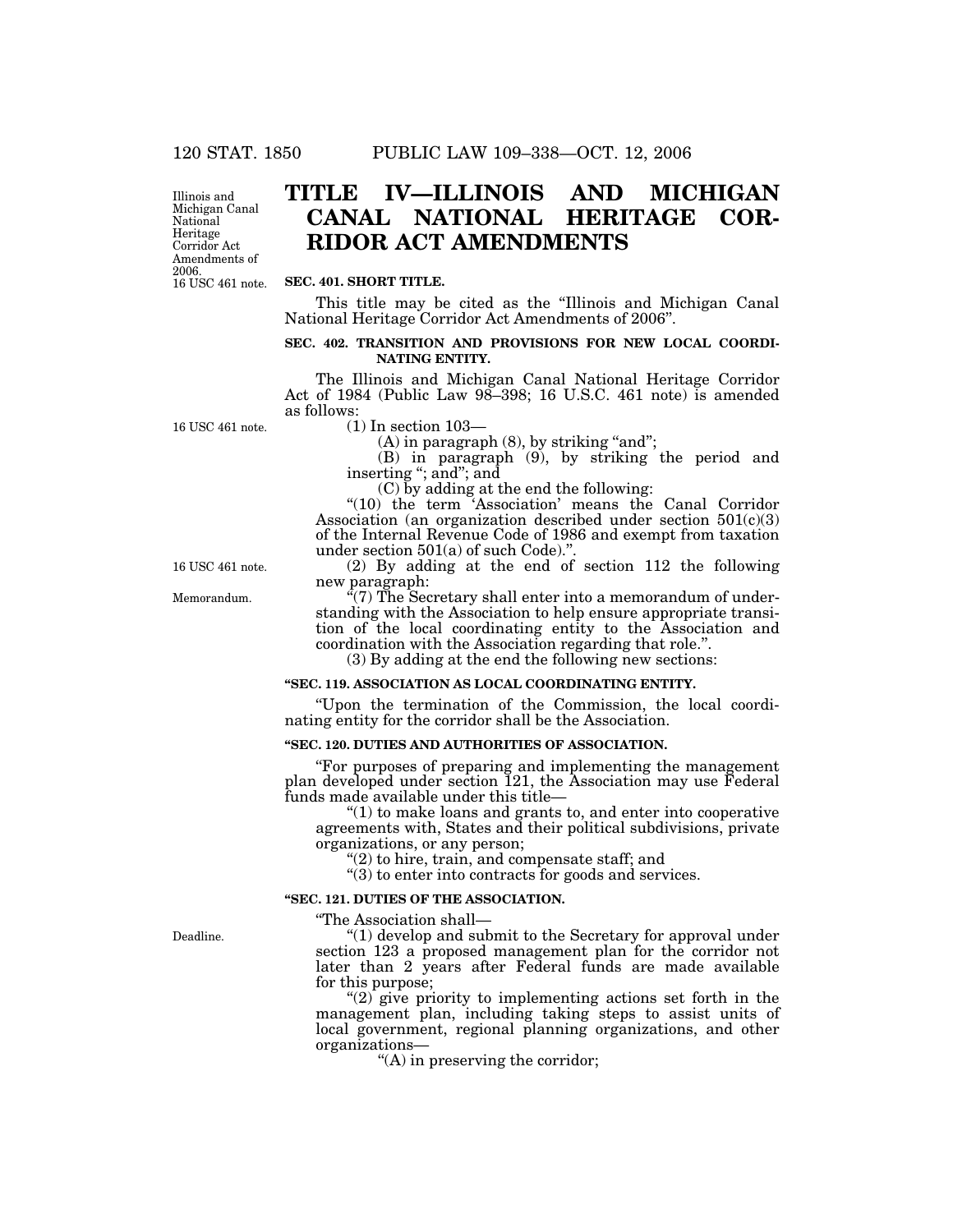# TITLE IV—ILLINOIS AND MICHIGAN CANAL NATIONAL HERITAGE CORRIDOR ACT AMENDMENTS

Illinois and Michigan Canal National Heritage Corridor Act Amendments of 2006.
16 USC 461 note.

**SEC. 401. SHORT TITLE.**

This title may be cited as the "Illinois and Michigan Canal National Heritage Corridor Act Amendments of 2006".

**SEC. 402. TRANSITION AND PROVISIONS FOR NEW LOCAL COORDINATING ENTITY.**

The Illinois and Michigan Canal National Heritage Corridor Act of 1984 (Public Law 98–398; 16 U.S.C. 461 note) is amended as follows:

16 USC 461 note.

(1) In section 103—

(A) in paragraph (8), by striking "and";

(B) in paragraph (9), by striking the period and inserting "; and"; and

(C) by adding at the end the following:

"(10) the term 'Association' means the Canal Corridor Association (an organization described under section 501(c)(3) of the Internal Revenue Code of 1986 and exempt from taxation under section 501(a) of such Code).".

16 USC 461 note.

(2) By adding at the end of section 112 the following new paragraph:

Memorandum.

"(7) The Secretary shall enter into a memorandum of understanding with the Association to help ensure appropriate transition of the local coordinating entity to the Association and coordination with the Association regarding that role.".

(3) By adding at the end the following new sections:

**"SEC. 119. ASSOCIATION AS LOCAL COORDINATING ENTITY.**

"Upon the termination of the Commission, the local coordinating entity for the corridor shall be the Association.

**"SEC. 120. DUTIES AND AUTHORITIES OF ASSOCIATION.**

"For purposes of preparing and implementing the management plan developed under section 121, the Association may use Federal funds made available under this title—

"(1) to make loans and grants to, and enter into cooperative agreements with, States and their political subdivisions, private organizations, or any person;

"(2) to hire, train, and compensate staff; and

"(3) to enter into contracts for goods and services.

**"SEC. 121. DUTIES OF THE ASSOCIATION.**

"The Association shall—

Deadline.

"(1) develop and submit to the Secretary for approval under section 123 a proposed management plan for the corridor not later than 2 years after Federal funds are made available for this purpose;

"(2) give priority to implementing actions set forth in the management plan, including taking steps to assist units of local government, regional planning organizations, and other organizations—

"(A) in preserving the corridor;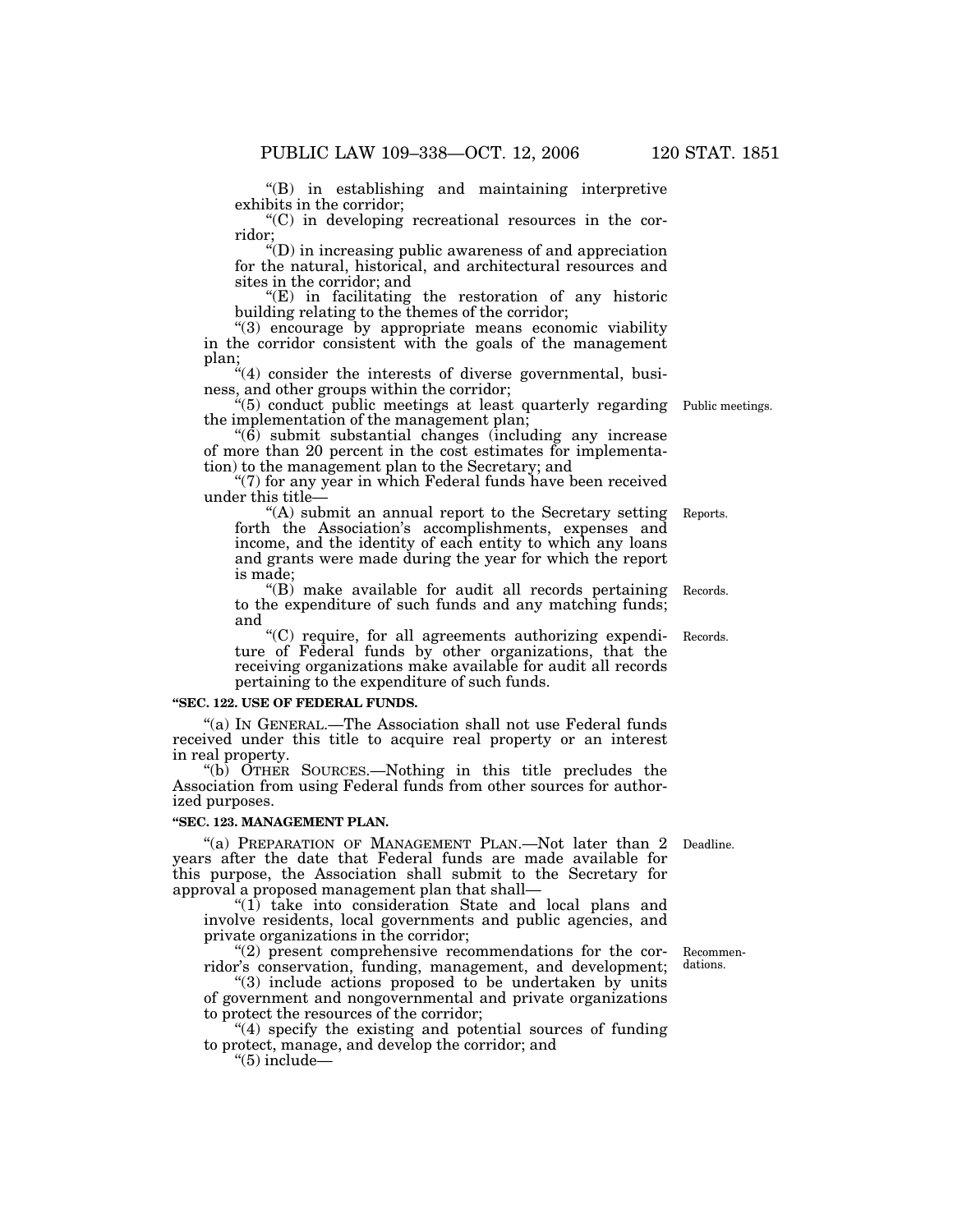"(B) in establishing and maintaining interpretive exhibits in the corridor;

"(C) in developing recreational resources in the corridor;

"(D) in increasing public awareness of and appreciation for the natural, historical, and architectural resources and sites in the corridor; and

"(E) in facilitating the restoration of any historic building relating to the themes of the corridor;

"(3) encourage by appropriate means economic viability in the corridor consistent with the goals of the management plan;

"(4) consider the interests of diverse governmental, business, and other groups within the corridor;

"(5) conduct public meetings at least quarterly regarding the implementation of the management plan;

Public meetings.

"(6) submit substantial changes (including any increase of more than 20 percent in the cost estimates for implementation) to the management plan to the Secretary; and

"(7) for any year in which Federal funds have been received under this title—

"(A) submit an annual report to the Secretary setting forth the Association's accomplishments, expenses and income, and the identity of each entity to which any loans and grants were made during the year for which the report is made;

Reports.

"(B) make available for audit all records pertaining to the expenditure of such funds and any matching funds; and

Records.

"(C) require, for all agreements authorizing expenditure of Federal funds by other organizations, that the receiving organizations make available for audit all records pertaining to the expenditure of such funds.

Records.

**"SEC. 122. USE OF FEDERAL FUNDS.**

"(a) IN GENERAL.—The Association shall not use Federal funds received under this title to acquire real property or an interest in real property.

"(b) OTHER SOURCES.—Nothing in this title precludes the Association from using Federal funds from other sources for authorized purposes.

**"SEC. 123. MANAGEMENT PLAN.**

"(a) PREPARATION OF MANAGEMENT PLAN.—Not later than 2 years after the date that Federal funds are made available for this purpose, the Association shall submit to the Secretary for approval a proposed management plan that shall—

Deadline.

"(1) take into consideration State and local plans and involve residents, local governments and public agencies, and private organizations in the corridor;

"(2) present comprehensive recommendations for the corridor's conservation, funding, management, and development;

Recommendations.

"(3) include actions proposed to be undertaken by units of government and nongovernmental and private organizations to protect the resources of the corridor;

"(4) specify the existing and potential sources of funding to protect, manage, and develop the corridor; and

"(5) include—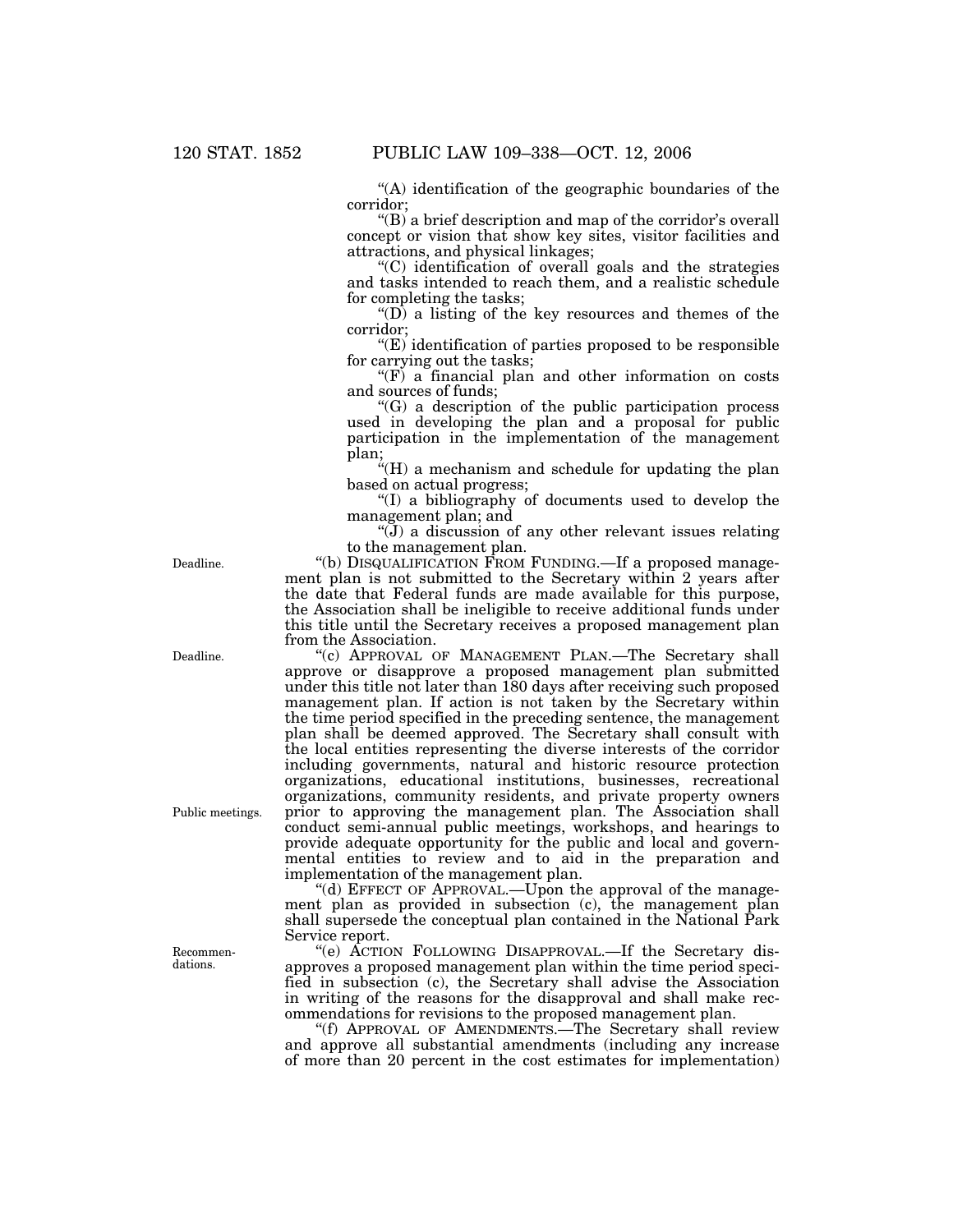"(A) identification of the geographic boundaries of the corridor;

"(B) a brief description and map of the corridor's overall concept or vision that show key sites, visitor facilities and attractions, and physical linkages;

"(C) identification of overall goals and the strategies and tasks intended to reach them, and a realistic schedule for completing the tasks;

"(D) a listing of the key resources and themes of the corridor;

"(E) identification of parties proposed to be responsible for carrying out the tasks;

"(F) a financial plan and other information on costs and sources of funds;

"(G) a description of the public participation process used in developing the plan and a proposal for public participation in the implementation of the management plan;

"(H) a mechanism and schedule for updating the plan based on actual progress;

"(I) a bibliography of documents used to develop the management plan; and

"(J) a discussion of any other relevant issues relating to the management plan.

Deadline.

"(b) DISQUALIFICATION FROM FUNDING.—If a proposed management plan is not submitted to the Secretary within 2 years after the date that Federal funds are made available for this purpose, the Association shall be ineligible to receive additional funds under this title until the Secretary receives a proposed management plan from the Association.

Deadline.

"(c) APPROVAL OF MANAGEMENT PLAN.—The Secretary shall approve or disapprove a proposed management plan submitted under this title not later than 180 days after receiving such proposed management plan. If action is not taken by the Secretary within the time period specified in the preceding sentence, the management plan shall be deemed approved. The Secretary shall consult with the local entities representing the diverse interests of the corridor including governments, natural and historic resource protection organizations, educational institutions, businesses, recreational organizations, community residents, and private property owners prior to approving the management plan. The Association shall conduct semi-annual public meetings, workshops, and hearings to provide adequate opportunity for the public and local and governmental entities to review and to aid in the preparation and implementation of the management plan.

Public meetings.

"(d) EFFECT OF APPROVAL.—Upon the approval of the management plan as provided in subsection (c), the management plan shall supersede the conceptual plan contained in the National Park Service report.

Recommendations.

"(e) ACTION FOLLOWING DISAPPROVAL.—If the Secretary disapproves a proposed management plan within the time period specified in subsection (c), the Secretary shall advise the Association in writing of the reasons for the disapproval and shall make recommendations for revisions to the proposed management plan.

"(f) APPROVAL OF AMENDMENTS.—The Secretary shall review and approve all substantial amendments (including any increase of more than 20 percent in the cost estimates for implementation)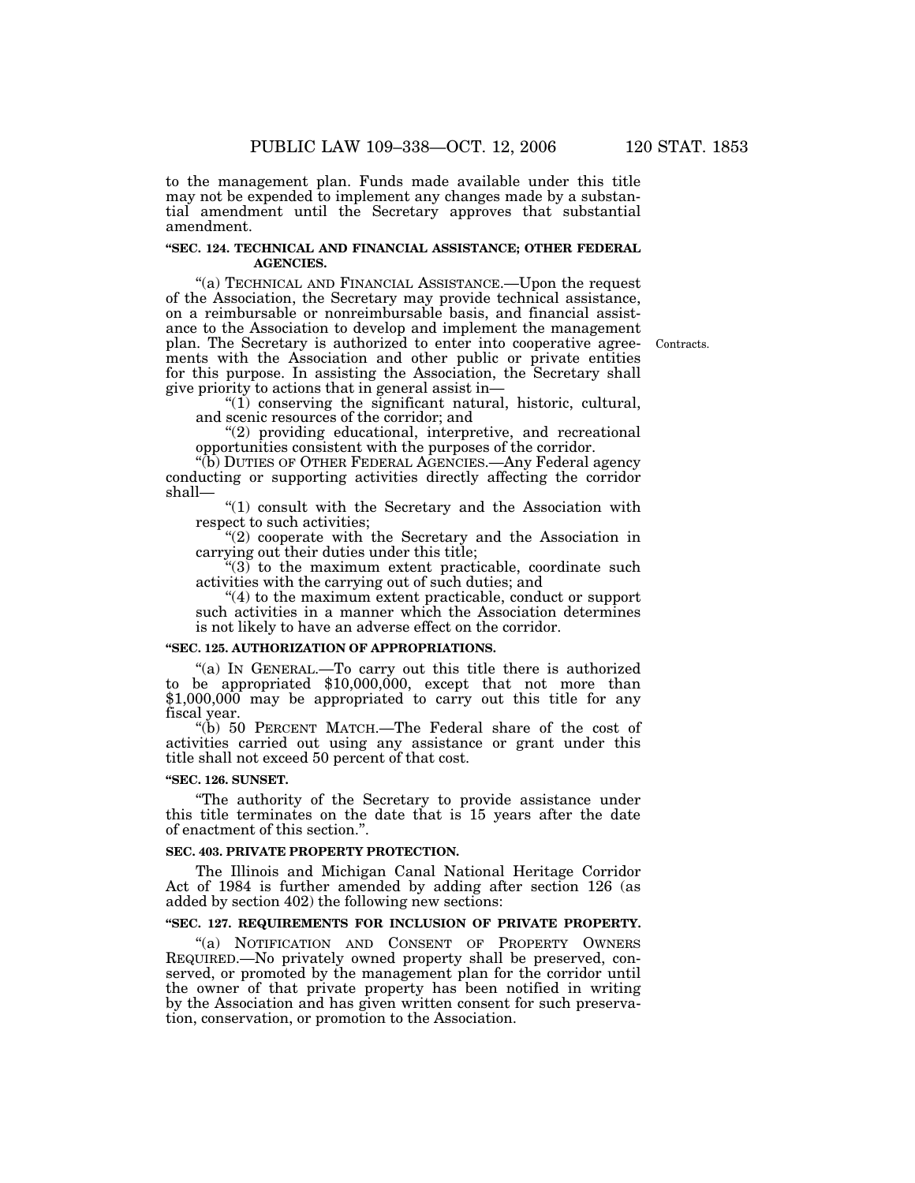to the management plan. Funds made available under this title may not be expended to implement any changes made by a substantial amendment until the Secretary approves that substantial amendment.

**"SEC. 124. TECHNICAL AND FINANCIAL ASSISTANCE; OTHER FEDERAL AGENCIES.**

"(a) TECHNICAL AND FINANCIAL ASSISTANCE.—Upon the request of the Association, the Secretary may provide technical assistance, on a reimbursable or nonreimbursable basis, and financial assistance to the Association to develop and implement the management plan. The Secretary is authorized to enter into cooperative agreements with the Association and other public or private entities for this purpose. In assisting the Association, the Secretary shall give priority to actions that in general assist in—

Contracts.

"(1) conserving the significant natural, historic, cultural, and scenic resources of the corridor; and

"(2) providing educational, interpretive, and recreational opportunities consistent with the purposes of the corridor.

"(b) DUTIES OF OTHER FEDERAL AGENCIES.—Any Federal agency conducting or supporting activities directly affecting the corridor shall—

"(1) consult with the Secretary and the Association with respect to such activities;

"(2) cooperate with the Secretary and the Association in carrying out their duties under this title;

"(3) to the maximum extent practicable, coordinate such activities with the carrying out of such duties; and

"(4) to the maximum extent practicable, conduct or support such activities in a manner which the Association determines is not likely to have an adverse effect on the corridor.

**"SEC. 125. AUTHORIZATION OF APPROPRIATIONS.**

"(a) IN GENERAL.—To carry out this title there is authorized to be appropriated $10,000,000, except that not more than $1,000,000 may be appropriated to carry out this title for any fiscal year.

"(b) 50 PERCENT MATCH.—The Federal share of the cost of activities carried out using any assistance or grant under this title shall not exceed 50 percent of that cost.

**"SEC. 126. SUNSET.**

"The authority of the Secretary to provide assistance under this title terminates on the date that is 15 years after the date of enactment of this section.".

**SEC. 403. PRIVATE PROPERTY PROTECTION.**

The Illinois and Michigan Canal National Heritage Corridor Act of 1984 is further amended by adding after section 126 (as added by section 402) the following new sections:

**"SEC. 127. REQUIREMENTS FOR INCLUSION OF PRIVATE PROPERTY.**

"(a) NOTIFICATION AND CONSENT OF PROPERTY OWNERS REQUIRED.—No privately owned property shall be preserved, conserved, or promoted by the management plan for the corridor until the owner of that private property has been notified in writing by the Association and has given written consent for such preservation, conservation, or promotion to the Association.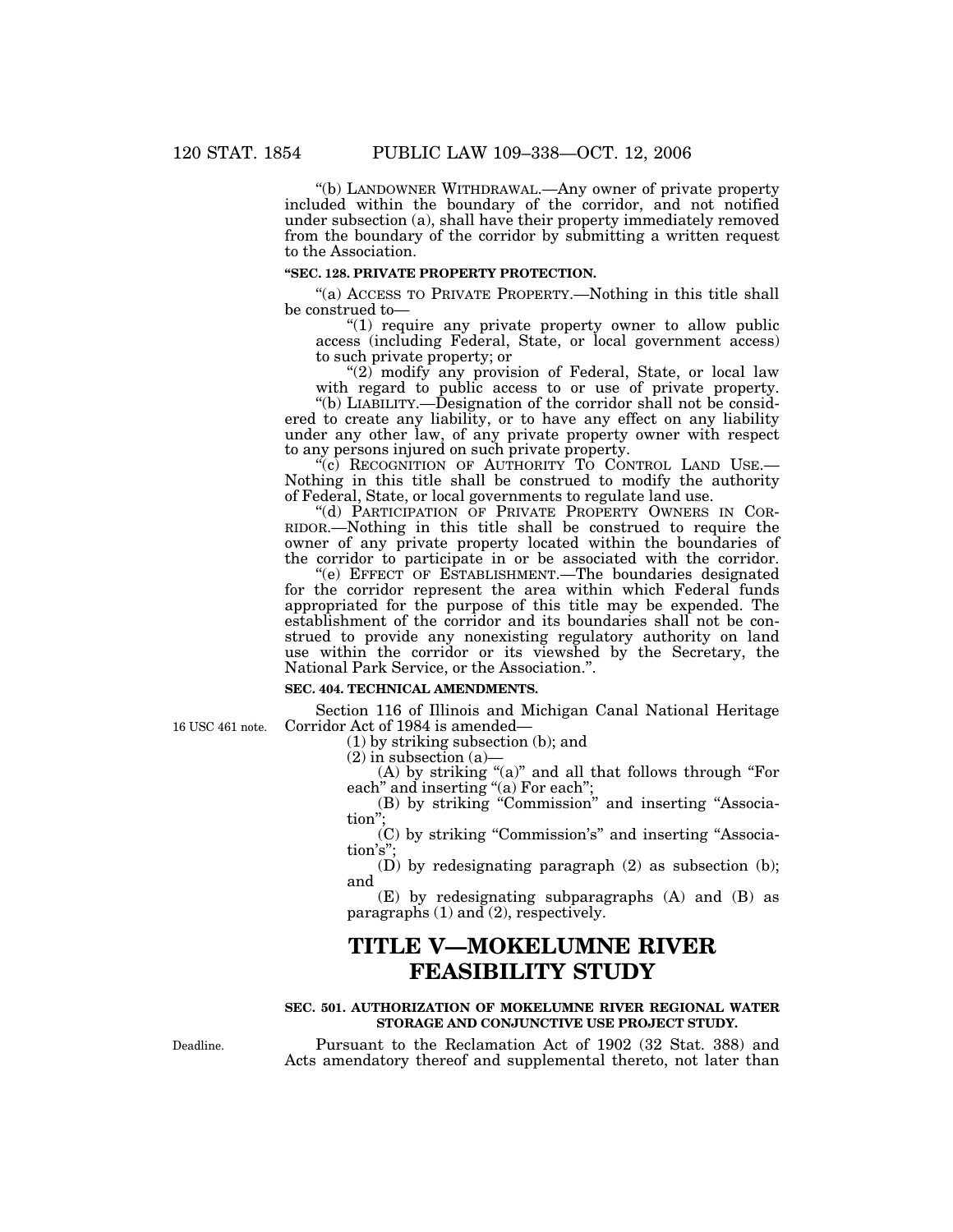"(b) LANDOWNER WITHDRAWAL.—Any owner of private property included within the boundary of the corridor, and not notified under subsection (a), shall have their property immediately removed from the boundary of the corridor by submitting a written request to the Association.

**"SEC. 128. PRIVATE PROPERTY PROTECTION.**

"(a) ACCESS TO PRIVATE PROPERTY.—Nothing in this title shall be construed to—

"(1) require any private property owner to allow public access (including Federal, State, or local government access) to such private property; or

"(2) modify any provision of Federal, State, or local law with regard to public access to or use of private property.

"(b) LIABILITY.—Designation of the corridor shall not be considered to create any liability, or to have any effect on any liability under any other law, of any private property owner with respect to any persons injured on such private property.

"(c) RECOGNITION OF AUTHORITY TO CONTROL LAND USE.—Nothing in this title shall be construed to modify the authority of Federal, State, or local governments to regulate land use.

"(d) PARTICIPATION OF PRIVATE PROPERTY OWNERS IN CORRIDOR.—Nothing in this title shall be construed to require the owner of any private property located within the boundaries of the corridor to participate in or be associated with the corridor.

"(e) EFFECT OF ESTABLISHMENT.—The boundaries designated for the corridor represent the area within which Federal funds appropriated for the purpose of this title may be expended. The establishment of the corridor and its boundaries shall not be construed to provide any nonexisting regulatory authority on land use within the corridor or its viewshed by the Secretary, the National Park Service, or the Association.".

**SEC. 404. TECHNICAL AMENDMENTS.**

16 USC 461 note.

Section 116 of Illinois and Michigan Canal National Heritage Corridor Act of 1984 is amended—

(1) by striking subsection (b); and

(2) in subsection (a)—

(A) by striking "(a)" and all that follows through "For each" and inserting "(a) For each";

(B) by striking "Commission" and inserting "Association";

(C) by striking "Commission's" and inserting "Association's";

(D) by redesignating paragraph (2) as subsection (b); and

(E) by redesignating subparagraphs (A) and (B) as paragraphs (1) and (2), respectively.

# TITLE V—MOKELUMNE RIVER FEASIBILITY STUDY

**SEC. 501. AUTHORIZATION OF MOKELUMNE RIVER REGIONAL WATER STORAGE AND CONJUNCTIVE USE PROJECT STUDY.**

Deadline.

Pursuant to the Reclamation Act of 1902 (32 Stat. 388) and Acts amendatory thereof and supplemental thereto, not later than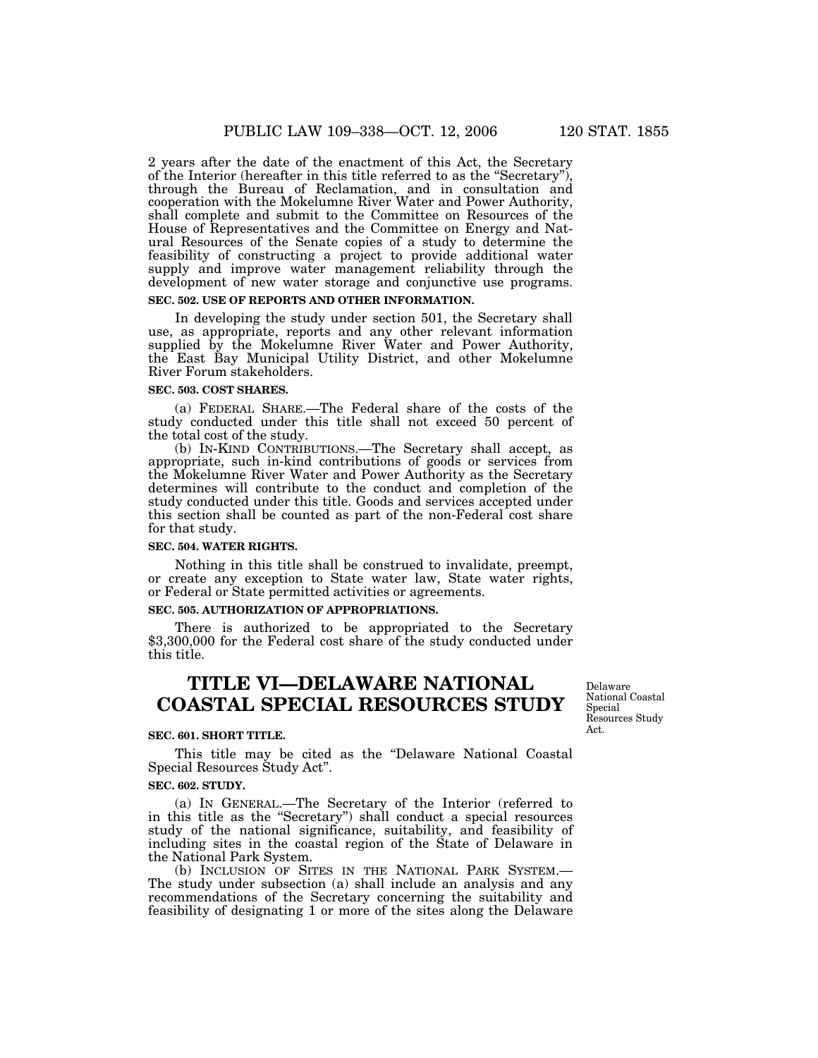2 years after the date of the enactment of this Act, the Secretary of the Interior (hereafter in this title referred to as the "Secretary"), through the Bureau of Reclamation, and in consultation and cooperation with the Mokelumne River Water and Power Authority, shall complete and submit to the Committee on Resources of the House of Representatives and the Committee on Energy and Natural Resources of the Senate copies of a study to determine the feasibility of constructing a project to provide additional water supply and improve water management reliability through the development of new water storage and conjunctive use programs.

**SEC. 502. USE OF REPORTS AND OTHER INFORMATION.**

In developing the study under section 501, the Secretary shall use, as appropriate, reports and any other relevant information supplied by the Mokelumne River Water and Power Authority, the East Bay Municipal Utility District, and other Mokelumne River Forum stakeholders.

**SEC. 503. COST SHARES.**

(a) FEDERAL SHARE.—The Federal share of the costs of the study conducted under this title shall not exceed 50 percent of the total cost of the study.

(b) IN-KIND CONTRIBUTIONS.—The Secretary shall accept, as appropriate, such in-kind contributions of goods or services from the Mokelumne River Water and Power Authority as the Secretary determines will contribute to the conduct and completion of the study conducted under this title. Goods and services accepted under this section shall be counted as part of the non-Federal cost share for that study.

**SEC. 504. WATER RIGHTS.**

Nothing in this title shall be construed to invalidate, preempt, or create any exception to State water law, State water rights, or Federal or State permitted activities or agreements.

**SEC. 505. AUTHORIZATION OF APPROPRIATIONS.**

There is authorized to be appropriated to the Secretary $3,300,000 for the Federal cost share of the study conducted under this title.

# TITLE VI—DELAWARE NATIONAL COASTAL SPECIAL RESOURCES STUDY

Delaware National Coastal Special Resources Study Act.

**SEC. 601. SHORT TITLE.**

This title may be cited as the "Delaware National Coastal Special Resources Study Act".

**SEC. 602. STUDY.**

(a) IN GENERAL.—The Secretary of the Interior (referred to in this title as the "Secretary") shall conduct a special resources study of the national significance, suitability, and feasibility of including sites in the coastal region of the State of Delaware in the National Park System.

(b) INCLUSION OF SITES IN THE NATIONAL PARK SYSTEM.—The study under subsection (a) shall include an analysis and any recommendations of the Secretary concerning the suitability and feasibility of designating 1 or more of the sites along the Delaware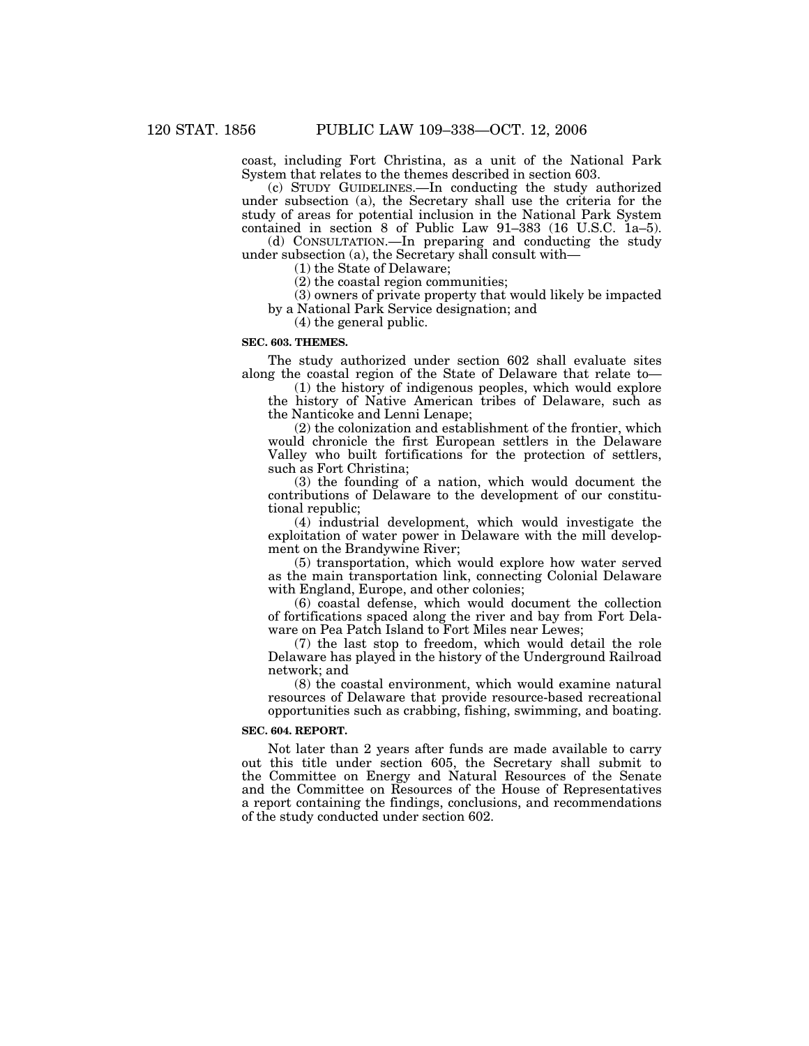coast, including Fort Christina, as a unit of the National Park System that relates to the themes described in section 603.

(c) STUDY GUIDELINES.—In conducting the study authorized under subsection (a), the Secretary shall use the criteria for the study of areas for potential inclusion in the National Park System contained in section 8 of Public Law 91–383 (16 U.S.C. 1a–5).

(d) CONSULTATION.—In preparing and conducting the study under subsection (a), the Secretary shall consult with—

(1) the State of Delaware;

(2) the coastal region communities;

(3) owners of private property that would likely be impacted by a National Park Service designation; and

(4) the general public.

**SEC. 603. THEMES.**

The study authorized under section 602 shall evaluate sites along the coastal region of the State of Delaware that relate to—

(1) the history of indigenous peoples, which would explore the history of Native American tribes of Delaware, such as the Nanticoke and Lenni Lenape;

(2) the colonization and establishment of the frontier, which would chronicle the first European settlers in the Delaware Valley who built fortifications for the protection of settlers, such as Fort Christina;

(3) the founding of a nation, which would document the contributions of Delaware to the development of our constitutional republic;

(4) industrial development, which would investigate the exploitation of water power in Delaware with the mill development on the Brandywine River;

(5) transportation, which would explore how water served as the main transportation link, connecting Colonial Delaware with England, Europe, and other colonies;

(6) coastal defense, which would document the collection of fortifications spaced along the river and bay from Fort Delaware on Pea Patch Island to Fort Miles near Lewes;

(7) the last stop to freedom, which would detail the role Delaware has played in the history of the Underground Railroad network; and

(8) the coastal environment, which would examine natural resources of Delaware that provide resource-based recreational opportunities such as crabbing, fishing, swimming, and boating.

**SEC. 604. REPORT.**

Not later than 2 years after funds are made available to carry out this title under section 605, the Secretary shall submit to the Committee on Energy and Natural Resources of the Senate and the Committee on Resources of the House of Representatives a report containing the findings, conclusions, and recommendations of the study conducted under section 602.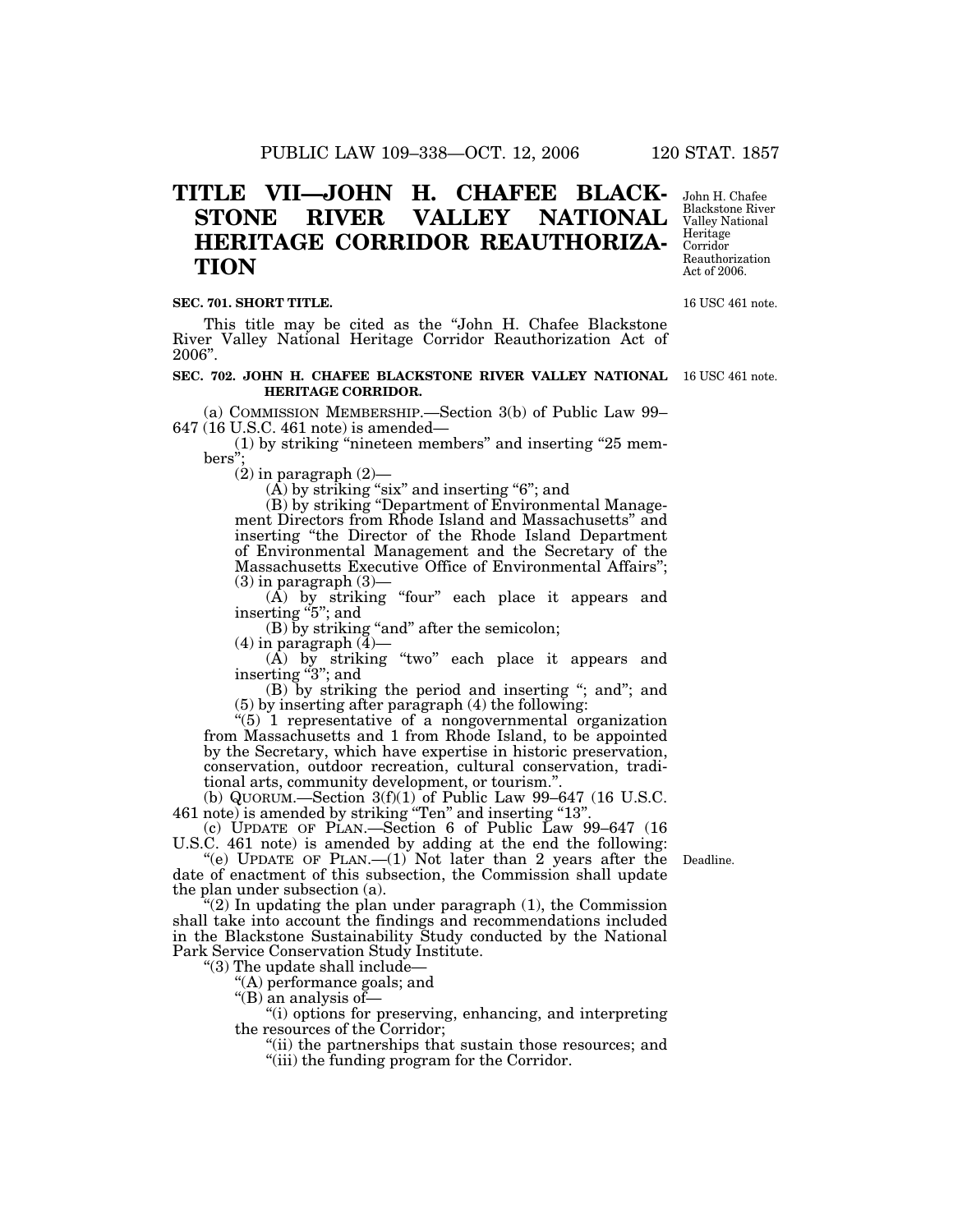# TITLE VII—JOHN H. CHAFEE BLACKSTONE RIVER VALLEY NATIONAL HERITAGE CORRIDOR REAUTHORIZATION

John H. Chafee Blackstone River Valley National Heritage Corridor Reauthorization Act of 2006.

**SEC. 701. SHORT TITLE.**

16 USC 461 note.

This title may be cited as the "John H. Chafee Blackstone River Valley National Heritage Corridor Reauthorization Act of 2006".

**SEC. 702. JOHN H. CHAFEE BLACKSTONE RIVER VALLEY NATIONAL HERITAGE CORRIDOR.**

16 USC 461 note.

(a) COMMISSION MEMBERSHIP.—Section 3(b) of Public Law 99–647 (16 U.S.C. 461 note) is amended—

(1) by striking "nineteen members" and inserting "25 members";

(2) in paragraph (2)—

(A) by striking "six" and inserting "6"; and

(B) by striking "Department of Environmental Management Directors from Rhode Island and Massachusetts" and inserting "the Director of the Rhode Island Department of Environmental Management and the Secretary of the Massachusetts Executive Office of Environmental Affairs";

(3) in paragraph (3)—

(A) by striking "four" each place it appears and inserting "5"; and

(B) by striking "and" after the semicolon;

(4) in paragraph (4)—

(A) by striking "two" each place it appears and inserting "3"; and

(B) by striking the period and inserting "; and"; and

(5) by inserting after paragraph (4) the following:

"(5) 1 representative of a nongovernmental organization from Massachusetts and 1 from Rhode Island, to be appointed by the Secretary, which have expertise in historic preservation, conservation, outdoor recreation, cultural conservation, traditional arts, community development, or tourism.".

(b) QUORUM.—Section 3(f)(1) of Public Law 99–647 (16 U.S.C. 461 note) is amended by striking "Ten" and inserting "13".

(c) UPDATE OF PLAN.—Section 6 of Public Law 99–647 (16 U.S.C. 461 note) is amended by adding at the end the following:

Deadline.

"(e) UPDATE OF PLAN.—(1) Not later than 2 years after the date of enactment of this subsection, the Commission shall update the plan under subsection (a).

"(2) In updating the plan under paragraph (1), the Commission shall take into account the findings and recommendations included in the Blackstone Sustainability Study conducted by the National Park Service Conservation Study Institute.

"(3) The update shall include—

"(A) performance goals; and

"(B) an analysis of—

"(i) options for preserving, enhancing, and interpreting the resources of the Corridor;

"(ii) the partnerships that sustain those resources; and

"(iii) the funding program for the Corridor.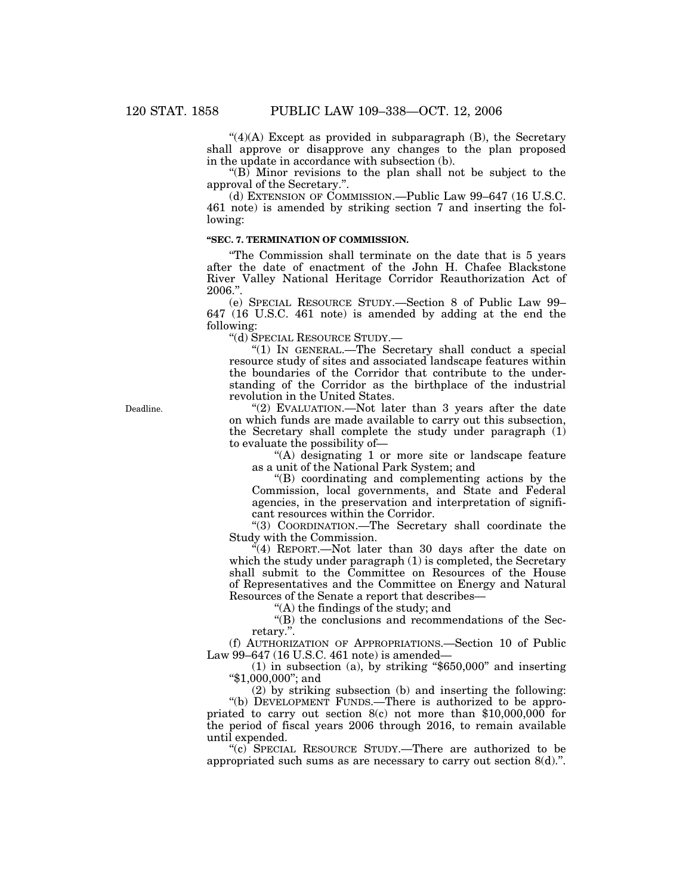"(4)(A) Except as provided in subparagraph (B), the Secretary shall approve or disapprove any changes to the plan proposed in the update in accordance with subsection (b).

"(B) Minor revisions to the plan shall not be subject to the approval of the Secretary.".

(d) EXTENSION OF COMMISSION.—Public Law 99–647 (16 U.S.C. 461 note) is amended by striking section 7 and inserting the following:

**"SEC. 7. TERMINATION OF COMMISSION.**

"The Commission shall terminate on the date that is 5 years after the date of enactment of the John H. Chafee Blackstone River Valley National Heritage Corridor Reauthorization Act of 2006.".

(e) SPECIAL RESOURCE STUDY.—Section 8 of Public Law 99–647 (16 U.S.C. 461 note) is amended by adding at the end the following:

"(d) SPECIAL RESOURCE STUDY.—

"(1) IN GENERAL.—The Secretary shall conduct a special resource study of sites and associated landscape features within the boundaries of the Corridor that contribute to the understanding of the Corridor as the birthplace of the industrial revolution in the United States.

Deadline.

"(2) EVALUATION.—Not later than 3 years after the date on which funds are made available to carry out this subsection, the Secretary shall complete the study under paragraph (1) to evaluate the possibility of—

"(A) designating 1 or more site or landscape feature as a unit of the National Park System; and

"(B) coordinating and complementing actions by the Commission, local governments, and State and Federal agencies, in the preservation and interpretation of significant resources within the Corridor.

"(3) COORDINATION.—The Secretary shall coordinate the Study with the Commission.

"(4) REPORT.—Not later than 30 days after the date on which the study under paragraph (1) is completed, the Secretary shall submit to the Committee on Resources of the House of Representatives and the Committee on Energy and Natural Resources of the Senate a report that describes—

"(A) the findings of the study; and

"(B) the conclusions and recommendations of the Secretary.".

(f) AUTHORIZATION OF APPROPRIATIONS.—Section 10 of Public Law 99–647 (16 U.S.C. 461 note) is amended—

(1) in subsection (a), by striking "$650,000" and inserting "$1,000,000"; and

(2) by striking subsection (b) and inserting the following:

"(b) DEVELOPMENT FUNDS.—There is authorized to be appropriated to carry out section 8(c) not more than $10,000,000 for the period of fiscal years 2006 through 2016, to remain available until expended.

"(c) SPECIAL RESOURCE STUDY.—There are authorized to be appropriated such sums as are necessary to carry out section 8(d).".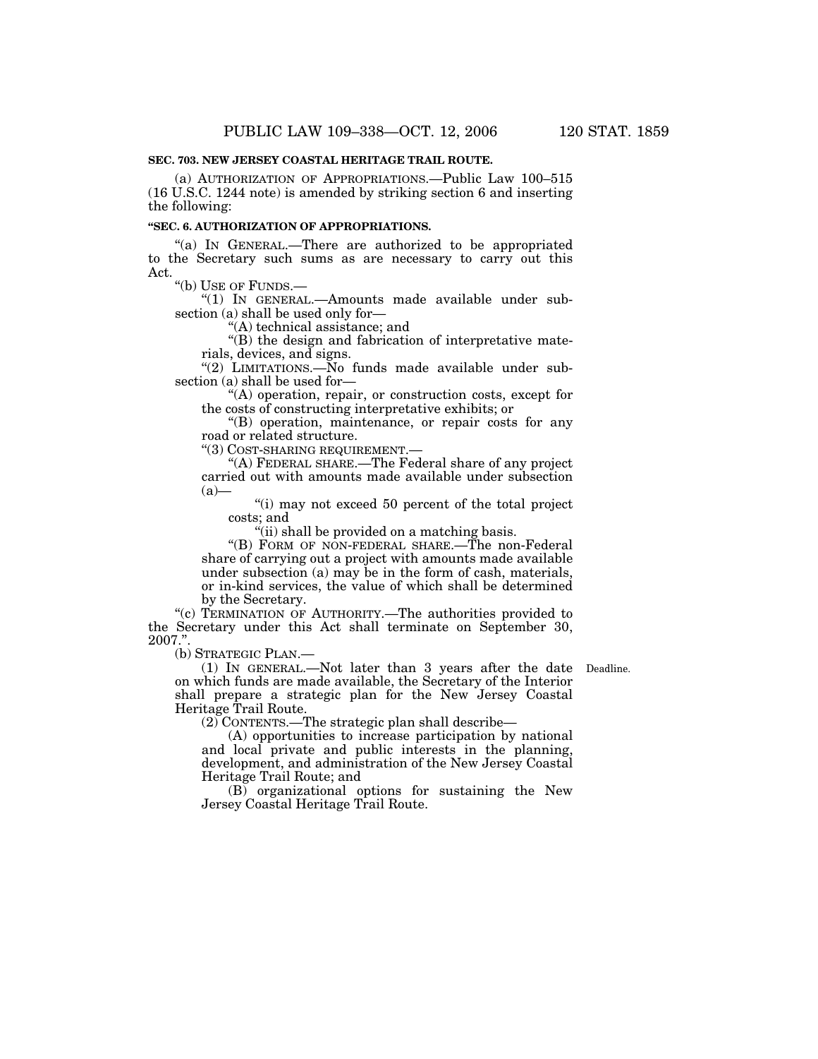**SEC. 703. NEW JERSEY COASTAL HERITAGE TRAIL ROUTE.**

(a) AUTHORIZATION OF APPROPRIATIONS.—Public Law 100–515 (16 U.S.C. 1244 note) is amended by striking section 6 and inserting the following:

**"SEC. 6. AUTHORIZATION OF APPROPRIATIONS.**

"(a) IN GENERAL.—There are authorized to be appropriated to the Secretary such sums as are necessary to carry out this Act.

"(b) USE OF FUNDS.—

"(1) IN GENERAL.—Amounts made available under subsection (a) shall be used only for—

"(A) technical assistance; and

"(B) the design and fabrication of interpretative materials, devices, and signs.

"(2) LIMITATIONS.—No funds made available under subsection (a) shall be used for—

"(A) operation, repair, or construction costs, except for the costs of constructing interpretative exhibits; or

"(B) operation, maintenance, or repair costs for any road or related structure.

"(3) COST-SHARING REQUIREMENT.—

"(A) FEDERAL SHARE.—The Federal share of any project carried out with amounts made available under subsection (a)—

"(i) may not exceed 50 percent of the total project costs; and

"(ii) shall be provided on a matching basis.

"(B) FORM OF NON-FEDERAL SHARE.—The non-Federal share of carrying out a project with amounts made available under subsection (a) may be in the form of cash, materials, or in-kind services, the value of which shall be determined by the Secretary.

"(c) TERMINATION OF AUTHORITY.—The authorities provided to the Secretary under this Act shall terminate on September 30, 2007.".

(b) STRATEGIC PLAN.—

(1) IN GENERAL.—Not later than 3 years after the date on which funds are made available, the Secretary of the Interior shall prepare a strategic plan for the New Jersey Coastal Heritage Trail Route.

Deadline.

(2) CONTENTS.—The strategic plan shall describe—

(A) opportunities to increase participation by national and local private and public interests in the planning, development, and administration of the New Jersey Coastal Heritage Trail Route; and

(B) organizational options for sustaining the New Jersey Coastal Heritage Trail Route.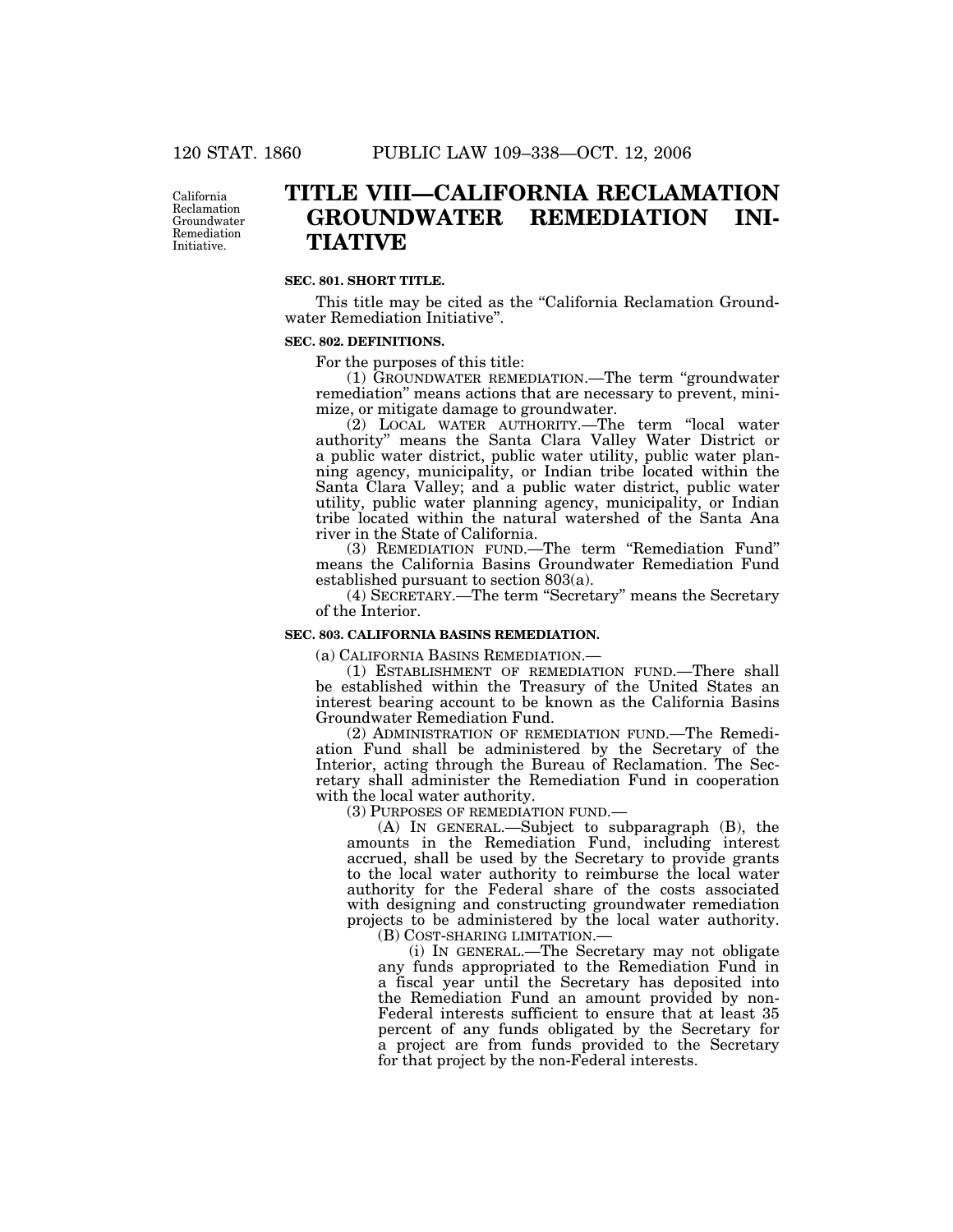# TITLE VIII—CALIFORNIA RECLAMATION GROUNDWATER REMEDIATION INITIATIVE

California Reclamation Groundwater Remediation Initiative.

### SEC. 801. SHORT TITLE.

This title may be cited as the "California Reclamation Groundwater Remediation Initiative".

### SEC. 802. DEFINITIONS.

For the purposes of this title:

(1) GROUNDWATER REMEDIATION.—The term "groundwater remediation" means actions that are necessary to prevent, minimize, or mitigate damage to groundwater.

(2) LOCAL WATER AUTHORITY.—The term "local water authority" means the Santa Clara Valley Water District or a public water district, public water utility, public water planning agency, municipality, or Indian tribe located within the Santa Clara Valley; and a public water district, public water utility, public water planning agency, municipality, or Indian tribe located within the natural watershed of the Santa Ana river in the State of California.

(3) REMEDIATION FUND.—The term "Remediation Fund" means the California Basins Groundwater Remediation Fund established pursuant to section 803(a).

(4) SECRETARY.—The term "Secretary" means the Secretary of the Interior.

### SEC. 803. CALIFORNIA BASINS REMEDIATION.

(a) CALIFORNIA BASINS REMEDIATION.—

(1) ESTABLISHMENT OF REMEDIATION FUND.—There shall be established within the Treasury of the United States an interest bearing account to be known as the California Basins Groundwater Remediation Fund.

(2) ADMINISTRATION OF REMEDIATION FUND.—The Remediation Fund shall be administered by the Secretary of the Interior, acting through the Bureau of Reclamation. The Secretary shall administer the Remediation Fund in cooperation with the local water authority.

(3) PURPOSES OF REMEDIATION FUND.—

(A) IN GENERAL.—Subject to subparagraph (B), the amounts in the Remediation Fund, including interest accrued, shall be used by the Secretary to provide grants to the local water authority to reimburse the local water authority for the Federal share of the costs associated with designing and constructing groundwater remediation projects to be administered by the local water authority.

(B) COST-SHARING LIMITATION.—

(i) IN GENERAL.—The Secretary may not obligate any funds appropriated to the Remediation Fund in a fiscal year until the Secretary has deposited into the Remediation Fund an amount provided by non-Federal interests sufficient to ensure that at least 35 percent of any funds obligated by the Secretary for a project are from funds provided to the Secretary for that project by the non-Federal interests.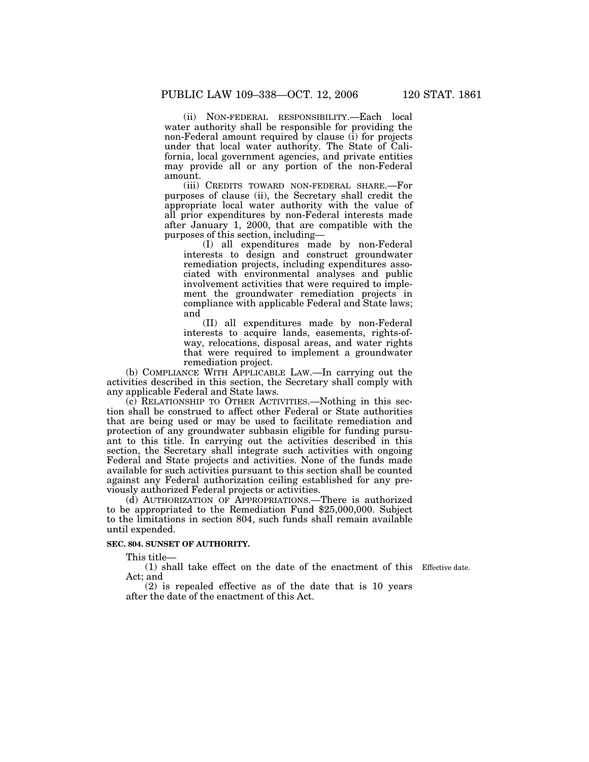(ii) NON-FEDERAL RESPONSIBILITY.—Each local water authority shall be responsible for providing the non-Federal amount required by clause (i) for projects under that local water authority. The State of California, local government agencies, and private entities may provide all or any portion of the non-Federal amount.

(iii) CREDITS TOWARD NON-FEDERAL SHARE.—For purposes of clause (ii), the Secretary shall credit the appropriate local water authority with the value of all prior expenditures by non-Federal interests made after January 1, 2000, that are compatible with the purposes of this section, including—

(I) all expenditures made by non-Federal interests to design and construct groundwater remediation projects, including expenditures associated with environmental analyses and public involvement activities that were required to implement the groundwater remediation projects in compliance with applicable Federal and State laws; and

(II) all expenditures made by non-Federal interests to acquire lands, easements, rights-of-way, relocations, disposal areas, and water rights that were required to implement a groundwater remediation project.

(b) COMPLIANCE WITH APPLICABLE LAW.—In carrying out the activities described in this section, the Secretary shall comply with any applicable Federal and State laws.

(c) RELATIONSHIP TO OTHER ACTIVITIES.—Nothing in this section shall be construed to affect other Federal or State authorities that are being used or may be used to facilitate remediation and protection of any groundwater subbasin eligible for funding pursuant to this title. In carrying out the activities described in this section, the Secretary shall integrate such activities with ongoing Federal and State projects and activities. None of the funds made available for such activities pursuant to this section shall be counted against any Federal authorization ceiling established for any previously authorized Federal projects or activities.

(d) AUTHORIZATION OF APPROPRIATIONS.—There is authorized to be appropriated to the Remediation Fund $25,000,000. Subject to the limitations in section 804, such funds shall remain available until expended.

**SEC. 804. SUNSET OF AUTHORITY.**

This title—

(1) shall take effect on the date of the enactment of this Act; and

Effective date.

(2) is repealed effective as of the date that is 10 years after the date of the enactment of this Act.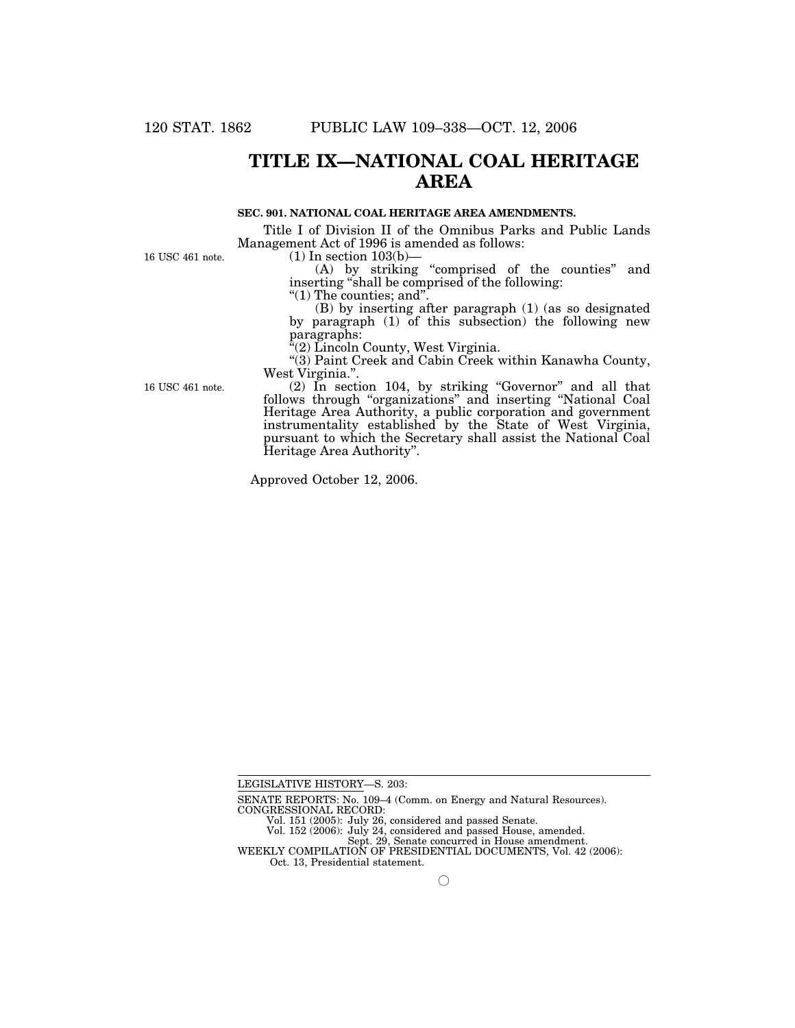# TITLE IX—NATIONAL COAL HERITAGE AREA

### SEC. 901. NATIONAL COAL HERITAGE AREA AMENDMENTS.

Title I of Division II of the Omnibus Parks and Public Lands Management Act of 1996 is amended as follows:

16 USC 461 note.

(1) In section 103(b)—

(A) by striking "comprised of the counties" and inserting "shall be comprised of the following:

"(1) The counties; and".

(B) by inserting after paragraph (1) (as so designated by paragraph (1) of this subsection) the following new paragraphs:

"(2) Lincoln County, West Virginia.

"(3) Paint Creek and Cabin Creek within Kanawha County, West Virginia.".

16 USC 461 note.

(2) In section 104, by striking "Governor" and all that follows through "organizations" and inserting "National Coal Heritage Area Authority, a public corporation and government instrumentality established by the State of West Virginia, pursuant to which the Secretary shall assist the National Coal Heritage Area Authority".

Approved October 12, 2006.

---

LEGISLATIVE HISTORY—S. 203:

SENATE REPORTS: No. 109–4 (Comm. on Energy and Natural Resources).
CONGRESSIONAL RECORD:
Vol. 151 (2005): July 26, considered and passed Senate.
Vol. 152 (2006): July 24, considered and passed House, amended.
Sept. 29, Senate concurred in House amendment.
WEEKLY COMPILATION OF PRESIDENTIAL DOCUMENTS, Vol. 42 (2006):
Oct. 13, Presidential statement.